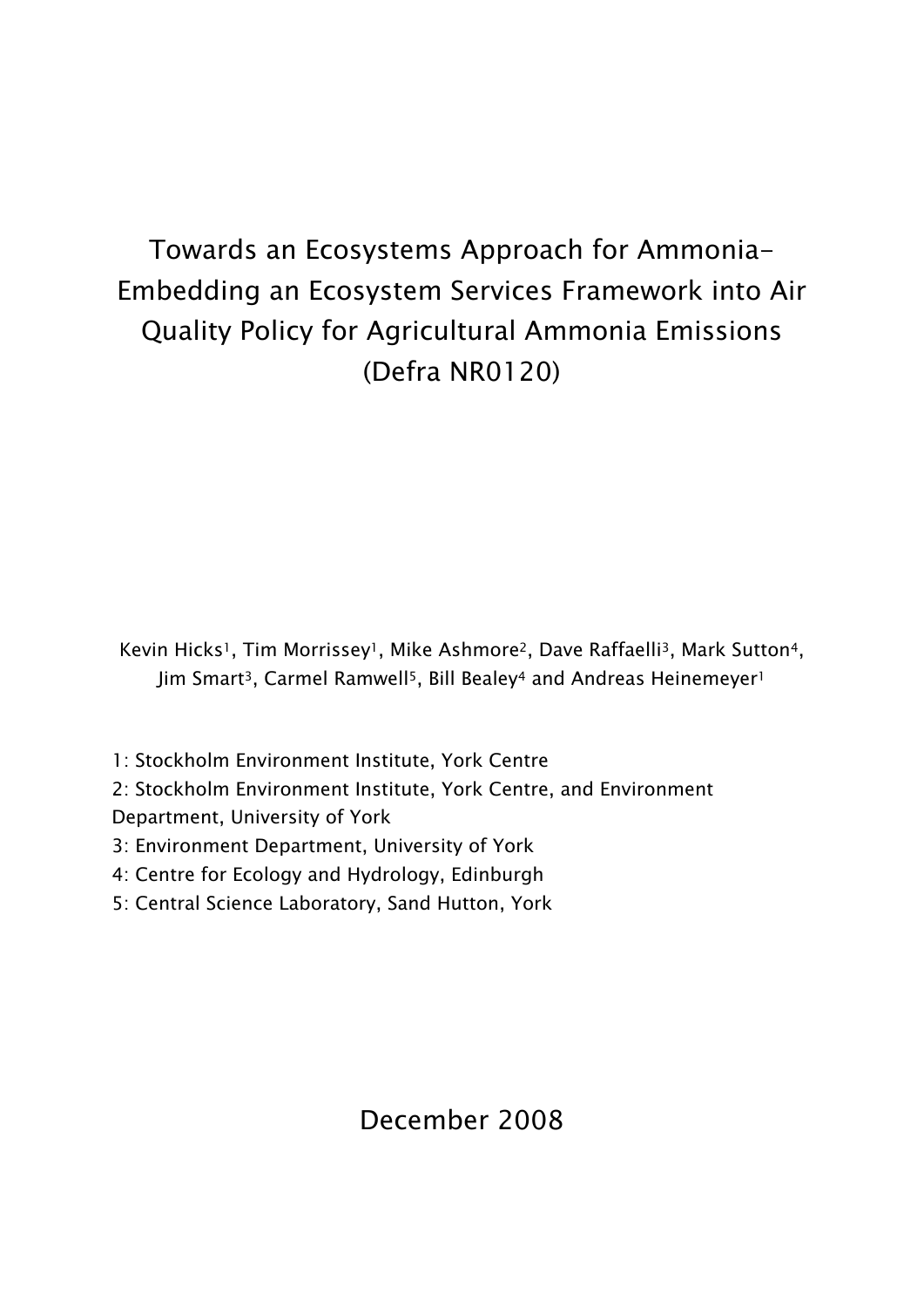# Towards an Ecosystems Approach for Ammonia- Embedding an Ecosystem Services Framework into Air Quality Policy for Agricultural Ammonia Emissions (Defra NR0120)

Kevin Hicks[1], Tim Morrissey[1], Mike Ashmore[2], Dave Raffaelli[3], Mark Sutton[4], Jim Smart[3], Carmel Ramwell[5], Bill Bealey[4] and Andreas Heinemeyer[1]

1: Stockholm Environment Institute, York Centre
2: Stockholm Environment Institute, York Centre, and Environment Department, University of York
3: Environment Department, University of York
4: Centre for Ecology and Hydrology, Edinburgh
5: Central Science Laboratory, Sand Hutton, York

December 2008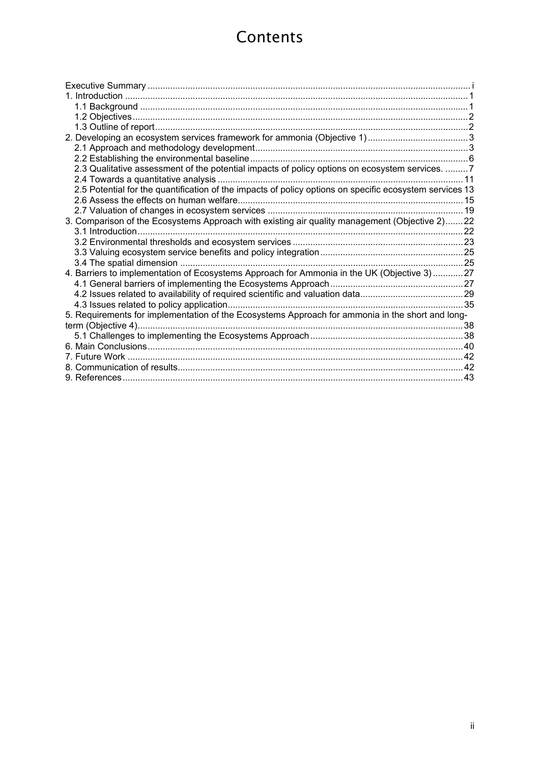# Contents

Executive Summary ..... i
1. Introduction ..... 1
   1.1 Background ..... 1
   1.2 Objectives ..... 2
   1.3 Outline of report ..... 2
2. Developing an ecosystem services framework for ammonia (Objective 1) ..... 3
   2.1 Approach and methodology development ..... 3
   2.2 Establishing the environmental baseline ..... 6
   2.3 Qualitative assessment of the potential impacts of policy options on ecosystem services. ..... 7
   2.4 Towards a quantitative analysis ..... 11
   2.5 Potential for the quantification of the impacts of policy options on specific ecosystem services 13
   2.6 Assess the effects on human welfare ..... 15
   2.7 Valuation of changes in ecosystem services ..... 19
3. Comparison of the Ecosystems Approach with existing air quality management (Objective 2) ..... 22
   3.1 Introduction ..... 22
   3.2 Environmental thresholds and ecosystem services ..... 23
   3.3 Valuing ecosystem service benefits and policy integration ..... 25
   3.4 The spatial dimension ..... 25
4. Barriers to implementation of Ecosystems Approach for Ammonia in the UK (Objective 3) ..... 27
   4.1 General barriers of implementing the Ecosystems Approach ..... 27
   4.2 Issues related to availability of required scientific and valuation data ..... 29
   4.3 Issues related to policy application ..... 35
5. Requirements for implementation of the Ecosystems Approach for ammonia in the short and long-term (Objective 4) ..... 38
   5.1 Challenges to implementing the Ecosystems Approach ..... 38
6. Main Conclusions ..... 40
7. Future Work ..... 42
8. Communication of results ..... 42
9. References ..... 43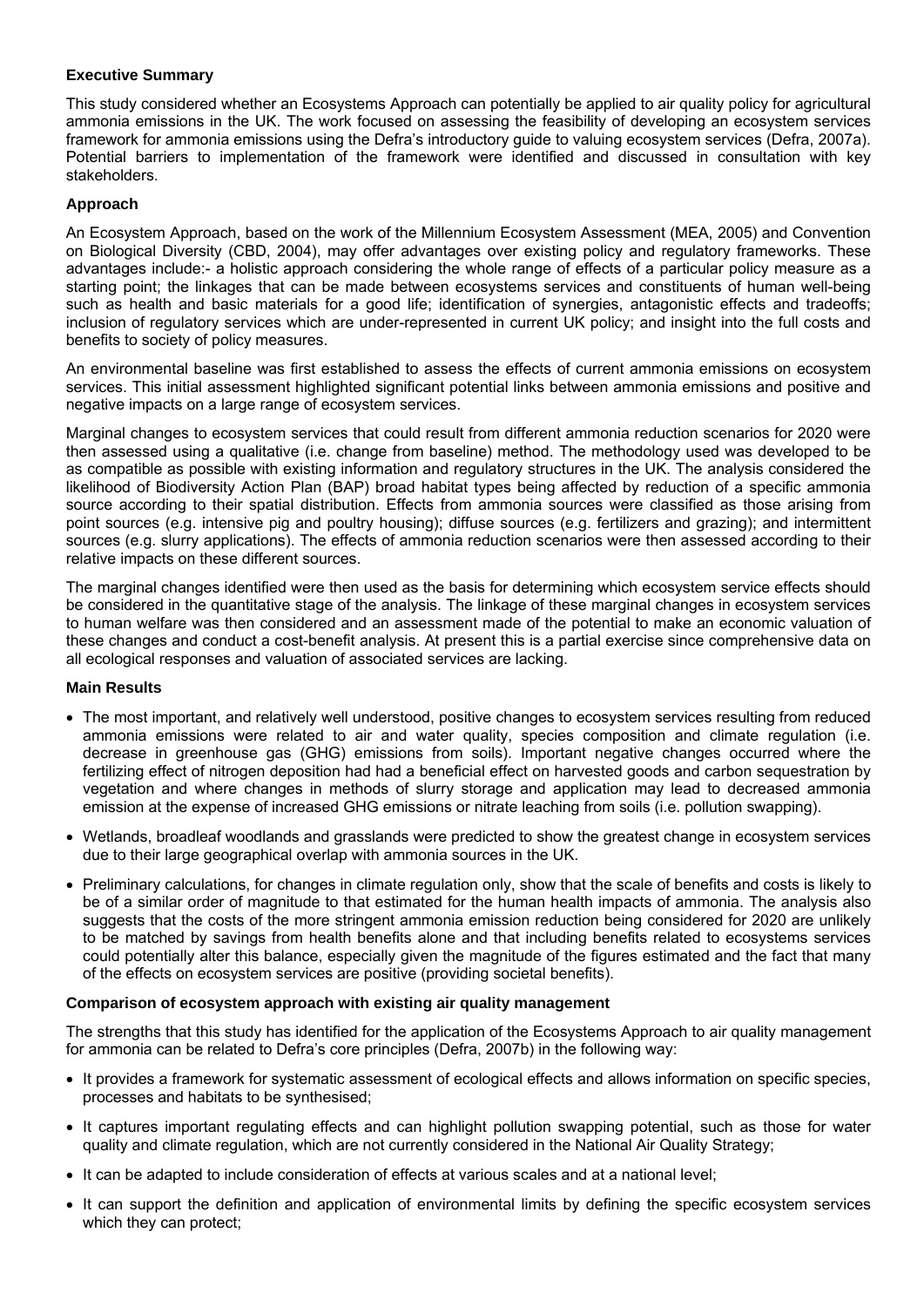**Executive Summary**

This study considered whether an Ecosystems Approach can potentially be applied to air quality policy for agricultural ammonia emissions in the UK. The work focused on assessing the feasibility of developing an ecosystem services framework for ammonia emissions using the Defra's introductory guide to valuing ecosystem services (Defra, 2007a). Potential barriers to implementation of the framework were identified and discussed in consultation with key stakeholders.

**Approach**

An Ecosystem Approach, based on the work of the Millennium Ecosystem Assessment (MEA, 2005) and Convention on Biological Diversity (CBD, 2004), may offer advantages over existing policy and regulatory frameworks. These advantages include:- a holistic approach considering the whole range of effects of a particular policy measure as a starting point; the linkages that can be made between ecosystems services and constituents of human well-being such as health and basic materials for a good life; identification of synergies, antagonistic effects and tradeoffs; inclusion of regulatory services which are under-represented in current UK policy; and insight into the full costs and benefits to society of policy measures.

An environmental baseline was first established to assess the effects of current ammonia emissions on ecosystem services. This initial assessment highlighted significant potential links between ammonia emissions and positive and negative impacts on a large range of ecosystem services.

Marginal changes to ecosystem services that could result from different ammonia reduction scenarios for 2020 were then assessed using a qualitative (i.e. change from baseline) method. The methodology used was developed to be as compatible as possible with existing information and regulatory structures in the UK. The analysis considered the likelihood of Biodiversity Action Plan (BAP) broad habitat types being affected by reduction of a specific ammonia source according to their spatial distribution. Effects from ammonia sources were classified as those arising from point sources (e.g. intensive pig and poultry housing); diffuse sources (e.g. fertilizers and grazing); and intermittent sources (e.g. slurry applications). The effects of ammonia reduction scenarios were then assessed according to their relative impacts on these different sources.

The marginal changes identified were then used as the basis for determining which ecosystem service effects should be considered in the quantitative stage of the analysis. The linkage of these marginal changes in ecosystem services to human welfare was then considered and an assessment made of the potential to make an economic valuation of these changes and conduct a cost-benefit analysis. At present this is a partial exercise since comprehensive data on all ecological responses and valuation of associated services are lacking.

**Main Results**

- The most important, and relatively well understood, positive changes to ecosystem services resulting from reduced ammonia emissions were related to air and water quality, species composition and climate regulation (i.e. decrease in greenhouse gas (GHG) emissions from soils). Important negative changes occurred where the fertilizing effect of nitrogen deposition had had a beneficial effect on harvested goods and carbon sequestration by vegetation and where changes in methods of slurry storage and application may lead to decreased ammonia emission at the expense of increased GHG emissions or nitrate leaching from soils (i.e. pollution swapping).
- Wetlands, broadleaf woodlands and grasslands were predicted to show the greatest change in ecosystem services due to their large geographical overlap with ammonia sources in the UK.
- Preliminary calculations, for changes in climate regulation only, show that the scale of benefits and costs is likely to be of a similar order of magnitude to that estimated for the human health impacts of ammonia. The analysis also suggests that the costs of the more stringent ammonia emission reduction being considered for 2020 are unlikely to be matched by savings from health benefits alone and that including benefits related to ecosystems services could potentially alter this balance, especially given the magnitude of the figures estimated and the fact that many of the effects on ecosystem services are positive (providing societal benefits).

**Comparison of ecosystem approach with existing air quality management**

The strengths that this study has identified for the application of the Ecosystems Approach to air quality management for ammonia can be related to Defra's core principles (Defra, 2007b) in the following way:

- It provides a framework for systematic assessment of ecological effects and allows information on specific species, processes and habitats to be synthesised;
- It captures important regulating effects and can highlight pollution swapping potential, such as those for water quality and climate regulation, which are not currently considered in the National Air Quality Strategy;
- It can be adapted to include consideration of effects at various scales and at a national level;
- It can support the definition and application of environmental limits by defining the specific ecosystem services which they can protect;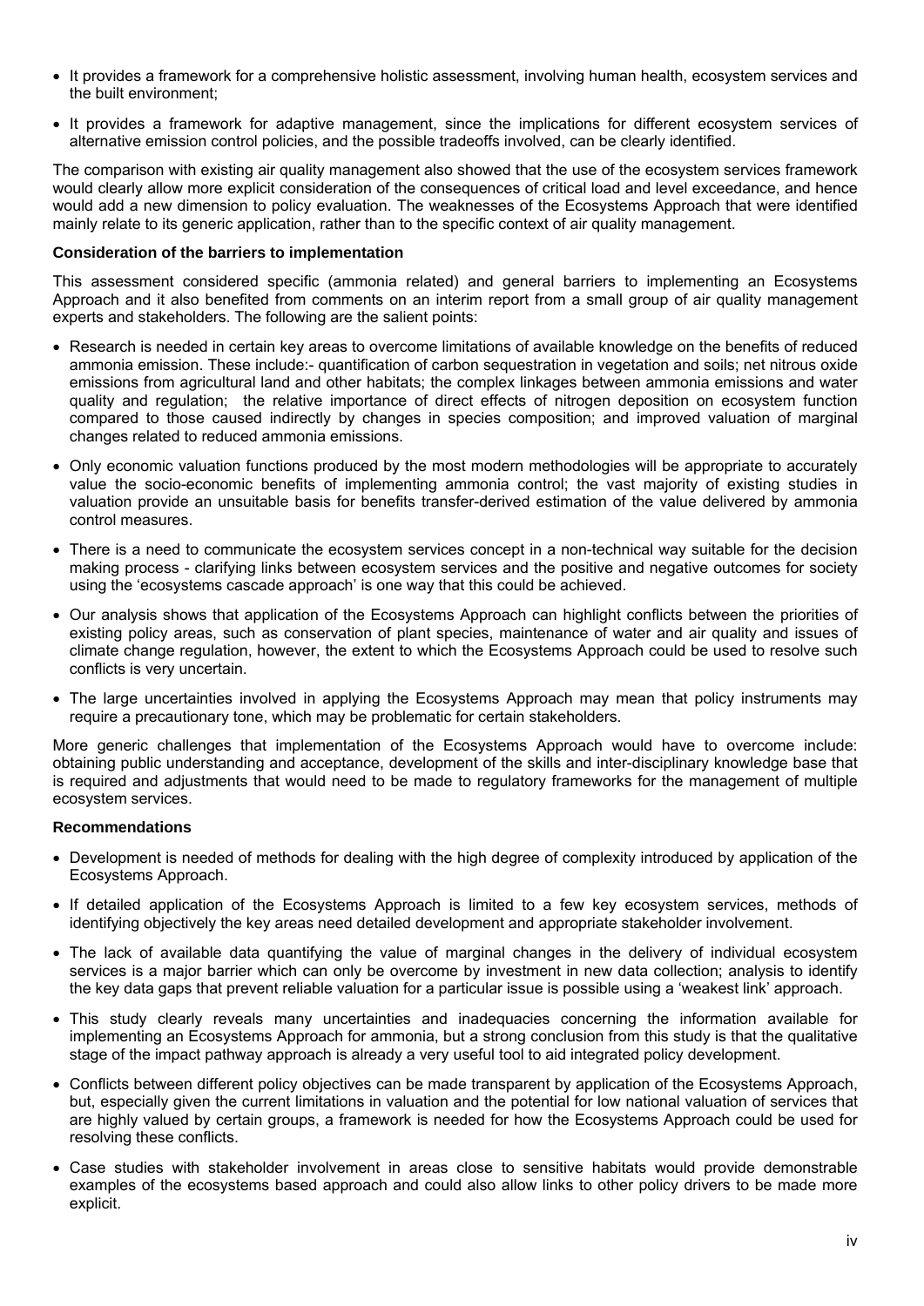- It provides a framework for a comprehensive holistic assessment, involving human health, ecosystem services and the built environment;
- It provides a framework for adaptive management, since the implications for different ecosystem services of alternative emission control policies, and the possible tradeoffs involved, can be clearly identified.

The comparison with existing air quality management also showed that the use of the ecosystem services framework would clearly allow more explicit consideration of the consequences of critical load and level exceedance, and hence would add a new dimension to policy evaluation. The weaknesses of the Ecosystems Approach that were identified mainly relate to its generic application, rather than to the specific context of air quality management.

**Consideration of the barriers to implementation**

This assessment considered specific (ammonia related) and general barriers to implementing an Ecosystems Approach and it also benefited from comments on an interim report from a small group of air quality management experts and stakeholders. The following are the salient points:

- Research is needed in certain key areas to overcome limitations of available knowledge on the benefits of reduced ammonia emission. These include:- quantification of carbon sequestration in vegetation and soils; net nitrous oxide emissions from agricultural land and other habitats; the complex linkages between ammonia emissions and water quality and regulation; the relative importance of direct effects of nitrogen deposition on ecosystem function compared to those caused indirectly by changes in species composition; and improved valuation of marginal changes related to reduced ammonia emissions.
- Only economic valuation functions produced by the most modern methodologies will be appropriate to accurately value the socio-economic benefits of implementing ammonia control; the vast majority of existing studies in valuation provide an unsuitable basis for benefits transfer-derived estimation of the value delivered by ammonia control measures.
- There is a need to communicate the ecosystem services concept in a non-technical way suitable for the decision making process - clarifying links between ecosystem services and the positive and negative outcomes for society using the 'ecosystems cascade approach' is one way that this could be achieved.
- Our analysis shows that application of the Ecosystems Approach can highlight conflicts between the priorities of existing policy areas, such as conservation of plant species, maintenance of water and air quality and issues of climate change regulation, however, the extent to which the Ecosystems Approach could be used to resolve such conflicts is very uncertain.
- The large uncertainties involved in applying the Ecosystems Approach may mean that policy instruments may require a precautionary tone, which may be problematic for certain stakeholders.

More generic challenges that implementation of the Ecosystems Approach would have to overcome include: obtaining public understanding and acceptance, development of the skills and inter-disciplinary knowledge base that is required and adjustments that would need to be made to regulatory frameworks for the management of multiple ecosystem services.

**Recommendations**

- Development is needed of methods for dealing with the high degree of complexity introduced by application of the Ecosystems Approach.
- If detailed application of the Ecosystems Approach is limited to a few key ecosystem services, methods of identifying objectively the key areas need detailed development and appropriate stakeholder involvement.
- The lack of available data quantifying the value of marginal changes in the delivery of individual ecosystem services is a major barrier which can only be overcome by investment in new data collection; analysis to identify the key data gaps that prevent reliable valuation for a particular issue is possible using a 'weakest link' approach.
- This study clearly reveals many uncertainties and inadequacies concerning the information available for implementing an Ecosystems Approach for ammonia, but a strong conclusion from this study is that the qualitative stage of the impact pathway approach is already a very useful tool to aid integrated policy development.
- Conflicts between different policy objectives can be made transparent by application of the Ecosystems Approach, but, especially given the current limitations in valuation and the potential for low national valuation of services that are highly valued by certain groups, a framework is needed for how the Ecosystems Approach could be used for resolving these conflicts.
- Case studies with stakeholder involvement in areas close to sensitive habitats would provide demonstrable examples of the ecosystems based approach and could also allow links to other policy drivers to be made more explicit.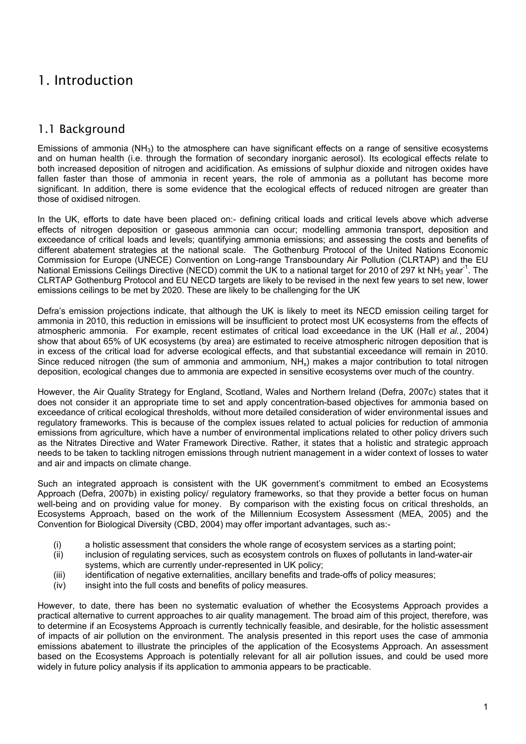# 1. Introduction

## 1.1 Background

Emissions of ammonia ($NH_3$) to the atmosphere can have significant effects on a range of sensitive ecosystems and on human health (i.e. through the formation of secondary inorganic aerosol). Its ecological effects relate to both increased deposition of nitrogen and acidification. As emissions of sulphur dioxide and nitrogen oxides have fallen faster than those of ammonia in recent years, the role of ammonia as a pollutant has become more significant. In addition, there is some evidence that the ecological effects of reduced nitrogen are greater than those of oxidised nitrogen.

In the UK, efforts to date have been placed on:- defining critical loads and critical levels above which adverse effects of nitrogen deposition or gaseous ammonia can occur; modelling ammonia transport, deposition and exceedance of critical loads and levels; quantifying ammonia emissions; and assessing the costs and benefits of different abatement strategies at the national scale. The Gothenburg Protocol of the United Nations Economic Commission for Europe (UNECE) Convention on Long-range Transboundary Air Pollution (CLRTAP) and the EU National Emissions Ceilings Directive (NECD) commit the UK to a national target for 2010 of 297 kt $NH_3$ year$^{-1}$. The CLRTAP Gothenburg Protocol and EU NECD targets are likely to be revised in the next few years to set new, lower emissions ceilings to be met by 2020. These are likely to be challenging for the UK

Defra's emission projections indicate, that although the UK is likely to meet its NECD emission ceiling target for ammonia in 2010, this reduction in emissions will be insufficient to protect most UK ecosystems from the effects of atmospheric ammonia. For example, recent estimates of critical load exceedance in the UK (Hall *et al.*, 2004) show that about 65% of UK ecosystems (by area) are estimated to receive atmospheric nitrogen deposition that is in excess of the critical load for adverse ecological effects, and that substantial exceedance will remain in 2010. Since reduced nitrogen (the sum of ammonia and ammonium, $NH_x$) makes a major contribution to total nitrogen deposition, ecological changes due to ammonia are expected in sensitive ecosystems over much of the country.

However, the Air Quality Strategy for England, Scotland, Wales and Northern Ireland (Defra, 2007c) states that it does not consider it an appropriate time to set and apply concentration-based objectives for ammonia based on exceedance of critical ecological thresholds, without more detailed consideration of wider environmental issues and regulatory frameworks. This is because of the complex issues related to actual policies for reduction of ammonia emissions from agriculture, which have a number of environmental implications related to other policy drivers such as the Nitrates Directive and Water Framework Directive. Rather, it states that a holistic and strategic approach needs to be taken to tackling nitrogen emissions through nutrient management in a wider context of losses to water and air and impacts on climate change.

Such an integrated approach is consistent with the UK government's commitment to embed an Ecosystems Approach (Defra, 2007b) in existing policy/ regulatory frameworks, so that they provide a better focus on human well-being and on providing value for money. By comparison with the existing focus on critical thresholds, an Ecosystems Approach, based on the work of the Millennium Ecosystem Assessment (MEA, 2005) and the Convention for Biological Diversity (CBD, 2004) may offer important advantages, such as:-

(i) a holistic assessment that considers the whole range of ecosystem services as a starting point;
(ii) inclusion of regulating services, such as ecosystem controls on fluxes of pollutants in land-water-air systems, which are currently under-represented in UK policy;
(iii) identification of negative externalities, ancillary benefits and trade-offs of policy measures;
(iv) insight into the full costs and benefits of policy measures.

However, to date, there has been no systematic evaluation of whether the Ecosystems Approach provides a practical alternative to current approaches to air quality management. The broad aim of this project, therefore, was to determine if an Ecosystems Approach is currently technically feasible, and desirable, for the holistic assessment of impacts of air pollution on the environment. The analysis presented in this report uses the case of ammonia emissions abatement to illustrate the principles of the application of the Ecosystems Approach. An assessment based on the Ecosystems Approach is potentially relevant for all air pollution issues, and could be used more widely in future policy analysis if its application to ammonia appears to be practicable.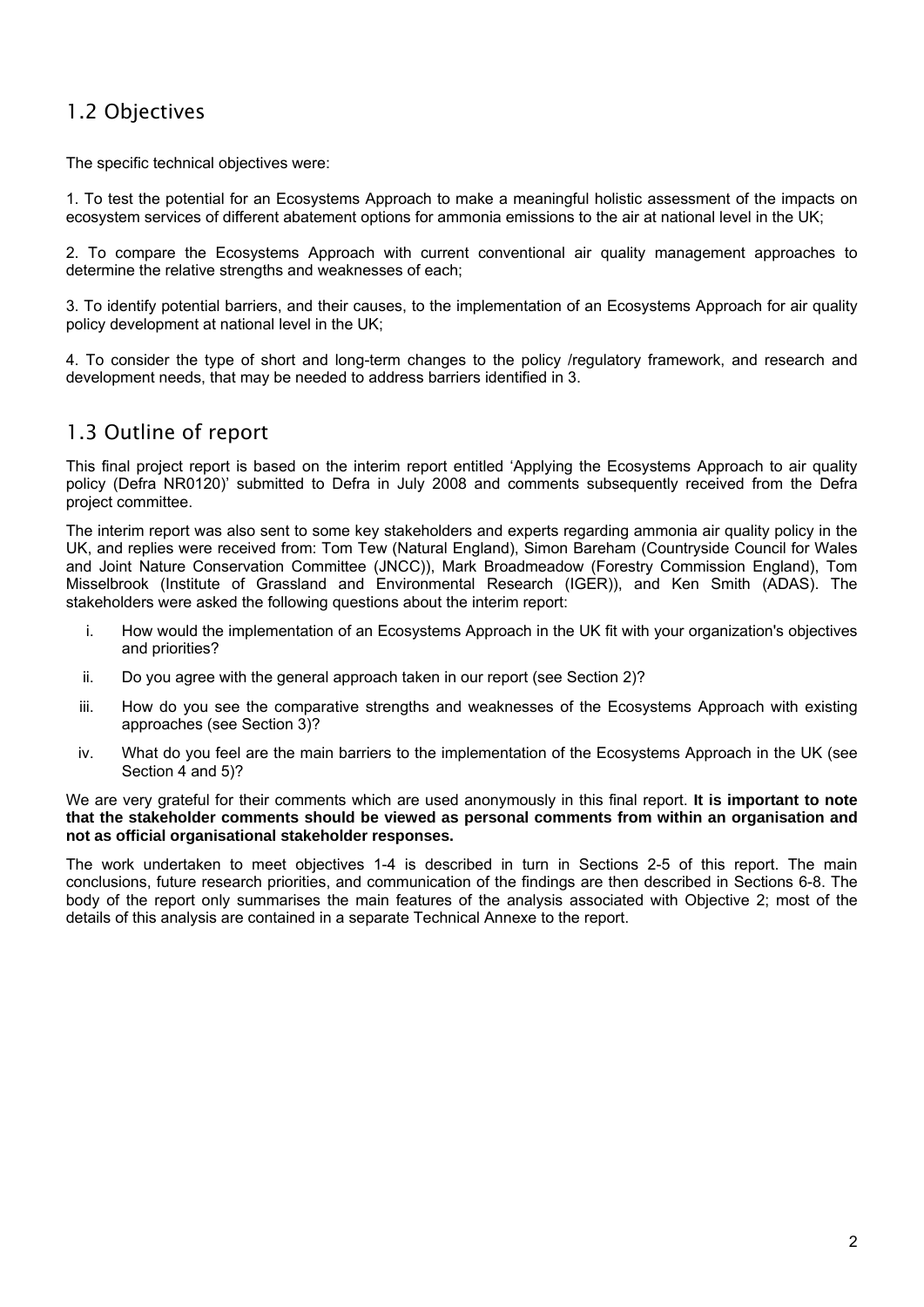## 1.2 Objectives

The specific technical objectives were:

1. To test the potential for an Ecosystems Approach to make a meaningful holistic assessment of the impacts on ecosystem services of different abatement options for ammonia emissions to the air at national level in the UK;

2. To compare the Ecosystems Approach with current conventional air quality management approaches to determine the relative strengths and weaknesses of each;

3. To identify potential barriers, and their causes, to the implementation of an Ecosystems Approach for air quality policy development at national level in the UK;

4. To consider the type of short and long-term changes to the policy /regulatory framework, and research and development needs, that may be needed to address barriers identified in 3.

## 1.3 Outline of report

This final project report is based on the interim report entitled 'Applying the Ecosystems Approach to air quality policy (Defra NR0120)' submitted to Defra in July 2008 and comments subsequently received from the Defra project committee.

The interim report was also sent to some key stakeholders and experts regarding ammonia air quality policy in the UK, and replies were received from: Tom Tew (Natural England), Simon Bareham (Countryside Council for Wales and Joint Nature Conservation Committee (JNCC)), Mark Broadmeadow (Forestry Commission England), Tom Misselbrook (Institute of Grassland and Environmental Research (IGER)), and Ken Smith (ADAS). The stakeholders were asked the following questions about the interim report:

i. How would the implementation of an Ecosystems Approach in the UK fit with your organization's objectives and priorities?

ii. Do you agree with the general approach taken in our report (see Section 2)?

iii. How do you see the comparative strengths and weaknesses of the Ecosystems Approach with existing approaches (see Section 3)?

iv. What do you feel are the main barriers to the implementation of the Ecosystems Approach in the UK (see Section 4 and 5)?

We are very grateful for their comments which are used anonymously in this final report. **It is important to note that the stakeholder comments should be viewed as personal comments from within an organisation and not as official organisational stakeholder responses.**

The work undertaken to meet objectives 1-4 is described in turn in Sections 2-5 of this report. The main conclusions, future research priorities, and communication of the findings are then described in Sections 6-8. The body of the report only summarises the main features of the analysis associated with Objective 2; most of the details of this analysis are contained in a separate Technical Annexe to the report.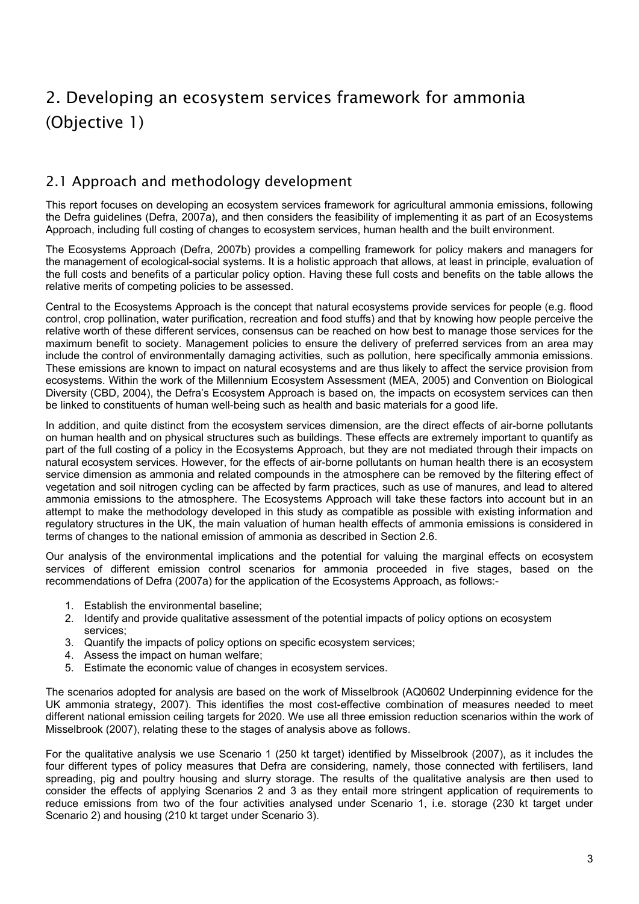# 2. Developing an ecosystem services framework for ammonia (Objective 1)

## 2.1 Approach and methodology development

This report focuses on developing an ecosystem services framework for agricultural ammonia emissions, following the Defra guidelines (Defra, 2007a), and then considers the feasibility of implementing it as part of an Ecosystems Approach, including full costing of changes to ecosystem services, human health and the built environment.

The Ecosystems Approach (Defra, 2007b) provides a compelling framework for policy makers and managers for the management of ecological-social systems. It is a holistic approach that allows, at least in principle, evaluation of the full costs and benefits of a particular policy option. Having these full costs and benefits on the table allows the relative merits of competing policies to be assessed.

Central to the Ecosystems Approach is the concept that natural ecosystems provide services for people (e.g. flood control, crop pollination, water purification, recreation and food stuffs) and that by knowing how people perceive the relative worth of these different services, consensus can be reached on how best to manage those services for the maximum benefit to society. Management policies to ensure the delivery of preferred services from an area may include the control of environmentally damaging activities, such as pollution, here specifically ammonia emissions. These emissions are known to impact on natural ecosystems and are thus likely to affect the service provision from ecosystems. Within the work of the Millennium Ecosystem Assessment (MEA, 2005) and Convention on Biological Diversity (CBD, 2004), the Defra's Ecosystem Approach is based on, the impacts on ecosystem services can then be linked to constituents of human well-being such as health and basic materials for a good life.

In addition, and quite distinct from the ecosystem services dimension, are the direct effects of air-borne pollutants on human health and on physical structures such as buildings. These effects are extremely important to quantify as part of the full costing of a policy in the Ecosystems Approach, but they are not mediated through their impacts on natural ecosystem services. However, for the effects of air-borne pollutants on human health there is an ecosystem service dimension as ammonia and related compounds in the atmosphere can be removed by the filtering effect of vegetation and soil nitrogen cycling can be affected by farm practices, such as use of manures, and lead to altered ammonia emissions to the atmosphere. The Ecosystems Approach will take these factors into account but in an attempt to make the methodology developed in this study as compatible as possible with existing information and regulatory structures in the UK, the main valuation of human health effects of ammonia emissions is considered in terms of changes to the national emission of ammonia as described in Section 2.6.

Our analysis of the environmental implications and the potential for valuing the marginal effects on ecosystem services of different emission control scenarios for ammonia proceeded in five stages, based on the recommendations of Defra (2007a) for the application of the Ecosystems Approach, as follows:-

1. Establish the environmental baseline;
2. Identify and provide qualitative assessment of the potential impacts of policy options on ecosystem services;
3. Quantify the impacts of policy options on specific ecosystem services;
4. Assess the impact on human welfare;
5. Estimate the economic value of changes in ecosystem services.

The scenarios adopted for analysis are based on the work of Misselbrook (AQ0602 Underpinning evidence for the UK ammonia strategy, 2007). This identifies the most cost-effective combination of measures needed to meet different national emission ceiling targets for 2020. We use all three emission reduction scenarios within the work of Misselbrook (2007), relating these to the stages of analysis above as follows.

For the qualitative analysis we use Scenario 1 (250 kt target) identified by Misselbrook (2007), as it includes the four different types of policy measures that Defra are considering, namely, those connected with fertilisers, land spreading, pig and poultry housing and slurry storage. The results of the qualitative analysis are then used to consider the effects of applying Scenarios 2 and 3 as they entail more stringent application of requirements to reduce emissions from two of the four activities analysed under Scenario 1, i.e. storage (230 kt target under Scenario 2) and housing (210 kt target under Scenario 3).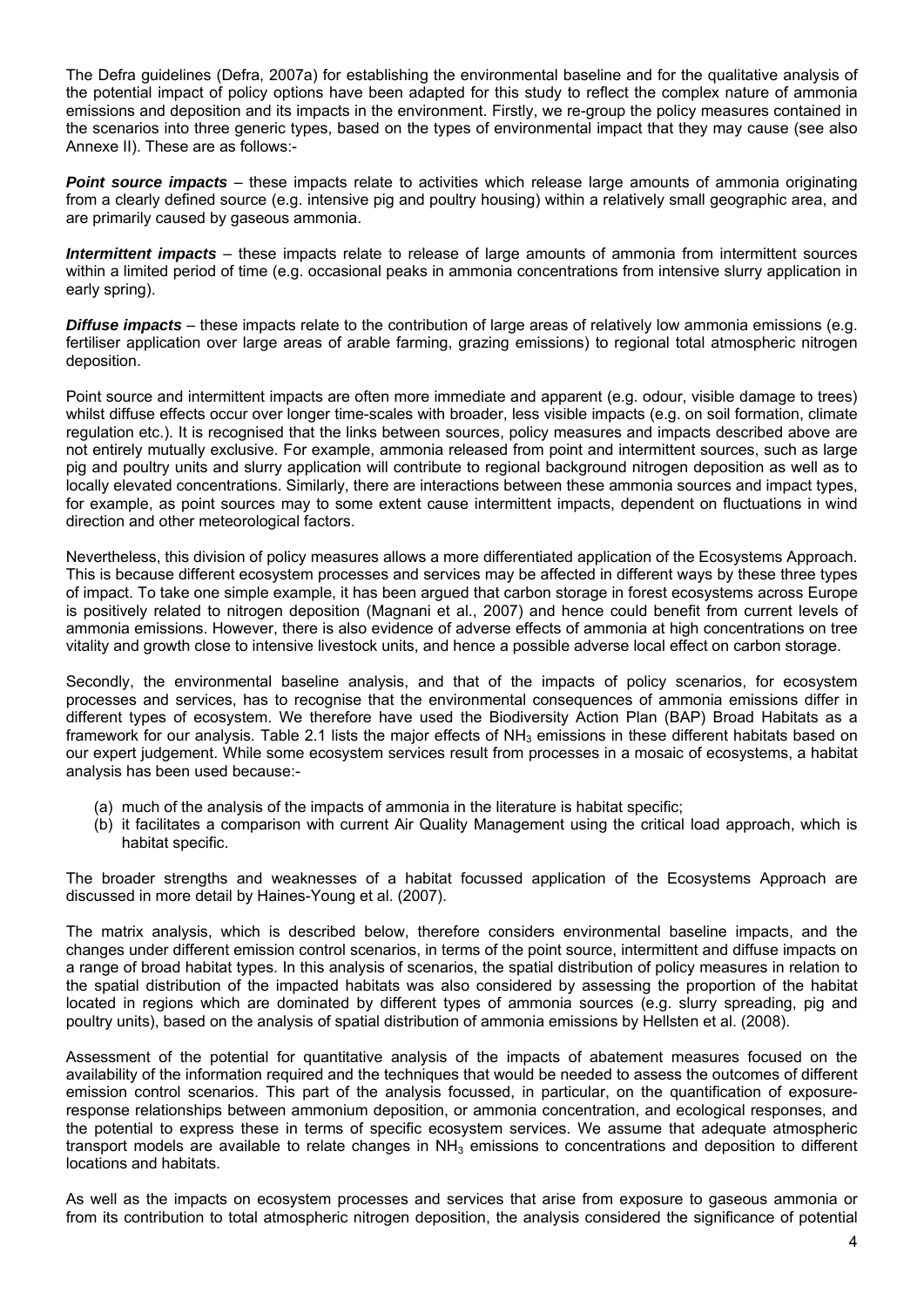The Defra guidelines (Defra, 2007a) for establishing the environmental baseline and for the qualitative analysis of the potential impact of policy options have been adapted for this study to reflect the complex nature of ammonia emissions and deposition and its impacts in the environment. Firstly, we re-group the policy measures contained in the scenarios into three generic types, based on the types of environmental impact that they may cause (see also Annexe II). These are as follows:-

***Point source impacts*** – these impacts relate to activities which release large amounts of ammonia originating from a clearly defined source (e.g. intensive pig and poultry housing) within a relatively small geographic area, and are primarily caused by gaseous ammonia.

***Intermittent impacts*** – these impacts relate to release of large amounts of ammonia from intermittent sources within a limited period of time (e.g. occasional peaks in ammonia concentrations from intensive slurry application in early spring).

***Diffuse impacts*** – these impacts relate to the contribution of large areas of relatively low ammonia emissions (e.g. fertiliser application over large areas of arable farming, grazing emissions) to regional total atmospheric nitrogen deposition.

Point source and intermittent impacts are often more immediate and apparent (e.g. odour, visible damage to trees) whilst diffuse effects occur over longer time-scales with broader, less visible impacts (e.g. on soil formation, climate regulation etc.). It is recognised that the links between sources, policy measures and impacts described above are not entirely mutually exclusive. For example, ammonia released from point and intermittent sources, such as large pig and poultry units and slurry application will contribute to regional background nitrogen deposition as well as to locally elevated concentrations. Similarly, there are interactions between these ammonia sources and impact types, for example, as point sources may to some extent cause intermittent impacts, dependent on fluctuations in wind direction and other meteorological factors.

Nevertheless, this division of policy measures allows a more differentiated application of the Ecosystems Approach. This is because different ecosystem processes and services may be affected in different ways by these three types of impact. To take one simple example, it has been argued that carbon storage in forest ecosystems across Europe is positively related to nitrogen deposition (Magnani et al., 2007) and hence could benefit from current levels of ammonia emissions. However, there is also evidence of adverse effects of ammonia at high concentrations on tree vitality and growth close to intensive livestock units, and hence a possible adverse local effect on carbon storage.

Secondly, the environmental baseline analysis, and that of the impacts of policy scenarios, for ecosystem processes and services, has to recognise that the environmental consequences of ammonia emissions differ in different types of ecosystem. We therefore have used the Biodiversity Action Plan (BAP) Broad Habitats as a framework for our analysis. Table 2.1 lists the major effects of $NH_3$ emissions in these different habitats based on our expert judgement. While some ecosystem services result from processes in a mosaic of ecosystems, a habitat analysis has been used because:-

(a) much of the analysis of the impacts of ammonia in the literature is habitat specific;
(b) it facilitates a comparison with current Air Quality Management using the critical load approach, which is habitat specific.

The broader strengths and weaknesses of a habitat focussed application of the Ecosystems Approach are discussed in more detail by Haines-Young et al. (2007).

The matrix analysis, which is described below, therefore considers environmental baseline impacts, and the changes under different emission control scenarios, in terms of the point source, intermittent and diffuse impacts on a range of broad habitat types. In this analysis of scenarios, the spatial distribution of policy measures in relation to the spatial distribution of the impacted habitats was also considered by assessing the proportion of the habitat located in regions which are dominated by different types of ammonia sources (e.g. slurry spreading, pig and poultry units), based on the analysis of spatial distribution of ammonia emissions by Hellsten et al. (2008).

Assessment of the potential for quantitative analysis of the impacts of abatement measures focused on the availability of the information required and the techniques that would be needed to assess the outcomes of different emission control scenarios. This part of the analysis focussed, in particular, on the quantification of exposure-response relationships between ammonium deposition, or ammonia concentration, and ecological responses, and the potential to express these in terms of specific ecosystem services. We assume that adequate atmospheric transport models are available to relate changes in $NH_3$ emissions to concentrations and deposition to different locations and habitats.

As well as the impacts on ecosystem processes and services that arise from exposure to gaseous ammonia or from its contribution to total atmospheric nitrogen deposition, the analysis considered the significance of potential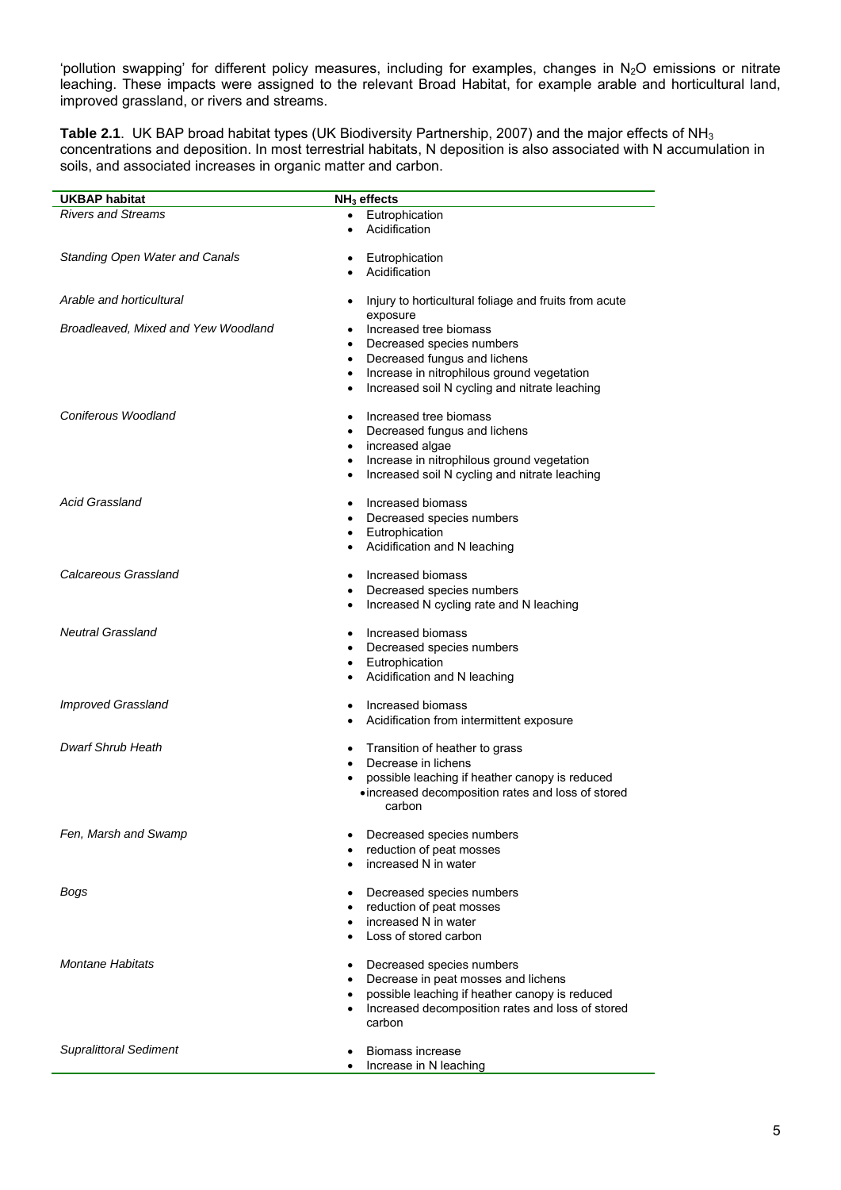'pollution swapping' for different policy measures, including for examples, changes in $N_2O$ emissions or nitrate leaching. These impacts were assigned to the relevant Broad Habitat, for example arable and horticultural land, improved grassland, or rivers and streams.

**Table 2.1**. UK BAP broad habitat types (UK Biodiversity Partnership, 2007) and the major effects of $NH_3$ concentrations and deposition. In most terrestrial habitats, N deposition is also associated with N accumulation in soils, and associated increases in organic matter and carbon.

| UKBAP habitat | $NH_3$ effects |
|---|---|
| *Rivers and Streams* | • Eutrophication<br>• Acidification |
| *Standing Open Water and Canals* | • Eutrophication<br>• Acidification |
| *Arable and horticultural* | • Injury to horticultural foliage and fruits from acute exposure |
| *Broadleaved, Mixed and Yew Woodland* | • Increased tree biomass<br>• Decreased species numbers<br>• Decreased fungus and lichens<br>• Increase in nitrophilous ground vegetation<br>• Increased soil N cycling and nitrate leaching |
| *Coniferous Woodland* | • Increased tree biomass<br>• Decreased fungus and lichens<br>• increased algae<br>• Increase in nitrophilous ground vegetation<br>• Increased soil N cycling and nitrate leaching |
| *Acid Grassland* | • Increased biomass<br>• Decreased species numbers<br>• Eutrophication<br>• Acidification and N leaching |
| *Calcareous Grassland* | • Increased biomass<br>• Decreased species numbers<br>• Increased N cycling rate and N leaching |
| *Neutral Grassland* | • Increased biomass<br>• Decreased species numbers<br>• Eutrophication<br>• Acidification and N leaching |
| *Improved Grassland* | • Increased biomass<br>• Acidification from intermittent exposure |
| *Dwarf Shrub Heath* | • Transition of heather to grass<br>• Decrease in lichens<br>• possible leaching if heather canopy is reduced<br>• increased decomposition rates and loss of stored carbon |
| *Fen, Marsh and Swamp* | • Decreased species numbers<br>• reduction of peat mosses<br>• increased N in water |
| *Bogs* | • Decreased species numbers<br>• reduction of peat mosses<br>• increased N in water<br>• Loss of stored carbon |
| *Montane Habitats* | • Decreased species numbers<br>• Decrease in peat mosses and lichens<br>• possible leaching if heather canopy is reduced<br>• Increased decomposition rates and loss of stored carbon |
| *Supralittoral Sediment* | • Biomass increase<br>• Increase in N leaching |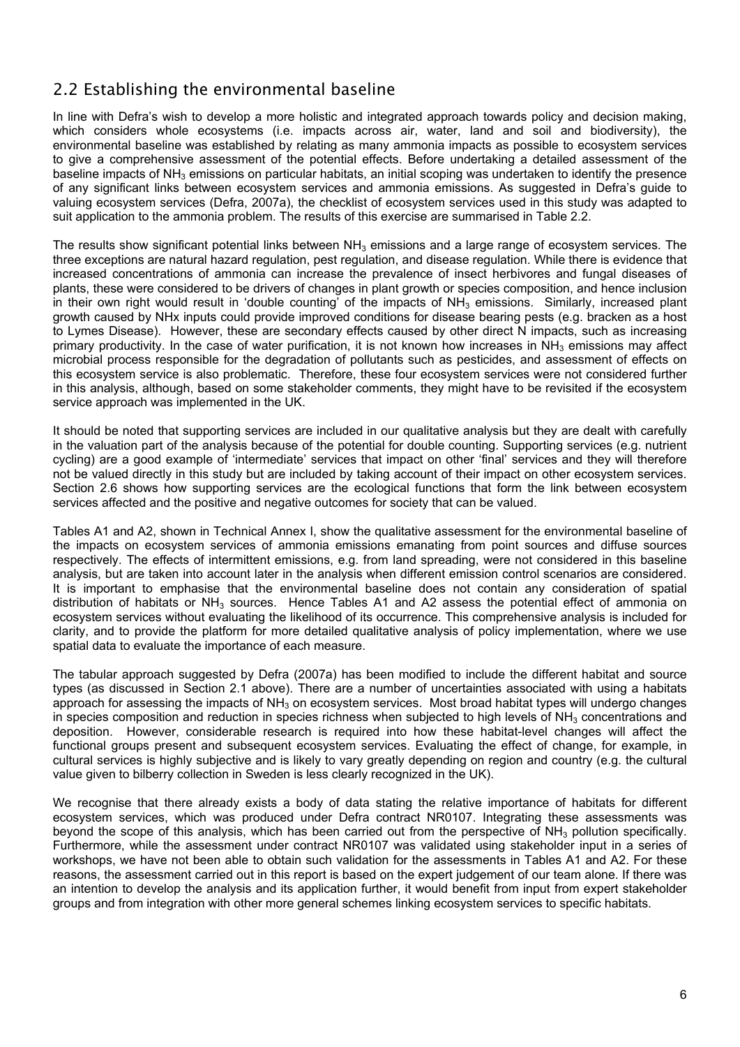## 2.2 Establishing the environmental baseline

In line with Defra's wish to develop a more holistic and integrated approach towards policy and decision making, which considers whole ecosystems (i.e. impacts across air, water, land and soil and biodiversity), the environmental baseline was established by relating as many ammonia impacts as possible to ecosystem services to give a comprehensive assessment of the potential effects. Before undertaking a detailed assessment of the baseline impacts of $NH_3$ emissions on particular habitats, an initial scoping was undertaken to identify the presence of any significant links between ecosystem services and ammonia emissions. As suggested in Defra's guide to valuing ecosystem services (Defra, 2007a), the checklist of ecosystem services used in this study was adapted to suit application to the ammonia problem. The results of this exercise are summarised in Table 2.2.

The results show significant potential links between $NH_3$ emissions and a large range of ecosystem services. The three exceptions are natural hazard regulation, pest regulation, and disease regulation. While there is evidence that increased concentrations of ammonia can increase the prevalence of insect herbivores and fungal diseases of plants, these were considered to be drivers of changes in plant growth or species composition, and hence inclusion in their own right would result in 'double counting' of the impacts of $NH_3$ emissions. Similarly, increased plant growth caused by NHx inputs could provide improved conditions for disease bearing pests (e.g. bracken as a host to Lymes Disease). However, these are secondary effects caused by other direct N impacts, such as increasing primary productivity. In the case of water purification, it is not known how increases in $NH_3$ emissions may affect microbial process responsible for the degradation of pollutants such as pesticides, and assessment of effects on this ecosystem service is also problematic. Therefore, these four ecosystem services were not considered further in this analysis, although, based on some stakeholder comments, they might have to be revisited if the ecosystem service approach was implemented in the UK.

It should be noted that supporting services are included in our qualitative analysis but they are dealt with carefully in the valuation part of the analysis because of the potential for double counting. Supporting services (e.g. nutrient cycling) are a good example of 'intermediate' services that impact on other 'final' services and they will therefore not be valued directly in this study but are included by taking account of their impact on other ecosystem services. Section 2.6 shows how supporting services are the ecological functions that form the link between ecosystem services affected and the positive and negative outcomes for society that can be valued.

Tables A1 and A2, shown in Technical Annex I, show the qualitative assessment for the environmental baseline of the impacts on ecosystem services of ammonia emissions emanating from point sources and diffuse sources respectively. The effects of intermittent emissions, e.g. from land spreading, were not considered in this baseline analysis, but are taken into account later in the analysis when different emission control scenarios are considered. It is important to emphasise that the environmental baseline does not contain any consideration of spatial distribution of habitats or $NH_3$ sources. Hence Tables A1 and A2 assess the potential effect of ammonia on ecosystem services without evaluating the likelihood of its occurrence. This comprehensive analysis is included for clarity, and to provide the platform for more detailed qualitative analysis of policy implementation, where we use spatial data to evaluate the importance of each measure.

The tabular approach suggested by Defra (2007a) has been modified to include the different habitat and source types (as discussed in Section 2.1 above). There are a number of uncertainties associated with using a habitats approach for assessing the impacts of $NH_3$ on ecosystem services. Most broad habitat types will undergo changes in species composition and reduction in species richness when subjected to high levels of $NH_3$ concentrations and deposition. However, considerable research is required into how these habitat-level changes will affect the functional groups present and subsequent ecosystem services. Evaluating the effect of change, for example, in cultural services is highly subjective and is likely to vary greatly depending on region and country (e.g. the cultural value given to bilberry collection in Sweden is less clearly recognized in the UK).

We recognise that there already exists a body of data stating the relative importance of habitats for different ecosystem services, which was produced under Defra contract NR0107. Integrating these assessments was beyond the scope of this analysis, which has been carried out from the perspective of $NH_3$ pollution specifically. Furthermore, while the assessment under contract NR0107 was validated using stakeholder input in a series of workshops, we have not been able to obtain such validation for the assessments in Tables A1 and A2. For these reasons, the assessment carried out in this report is based on the expert judgement of our team alone. If there was an intention to develop the analysis and its application further, it would benefit from input from expert stakeholder groups and from integration with other more general schemes linking ecosystem services to specific habitats.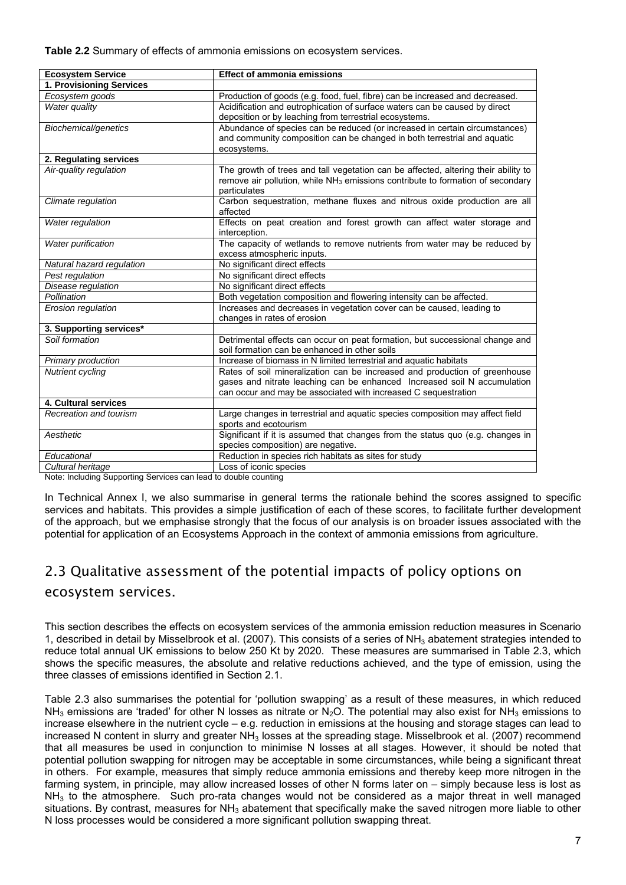**Table 2.2** Summary of effects of ammonia emissions on ecosystem services.

| Ecosystem Service | Effect of ammonia emissions |
|---|---|
| **1. Provisioning Services** | |
| *Ecosystem goods* | Production of goods (e.g. food, fuel, fibre) can be increased and decreased. |
| *Water quality* | Acidification and eutrophication of surface waters can be caused by direct deposition or by leaching from terrestrial ecosystems. |
| *Biochemical/genetics* | Abundance of species can be reduced (or increased in certain circumstances) and community composition can be changed in both terrestrial and aquatic ecosystems. |
| **2. Regulating services** | |
| *Air-quality regulation* | The growth of trees and tall vegetation can be affected, altering their ability to remove air pollution, while $NH_3$ emissions contribute to formation of secondary particulates |
| *Climate regulation* | Carbon sequestration, methane fluxes and nitrous oxide production are all affected |
| *Water regulation* | Effects on peat creation and forest growth can affect water storage and interception. |
| *Water purification* | The capacity of wetlands to remove nutrients from water may be reduced by excess atmospheric inputs. |
| *Natural hazard regulation* | No significant direct effects |
| *Pest regulation* | No significant direct effects |
| *Disease regulation* | No significant direct effects |
| *Pollination* | Both vegetation composition and flowering intensity can be affected. |
| *Erosion regulation* | Increases and decreases in vegetation cover can be caused, leading to changes in rates of erosion |
| **3. Supporting services*** | |
| *Soil formation* | Detrimental effects can occur on peat formation, but successional change and soil formation can be enhanced in other soils |
| *Primary production* | Increase of biomass in N limited terrestrial and aquatic habitats |
| *Nutrient cycling* | Rates of soil mineralization can be increased and production of greenhouse gases and nitrate leaching can be enhanced Increased soil N accumulation can occur and may be associated with increased C sequestration |
| **4. Cultural services** | |
| *Recreation and tourism* | Large changes in terrestrial and aquatic species composition may affect field sports and ecotourism |
| *Aesthetic* | Significant if it is assumed that changes from the status quo (e.g. changes in species composition) are negative. |
| *Educational* | Reduction in species rich habitats as sites for study |
| *Cultural heritage* | Loss of iconic species |

Note: Including Supporting Services can lead to double counting

In Technical Annex I, we also summarise in general terms the rationale behind the scores assigned to specific services and habitats. This provides a simple justification of each of these scores, to facilitate further development of the approach, but we emphasise strongly that the focus of our analysis is on broader issues associated with the potential for application of an Ecosystems Approach in the context of ammonia emissions from agriculture.

## 2.3 Qualitative assessment of the potential impacts of policy options on ecosystem services.

This section describes the effects on ecosystem services of the ammonia emission reduction measures in Scenario 1, described in detail by Misselbrook et al. (2007). This consists of a series of $NH_3$ abatement strategies intended to reduce total annual UK emissions to below 250 Kt by 2020. These measures are summarised in Table 2.3, which shows the specific measures, the absolute and relative reductions achieved, and the type of emission, using the three classes of emissions identified in Section 2.1.

Table 2.3 also summarises the potential for 'pollution swapping' as a result of these measures, in which reduced $NH_3$ emissions are 'traded' for other N losses as nitrate or $N_2O$. The potential may also exist for $NH_3$ emissions to increase elsewhere in the nutrient cycle – e.g. reduction in emissions at the housing and storage stages can lead to increased N content in slurry and greater $NH_3$ losses at the spreading stage. Misselbrook et al. (2007) recommend that all measures be used in conjunction to minimise N losses at all stages. However, it should be noted that potential pollution swapping for nitrogen may be acceptable in some circumstances, while being a significant threat in others. For example, measures that simply reduce ammonia emissions and thereby keep more nitrogen in the farming system, in principle, may allow increased losses of other N forms later on – simply because less is lost as $NH_3$ to the atmosphere. Such pro-rata changes would not be considered as a major threat in well managed situations. By contrast, measures for $NH_3$ abatement that specifically make the saved nitrogen more liable to other N loss processes would be considered a more significant pollution swapping threat.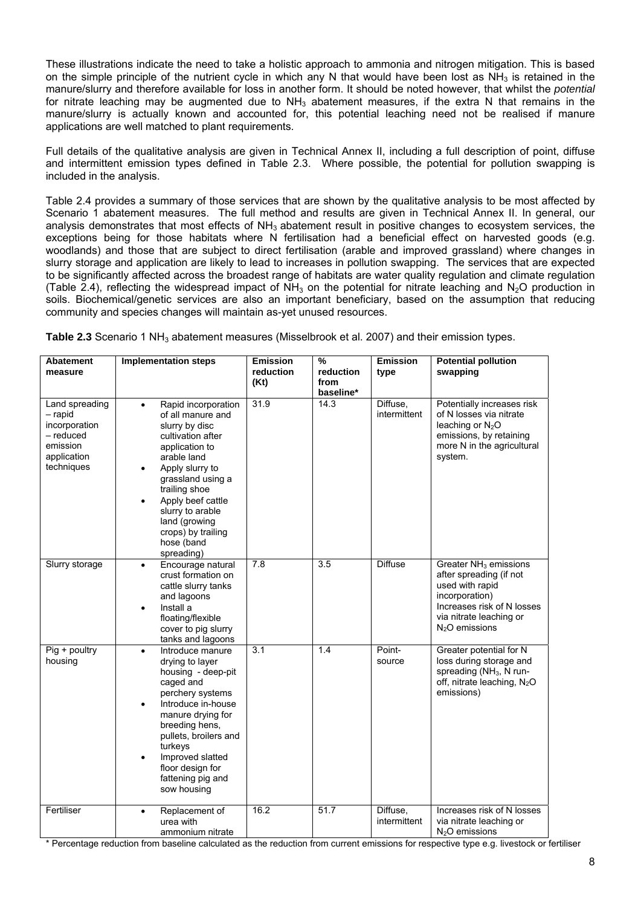These illustrations indicate the need to take a holistic approach to ammonia and nitrogen mitigation. This is based on the simple principle of the nutrient cycle in which any N that would have been lost as $NH_3$ is retained in the manure/slurry and therefore available for loss in another form. It should be noted however, that whilst the *potential* for nitrate leaching may be augmented due to $NH_3$ abatement measures, if the extra N that remains in the manure/slurry is actually known and accounted for, this potential leaching need not be realised if manure applications are well matched to plant requirements.

Full details of the qualitative analysis are given in Technical Annex II, including a full description of point, diffuse and intermittent emission types defined in Table 2.3. Where possible, the potential for pollution swapping is included in the analysis.

Table 2.4 provides a summary of those services that are shown by the qualitative analysis to be most affected by Scenario 1 abatement measures. The full method and results are given in Technical Annex II. In general, our analysis demonstrates that most effects of $NH_3$ abatement result in positive changes to ecosystem services, the exceptions being for those habitats where N fertilisation had a beneficial effect on harvested goods (e.g. woodlands) and those that are subject to direct fertilisation (arable and improved grassland) where changes in slurry storage and application are likely to lead to increases in pollution swapping. The services that are expected to be significantly affected across the broadest range of habitats are water quality regulation and climate regulation (Table 2.4), reflecting the widespread impact of $NH_3$ on the potential for nitrate leaching and $N_2O$ production in soils. Biochemical/genetic services are also an important beneficiary, based on the assumption that reducing community and species changes will maintain as-yet unused resources.

**Table 2.3** Scenario 1 $NH_3$ abatement measures (Misselbrook et al. 2007) and their emission types.

| Abatement measure | Implementation steps | Emission reduction (Kt) | % reduction from baseline* | Emission type | Potential pollution swapping |
|---|---|---|---|---|---|
| Land spreading – rapid incorporation – reduced emission application techniques | • Rapid incorporation of all manure and slurry by disc cultivation after application to arable land<br>• Apply slurry to grassland using a trailing shoe<br>• Apply beef cattle slurry to arable land (growing crops) by trailing hose (band spreading) | 31.9 | 14.3 | Diffuse, intermittent | Potentially increases risk of N losses via nitrate leaching or $N_2O$ emissions, by retaining more N in the agricultural system. |
| Slurry storage | • Encourage natural crust formation on cattle slurry tanks and lagoons<br>• Install a floating/flexible cover to pig slurry tanks and lagoons | 7.8 | 3.5 | Diffuse | Greater $NH_3$ emissions after spreading (if not used with rapid incorporation) Increases risk of N losses via nitrate leaching or $N_2O$ emissions |
| Pig + poultry housing | • Introduce manure drying to layer housing - deep-pit caged and perchery systems<br>• Introduce in-house manure drying for breeding hens, pullets, broilers and turkeys<br>• Improved slatted floor design for fattening pig and sow housing | 3.1 | 1.4 | Point-source | Greater potential for N loss during storage and spreading ($NH_3$, N run-off, nitrate leaching, $N_2O$ emissions) |
| Fertiliser | • Replacement of urea with ammonium nitrate | 16.2 | 51.7 | Diffuse, intermittent | Increases risk of N losses via nitrate leaching or $N_2O$ emissions |

* Percentage reduction from baseline calculated as the reduction from current emissions for respective type e.g. livestock or fertiliser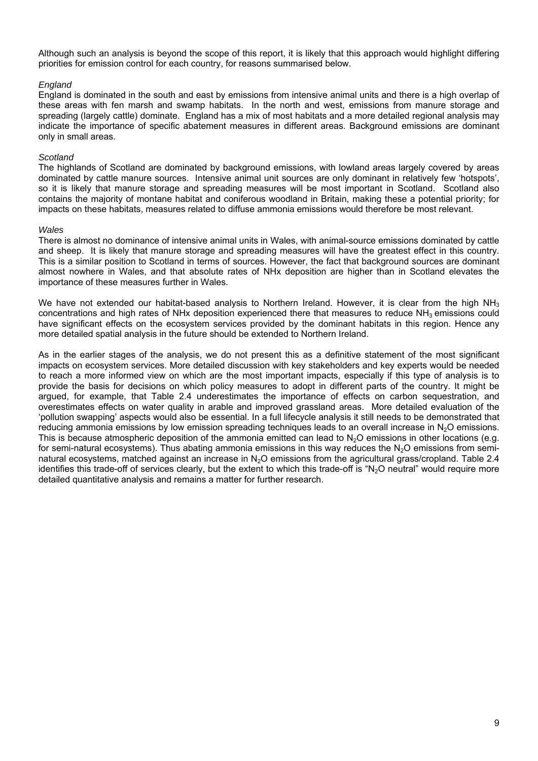Although such an analysis is beyond the scope of this report, it is likely that this approach would highlight differing priorities for emission control for each country, for reasons summarised below.

*England*

England is dominated in the south and east by emissions from intensive animal units and there is a high overlap of these areas with fen marsh and swamp habitats. In the north and west, emissions from manure storage and spreading (largely cattle) dominate. England has a mix of most habitats and a more detailed regional analysis may indicate the importance of specific abatement measures in different areas. Background emissions are dominant only in small areas.

*Scotland*

The highlands of Scotland are dominated by background emissions, with lowland areas largely covered by areas dominated by cattle manure sources. Intensive animal unit sources are only dominant in relatively few 'hotspots', so it is likely that manure storage and spreading measures will be most important in Scotland. Scotland also contains the majority of montane habitat and coniferous woodland in Britain, making these a potential priority; for impacts on these habitats, measures related to diffuse ammonia emissions would therefore be most relevant.

*Wales*

There is almost no dominance of intensive animal units in Wales, with animal-source emissions dominated by cattle and sheep. It is likely that manure storage and spreading measures will have the greatest effect in this country. This is a similar position to Scotland in terms of sources. However, the fact that background sources are dominant almost nowhere in Wales, and that absolute rates of NHx deposition are higher than in Scotland elevates the importance of these measures further in Wales.

We have not extended our habitat-based analysis to Northern Ireland. However, it is clear from the high $NH_3$ concentrations and high rates of NHx deposition experienced there that measures to reduce $NH_3$ emissions could have significant effects on the ecosystem services provided by the dominant habitats in this region. Hence any more detailed spatial analysis in the future should be extended to Northern Ireland.

As in the earlier stages of the analysis, we do not present this as a definitive statement of the most significant impacts on ecosystem services. More detailed discussion with key stakeholders and key experts would be needed to reach a more informed view on which are the most important impacts, especially if this type of analysis is to provide the basis for decisions on which policy measures to adopt in different parts of the country. It might be argued, for example, that Table 2.4 underestimates the importance of effects on carbon sequestration, and overestimates effects on water quality in arable and improved grassland areas. More detailed evaluation of the 'pollution swapping' aspects would also be essential. In a full lifecycle analysis it still needs to be demonstrated that reducing ammonia emissions by low emission spreading techniques leads to an overall increase in $N_2O$ emissions. This is because atmospheric deposition of the ammonia emitted can lead to $N_2O$ emissions in other locations (e.g. for semi-natural ecosystems). Thus abating ammonia emissions in this way reduces the $N_2O$ emissions from semi-natural ecosystems, matched against an increase in $N_2O$ emissions from the agricultural grass/cropland. Table 2.4 identifies this trade-off of services clearly, but the extent to which this trade-off is "$N_2O$ neutral" would require more detailed quantitative analysis and remains a matter for further research.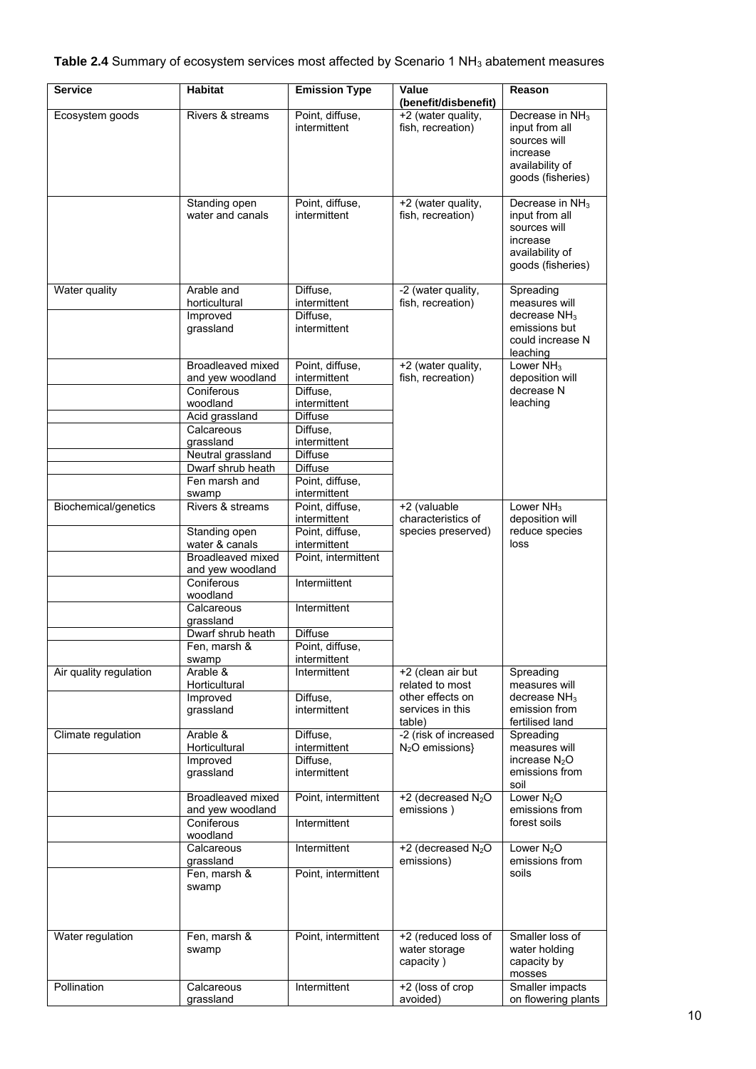**Table 2.4** Summary of ecosystem services most affected by Scenario 1 $NH_3$ abatement measures

| Service | Habitat | Emission Type | Value (benefit/disbenefit) | Reason |
|---|---|---|---|---|
| Ecosystem goods | Rivers & streams | Point, diffuse, intermittent | +2 (water quality, fish, recreation) | Decrease in $NH_3$ input from all sources will increase availability of goods (fisheries) |
| | Standing open water and canals | Point, diffuse, intermittent | +2 (water quality, fish, recreation) | Decrease in $NH_3$ input from all sources will increase availability of goods (fisheries) |
| Water quality | Arable and horticultural | Diffuse, intermittent | -2 (water quality, fish, recreation) | Spreading measures will decrease $NH_3$ emissions but could increase N leaching |
| | Improved grassland | Diffuse, intermittent | | |
| | Broadleaved mixed and yew woodland | Point, diffuse, intermittent | +2 (water quality, fish, recreation) | Lower $NH_3$ deposition will decrease N leaching |
| | Coniferous woodland | Diffuse, intermittent | | |
| | Acid grassland | Diffuse | | |
| | Calcareous grassland | Diffuse, intermittent | | |
| | Neutral grassland | Diffuse | | |
| | Dwarf shrub heath | Diffuse | | |
| | Fen marsh and swamp | Point, diffuse, intermittent | | |
| Biochemical/genetics | Rivers & streams | Point, diffuse, intermittent | +2 (valuable characteristics of species preserved) | Lower $NH_3$ deposition will reduce species loss |
| | Standing open water & canals | Point, diffuse, intermittent | | |
| | Broadleaved mixed and yew woodland | Point, intermittent | | |
| | Coniferous woodland | Intermiittent | | |
| | Calcareous grassland | Intermittent | | |
| | Dwarf shrub heath | Diffuse | | |
| | Fen, marsh & swamp | Point, diffuse, intermittent | | |
| Air quality regulation | Arable & Horticultural | Intermittent | +2 (clean air but related to most other effects on services in this table) | Spreading measures will decrease $NH_3$ emission from fertilised land |
| | Improved grassland | Diffuse, intermittent | | |
| Climate regulation | Arable & Horticultural | Diffuse, intermittent | -2 (risk of increased $N_2O$ emissions} | Spreading measures will increase $N_2O$ emissions from soil |
| | Improved grassland | Diffuse, intermittent | | |
| | Broadleaved mixed and yew woodland | Point, intermittent | +2 (decreased $N_2O$ emissions ) | Lower $N_2O$ emissions from forest soils |
| | Coniferous woodland | Intermittent | | |
| | Calcareous grassland | Intermittent | +2 (decreased $N_2O$ emissions) | Lower $N_2O$ emissions from soils |
| | Fen, marsh & swamp | Point, intermittent | | |
| Water regulation | Fen, marsh & swamp | Point, intermittent | +2 (reduced loss of water storage capacity ) | Smaller loss of water holding capacity by mosses |
| Pollination | Calcareous grassland | Intermittent | +2 (loss of crop avoided) | Smaller impacts on flowering plants |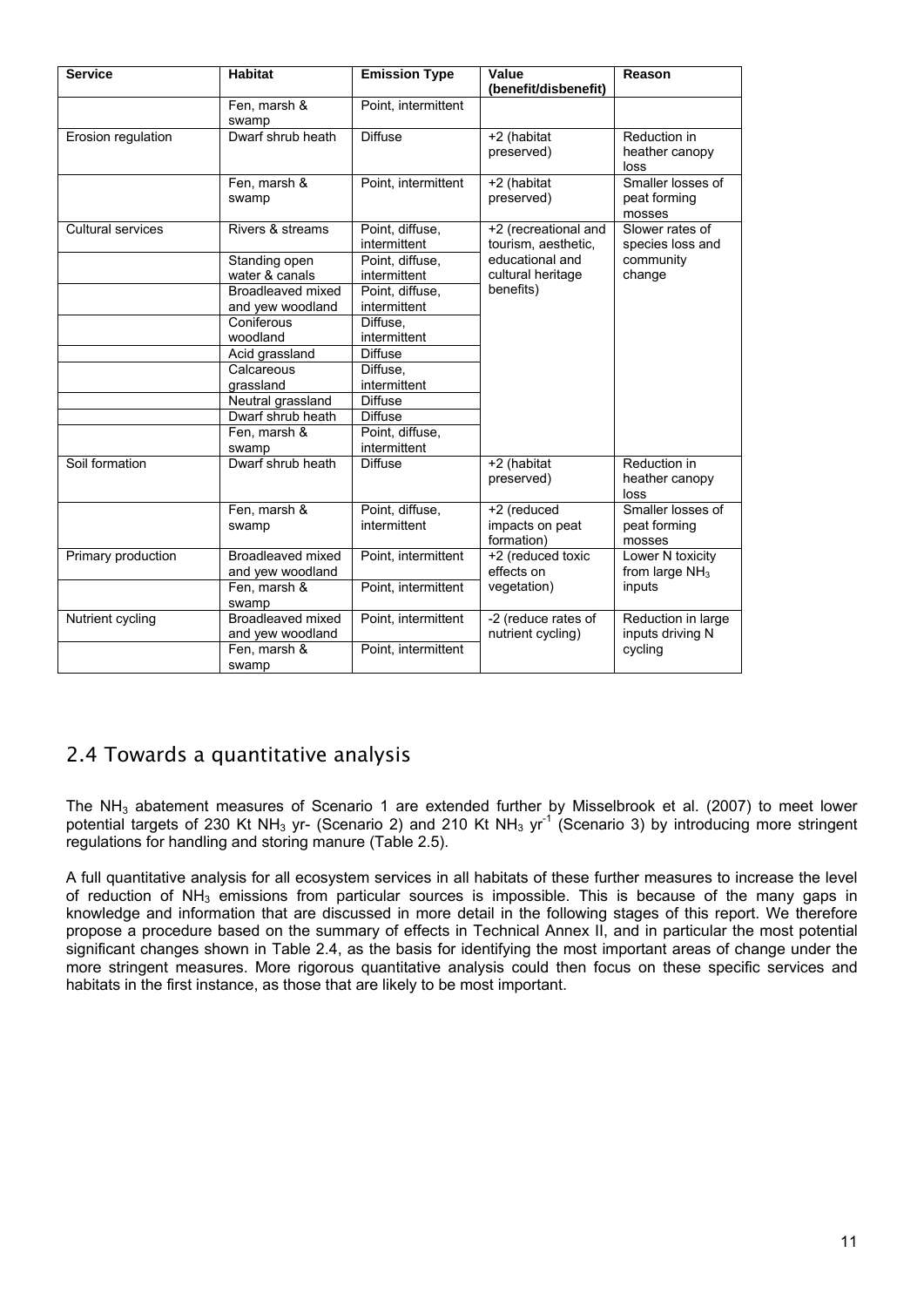| Service | Habitat | Emission Type | Value (benefit/disbenefit) | Reason |
|---|---|---|---|---|
| | Fen, marsh & swamp | Point, intermittent | | |
| Erosion regulation | Dwarf shrub heath | Diffuse | +2 (habitat preserved) | Reduction in heather canopy loss |
| | Fen, marsh & swamp | Point, intermittent | +2 (habitat preserved) | Smaller losses of peat forming mosses |
| Cultural services | Rivers & streams | Point, diffuse, intermittent | +2 (recreational and tourism, aesthetic, educational and cultural heritage benefits) | Slower rates of species loss and community change |
| | Standing open water & canals | Point, diffuse, intermittent | | |
| | Broadleaved mixed and yew woodland | Point, diffuse, intermittent | | |
| | Coniferous woodland | Diffuse, intermittent | | |
| | Acid grassland | Diffuse | | |
| | Calcareous grassland | Diffuse, intermittent | | |
| | Neutral grassland | Diffuse | | |
| | Dwarf shrub heath | Diffuse | | |
| | Fen, marsh & swamp | Point, diffuse, intermittent | | |
| Soil formation | Dwarf shrub heath | Diffuse | +2 (habitat preserved) | Reduction in heather canopy loss |
| | Fen, marsh & swamp | Point, diffuse, intermittent | +2 (reduced impacts on peat formation) | Smaller losses of peat forming mosses |
| Primary production | Broadleaved mixed and yew woodland | Point, intermittent | +2 (reduced toxic effects on vegetation) | Lower N toxicity from large $NH_3$ inputs |
| | Fen, marsh & swamp | Point, intermittent | | |
| Nutrient cycling | Broadleaved mixed and yew woodland | Point, intermittent | -2 (reduce rates of nutrient cycling) | Reduction in large inputs driving N cycling |
| | Fen, marsh & swamp | Point, intermittent | | |

## 2.4 Towards a quantitative analysis

The $NH_3$ abatement measures of Scenario 1 are extended further by Misselbrook et al. (2007) to meet lower potential targets of 230 Kt $NH_3$ yr- (Scenario 2) and 210 Kt $NH_3$ $yr^{-1}$ (Scenario 3) by introducing more stringent regulations for handling and storing manure (Table 2.5).

A full quantitative analysis for all ecosystem services in all habitats of these further measures to increase the level of reduction of $NH_3$ emissions from particular sources is impossible. This is because of the many gaps in knowledge and information that are discussed in more detail in the following stages of this report. We therefore propose a procedure based on the summary of effects in Technical Annex II, and in particular the most potential significant changes shown in Table 2.4, as the basis for identifying the most important areas of change under the more stringent measures. More rigorous quantitative analysis could then focus on these specific services and habitats in the first instance, as those that are likely to be most important.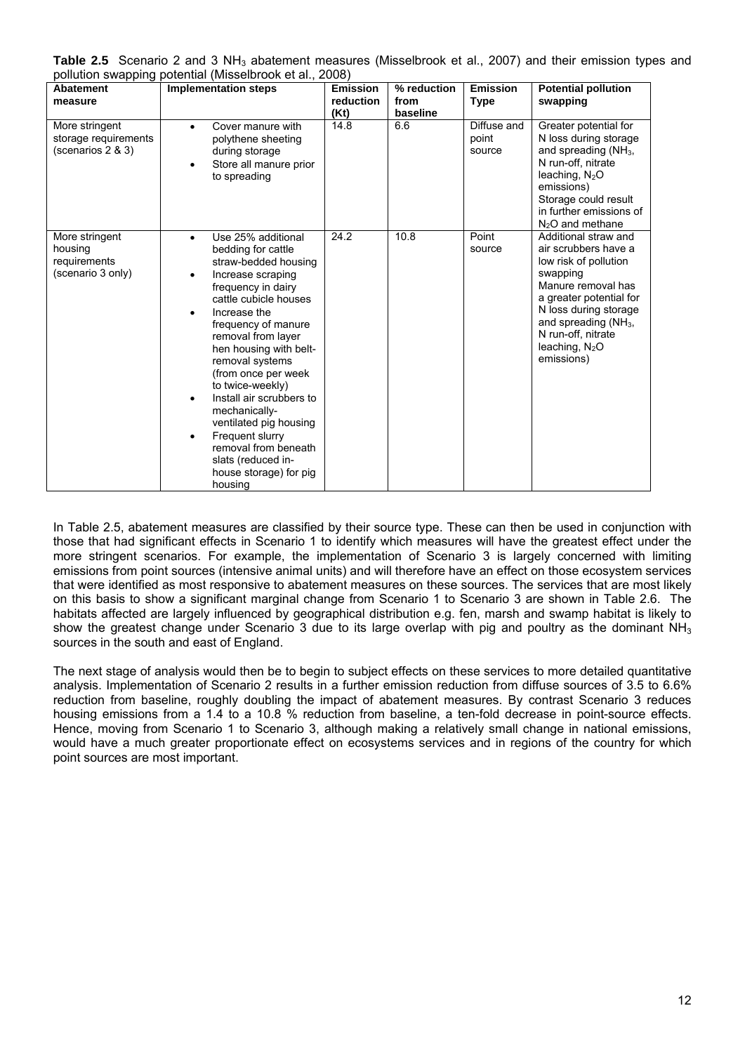**Table 2.5** Scenario 2 and 3 $NH_3$ abatement measures (Misselbrook et al., 2007) and their emission types and pollution swapping potential (Misselbrook et al., 2008)

| Abatement measure | Implementation steps | Emission reduction (Kt) | % reduction from baseline | Emission Type | Potential pollution swapping |
|---|---|---|---|---|---|
| More stringent storage requirements (scenarios 2 & 3) | • Cover manure with polythene sheeting during storage<br>• Store all manure prior to spreading | 14.8 | 6.6 | Diffuse and point source | Greater potential for N loss during storage and spreading ($NH_3$, N run-off, nitrate leaching, $N_2O$ emissions) Storage could result in further emissions of $N_2O$ and methane |
| More stringent housing requirements (scenario 3 only) | • Use 25% additional bedding for cattle straw-bedded housing<br>• Increase scraping frequency in dairy cattle cubicle houses<br>• Increase the frequency of manure removal from layer hen housing with belt-removal systems (from once per week to twice-weekly)<br>• Install air scrubbers to mechanically-ventilated pig housing<br>• Frequent slurry removal from beneath slats (reduced in-house storage) for pig housing | 24.2 | 10.8 | Point source | Additional straw and air scrubbers have a low risk of pollution swapping Manure removal has a greater potential for N loss during storage and spreading ($NH_3$, N run-off, nitrate leaching, $N_2O$ emissions) |

In Table 2.5, abatement measures are classified by their source type. These can then be used in conjunction with those that had significant effects in Scenario 1 to identify which measures will have the greatest effect under the more stringent scenarios. For example, the implementation of Scenario 3 is largely concerned with limiting emissions from point sources (intensive animal units) and will therefore have an effect on those ecosystem services that were identified as most responsive to abatement measures on these sources. The services that are most likely on this basis to show a significant marginal change from Scenario 1 to Scenario 3 are shown in Table 2.6. The habitats affected are largely influenced by geographical distribution e.g. fen, marsh and swamp habitat is likely to show the greatest change under Scenario 3 due to its large overlap with pig and poultry as the dominant $NH_3$ sources in the south and east of England.

The next stage of analysis would then be to begin to subject effects on these services to more detailed quantitative analysis. Implementation of Scenario 2 results in a further emission reduction from diffuse sources of 3.5 to 6.6% reduction from baseline, roughly doubling the impact of abatement measures. By contrast Scenario 3 reduces housing emissions from a 1.4 to a 10.8 % reduction from baseline, a ten-fold decrease in point-source effects. Hence, moving from Scenario 1 to Scenario 3, although making a relatively small change in national emissions, would have a much greater proportionate effect on ecosystems services and in regions of the country for which point sources are most important.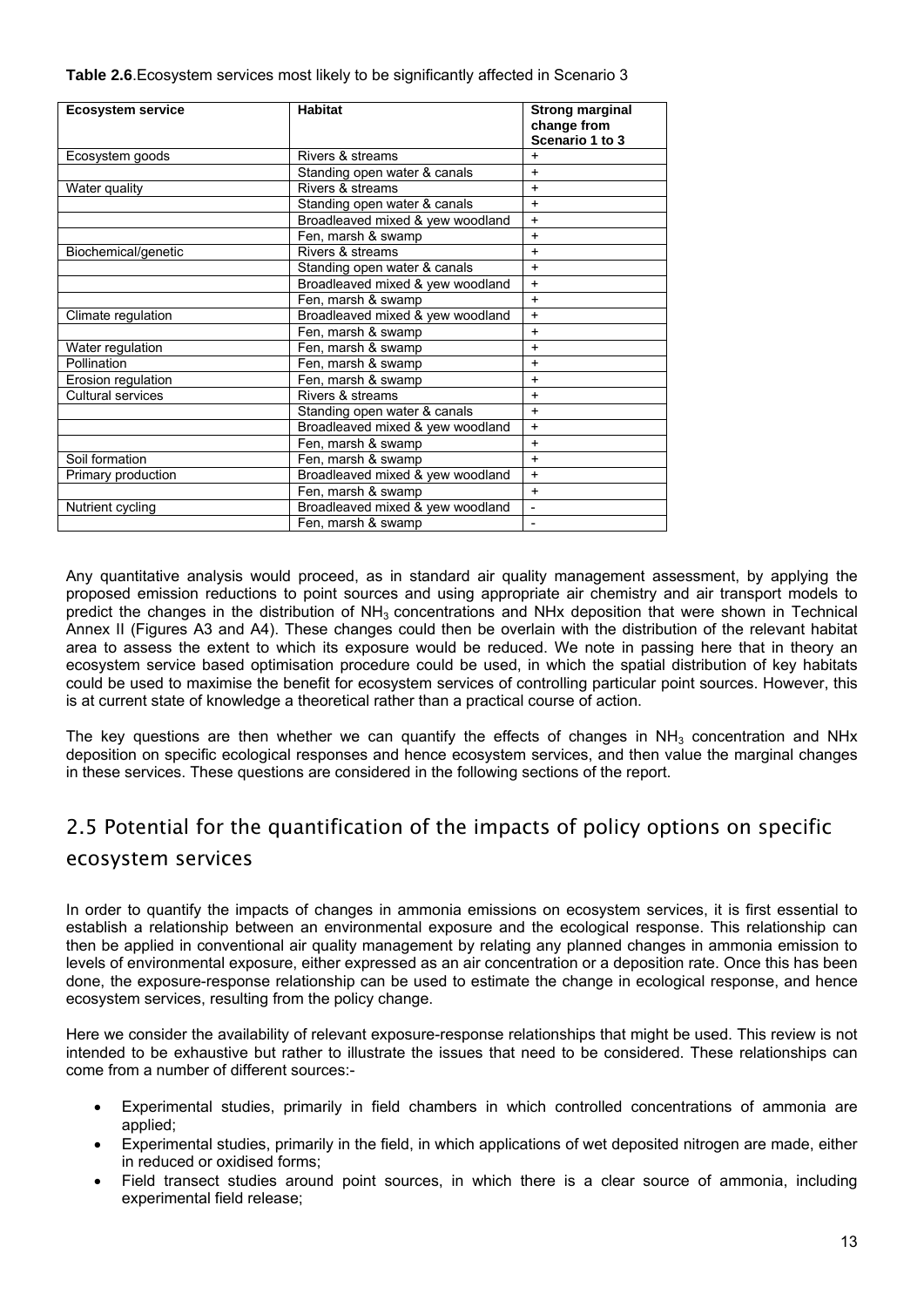**Table 2.6**.Ecosystem services most likely to be significantly affected in Scenario 3

| Ecosystem service | Habitat | Strong marginal change from Scenario 1 to 3 |
|---|---|---|
| Ecosystem goods | Rivers & streams | + |
| | Standing open water & canals | + |
| Water quality | Rivers & streams | + |
| | Standing open water & canals | + |
| | Broadleaved mixed & yew woodland | + |
| | Fen, marsh & swamp | + |
| Biochemical/genetic | Rivers & streams | + |
| | Standing open water & canals | + |
| | Broadleaved mixed & yew woodland | + |
| | Fen, marsh & swamp | + |
| Climate regulation | Broadleaved mixed & yew woodland | + |
| | Fen, marsh & swamp | + |
| Water regulation | Fen, marsh & swamp | + |
| Pollination | Fen, marsh & swamp | + |
| Erosion regulation | Fen, marsh & swamp | + |
| Cultural services | Rivers & streams | + |
| | Standing open water & canals | + |
| | Broadleaved mixed & yew woodland | + |
| | Fen, marsh & swamp | + |
| Soil formation | Fen, marsh & swamp | + |
| Primary production | Broadleaved mixed & yew woodland | + |
| | Fen, marsh & swamp | + |
| Nutrient cycling | Broadleaved mixed & yew woodland | - |
| | Fen, marsh & swamp | - |

Any quantitative analysis would proceed, as in standard air quality management assessment, by applying the proposed emission reductions to point sources and using appropriate air chemistry and air transport models to predict the changes in the distribution of $NH_3$ concentrations and NHx deposition that were shown in Technical Annex II (Figures A3 and A4). These changes could then be overlain with the distribution of the relevant habitat area to assess the extent to which its exposure would be reduced. We note in passing here that in theory an ecosystem service based optimisation procedure could be used, in which the spatial distribution of key habitats could be used to maximise the benefit for ecosystem services of controlling particular point sources. However, this is at current state of knowledge a theoretical rather than a practical course of action.

The key questions are then whether we can quantify the effects of changes in $NH_3$ concentration and NHx deposition on specific ecological responses and hence ecosystem services, and then value the marginal changes in these services. These questions are considered in the following sections of the report.

## 2.5 Potential for the quantification of the impacts of policy options on specific ecosystem services

In order to quantify the impacts of changes in ammonia emissions on ecosystem services, it is first essential to establish a relationship between an environmental exposure and the ecological response. This relationship can then be applied in conventional air quality management by relating any planned changes in ammonia emission to levels of environmental exposure, either expressed as an air concentration or a deposition rate. Once this has been done, the exposure-response relationship can be used to estimate the change in ecological response, and hence ecosystem services, resulting from the policy change.

Here we consider the availability of relevant exposure-response relationships that might be used. This review is not intended to be exhaustive but rather to illustrate the issues that need to be considered. These relationships can come from a number of different sources:-

- Experimental studies, primarily in field chambers in which controlled concentrations of ammonia are applied;
- Experimental studies, primarily in the field, in which applications of wet deposited nitrogen are made, either in reduced or oxidised forms;
- Field transect studies around point sources, in which there is a clear source of ammonia, including experimental field release;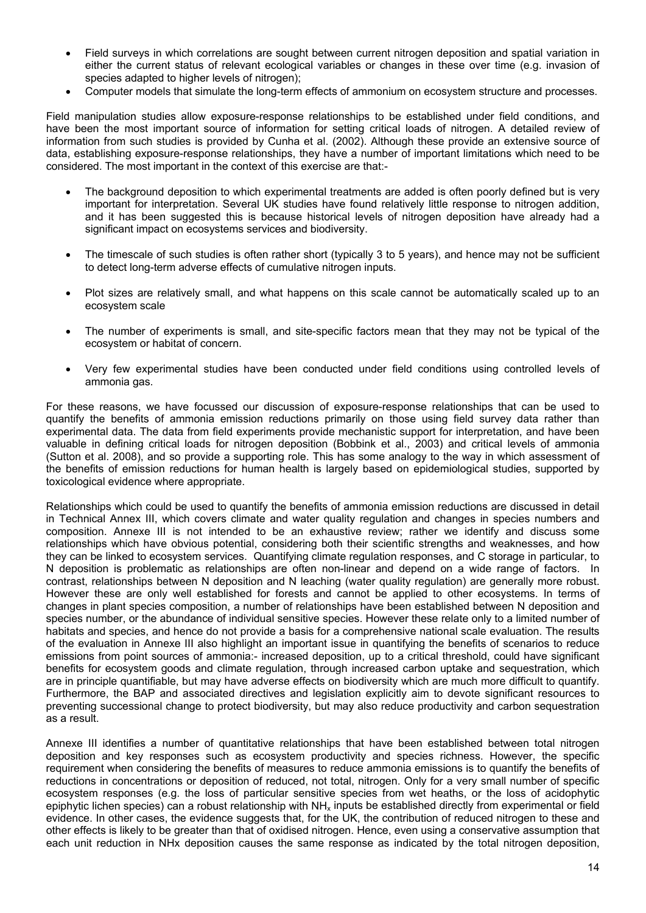- Field surveys in which correlations are sought between current nitrogen deposition and spatial variation in either the current status of relevant ecological variables or changes in these over time (e.g. invasion of species adapted to higher levels of nitrogen);
- Computer models that simulate the long-term effects of ammonium on ecosystem structure and processes.

Field manipulation studies allow exposure-response relationships to be established under field conditions, and have been the most important source of information for setting critical loads of nitrogen. A detailed review of information from such studies is provided by Cunha et al. (2002). Although these provide an extensive source of data, establishing exposure-response relationships, they have a number of important limitations which need to be considered. The most important in the context of this exercise are that:-

- The background deposition to which experimental treatments are added is often poorly defined but is very important for interpretation. Several UK studies have found relatively little response to nitrogen addition, and it has been suggested this is because historical levels of nitrogen deposition have already had a significant impact on ecosystems services and biodiversity.
- The timescale of such studies is often rather short (typically 3 to 5 years), and hence may not be sufficient to detect long-term adverse effects of cumulative nitrogen inputs.
- Plot sizes are relatively small, and what happens on this scale cannot be automatically scaled up to an ecosystem scale
- The number of experiments is small, and site-specific factors mean that they may not be typical of the ecosystem or habitat of concern.
- Very few experimental studies have been conducted under field conditions using controlled levels of ammonia gas.

For these reasons, we have focussed our discussion of exposure-response relationships that can be used to quantify the benefits of ammonia emission reductions primarily on those using field survey data rather than experimental data. The data from field experiments provide mechanistic support for interpretation, and have been valuable in defining critical loads for nitrogen deposition (Bobbink et al., 2003) and critical levels of ammonia (Sutton et al. 2008), and so provide a supporting role. This has some analogy to the way in which assessment of the benefits of emission reductions for human health is largely based on epidemiological studies, supported by toxicological evidence where appropriate.

Relationships which could be used to quantify the benefits of ammonia emission reductions are discussed in detail in Technical Annex III, which covers climate and water quality regulation and changes in species numbers and composition. Annexe III is not intended to be an exhaustive review; rather we identify and discuss some relationships which have obvious potential, considering both their scientific strengths and weaknesses, and how they can be linked to ecosystem services. Quantifying climate regulation responses, and C storage in particular, to N deposition is problematic as relationships are often non-linear and depend on a wide range of factors. In contrast, relationships between N deposition and N leaching (water quality regulation) are generally more robust. However these are only well established for forests and cannot be applied to other ecosystems. In terms of changes in plant species composition, a number of relationships have been established between N deposition and species number, or the abundance of individual sensitive species. However these relate only to a limited number of habitats and species, and hence do not provide a basis for a comprehensive national scale evaluation. The results of the evaluation in Annexe III also highlight an important issue in quantifying the benefits of scenarios to reduce emissions from point sources of ammonia:- increased deposition, up to a critical threshold, could have significant benefits for ecosystem goods and climate regulation, through increased carbon uptake and sequestration, which are in principle quantifiable, but may have adverse effects on biodiversity which are much more difficult to quantify. Furthermore, the BAP and associated directives and legislation explicitly aim to devote significant resources to preventing successional change to protect biodiversity, but may also reduce productivity and carbon sequestration as a result.

Annexe III identifies a number of quantitative relationships that have been established between total nitrogen deposition and key responses such as ecosystem productivity and species richness. However, the specific requirement when considering the benefits of measures to reduce ammonia emissions is to quantify the benefits of reductions in concentrations or deposition of reduced, not total, nitrogen. Only for a very small number of specific ecosystem responses (e.g. the loss of particular sensitive species from wet heaths, or the loss of acidophytic epiphytic lichen species) can a robust relationship with $NH_x$ inputs be established directly from experimental or field evidence. In other cases, the evidence suggests that, for the UK, the contribution of reduced nitrogen to these and other effects is likely to be greater than that of oxidised nitrogen. Hence, even using a conservative assumption that each unit reduction in NHx deposition causes the same response as indicated by the total nitrogen deposition,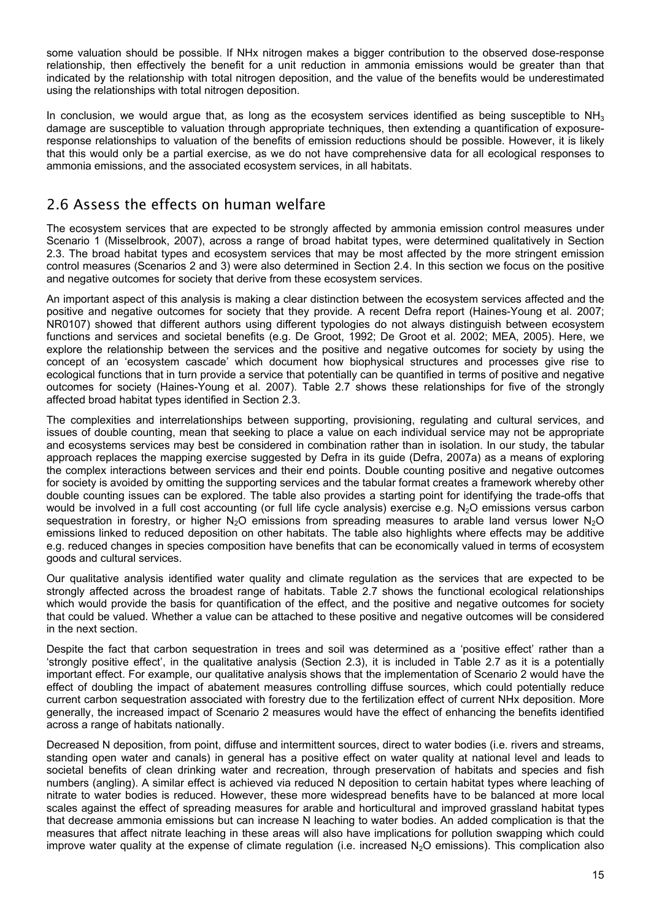some valuation should be possible. If NHx nitrogen makes a bigger contribution to the observed dose-response relationship, then effectively the benefit for a unit reduction in ammonia emissions would be greater than that indicated by the relationship with total nitrogen deposition, and the value of the benefits would be underestimated using the relationships with total nitrogen deposition.

In conclusion, we would argue that, as long as the ecosystem services identified as being susceptible to $NH_3$ damage are susceptible to valuation through appropriate techniques, then extending a quantification of exposure-response relationships to valuation of the benefits of emission reductions should be possible. However, it is likely that this would only be a partial exercise, as we do not have comprehensive data for all ecological responses to ammonia emissions, and the associated ecosystem services, in all habitats.

## 2.6 Assess the effects on human welfare

The ecosystem services that are expected to be strongly affected by ammonia emission control measures under Scenario 1 (Misselbrook, 2007), across a range of broad habitat types, were determined qualitatively in Section 2.3. The broad habitat types and ecosystem services that may be most affected by the more stringent emission control measures (Scenarios 2 and 3) were also determined in Section 2.4. In this section we focus on the positive and negative outcomes for society that derive from these ecosystem services.

An important aspect of this analysis is making a clear distinction between the ecosystem services affected and the positive and negative outcomes for society that they provide. A recent Defra report (Haines-Young et al. 2007; NR0107) showed that different authors using different typologies do not always distinguish between ecosystem functions and services and societal benefits (e.g. De Groot, 1992; De Groot et al. 2002; MEA, 2005). Here, we explore the relationship between the services and the positive and negative outcomes for society by using the concept of an 'ecosystem cascade' which document how biophysical structures and processes give rise to ecological functions that in turn provide a service that potentially can be quantified in terms of positive and negative outcomes for society (Haines-Young et al. 2007). Table 2.7 shows these relationships for five of the strongly affected broad habitat types identified in Section 2.3.

The complexities and interrelationships between supporting, provisioning, regulating and cultural services, and issues of double counting, mean that seeking to place a value on each individual service may not be appropriate and ecosystems services may best be considered in combination rather than in isolation. In our study, the tabular approach replaces the mapping exercise suggested by Defra in its guide (Defra, 2007a) as a means of exploring the complex interactions between services and their end points. Double counting positive and negative outcomes for society is avoided by omitting the supporting services and the tabular format creates a framework whereby other double counting issues can be explored. The table also provides a starting point for identifying the trade-offs that would be involved in a full cost accounting (or full life cycle analysis) exercise e.g. $N_2O$ emissions versus carbon sequestration in forestry, or higher $N_2O$ emissions from spreading measures to arable land versus lower $N_2O$ emissions linked to reduced deposition on other habitats. The table also highlights where effects may be additive e.g. reduced changes in species composition have benefits that can be economically valued in terms of ecosystem goods and cultural services.

Our qualitative analysis identified water quality and climate regulation as the services that are expected to be strongly affected across the broadest range of habitats. Table 2.7 shows the functional ecological relationships which would provide the basis for quantification of the effect, and the positive and negative outcomes for society that could be valued. Whether a value can be attached to these positive and negative outcomes will be considered in the next section.

Despite the fact that carbon sequestration in trees and soil was determined as a 'positive effect' rather than a 'strongly positive effect', in the qualitative analysis (Section 2.3), it is included in Table 2.7 as it is a potentially important effect. For example, our qualitative analysis shows that the implementation of Scenario 2 would have the effect of doubling the impact of abatement measures controlling diffuse sources, which could potentially reduce current carbon sequestration associated with forestry due to the fertilization effect of current NHx deposition. More generally, the increased impact of Scenario 2 measures would have the effect of enhancing the benefits identified across a range of habitats nationally.

Decreased N deposition, from point, diffuse and intermittent sources, direct to water bodies (i.e. rivers and streams, standing open water and canals) in general has a positive effect on water quality at national level and leads to societal benefits of clean drinking water and recreation, through preservation of habitats and species and fish numbers (angling). A similar effect is achieved via reduced N deposition to certain habitat types where leaching of nitrate to water bodies is reduced. However, these more widespread benefits have to be balanced at more local scales against the effect of spreading measures for arable and horticultural and improved grassland habitat types that decrease ammonia emissions but can increase N leaching to water bodies. An added complication is that the measures that affect nitrate leaching in these areas will also have implications for pollution swapping which could improve water quality at the expense of climate regulation (i.e. increased $N_2O$ emissions). This complication also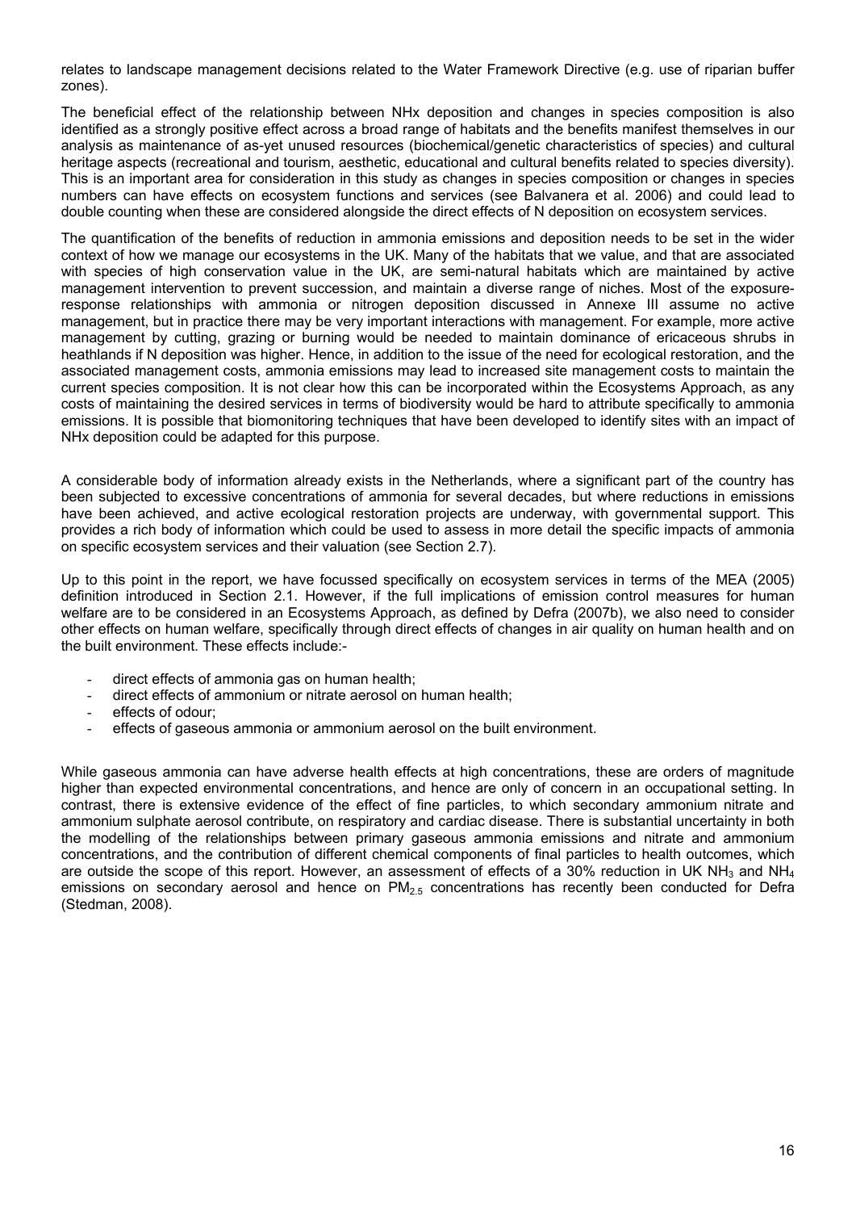relates to landscape management decisions related to the Water Framework Directive (e.g. use of riparian buffer zones).

The beneficial effect of the relationship between NHx deposition and changes in species composition is also identified as a strongly positive effect across a broad range of habitats and the benefits manifest themselves in our analysis as maintenance of as-yet unused resources (biochemical/genetic characteristics of species) and cultural heritage aspects (recreational and tourism, aesthetic, educational and cultural benefits related to species diversity). This is an important area for consideration in this study as changes in species composition or changes in species numbers can have effects on ecosystem functions and services (see Balvanera et al. 2006) and could lead to double counting when these are considered alongside the direct effects of N deposition on ecosystem services.

The quantification of the benefits of reduction in ammonia emissions and deposition needs to be set in the wider context of how we manage our ecosystems in the UK. Many of the habitats that we value, and that are associated with species of high conservation value in the UK, are semi-natural habitats which are maintained by active management intervention to prevent succession, and maintain a diverse range of niches. Most of the exposure-response relationships with ammonia or nitrogen deposition discussed in Annexe III assume no active management, but in practice there may be very important interactions with management. For example, more active management by cutting, grazing or burning would be needed to maintain dominance of ericaceous shrubs in heathlands if N deposition was higher. Hence, in addition to the issue of the need for ecological restoration, and the associated management costs, ammonia emissions may lead to increased site management costs to maintain the current species composition. It is not clear how this can be incorporated within the Ecosystems Approach, as any costs of maintaining the desired services in terms of biodiversity would be hard to attribute specifically to ammonia emissions. It is possible that biomonitoring techniques that have been developed to identify sites with an impact of NHx deposition could be adapted for this purpose.

A considerable body of information already exists in the Netherlands, where a significant part of the country has been subjected to excessive concentrations of ammonia for several decades, but where reductions in emissions have been achieved, and active ecological restoration projects are underway, with governmental support. This provides a rich body of information which could be used to assess in more detail the specific impacts of ammonia on specific ecosystem services and their valuation (see Section 2.7).

Up to this point in the report, we have focussed specifically on ecosystem services in terms of the MEA (2005) definition introduced in Section 2.1. However, if the full implications of emission control measures for human welfare are to be considered in an Ecosystems Approach, as defined by Defra (2007b), we also need to consider other effects on human welfare, specifically through direct effects of changes in air quality on human health and on the built environment. These effects include:-

- direct effects of ammonia gas on human health;
- direct effects of ammonium or nitrate aerosol on human health;
- effects of odour;
- effects of gaseous ammonia or ammonium aerosol on the built environment.

While gaseous ammonia can have adverse health effects at high concentrations, these are orders of magnitude higher than expected environmental concentrations, and hence are only of concern in an occupational setting. In contrast, there is extensive evidence of the effect of fine particles, to which secondary ammonium nitrate and ammonium sulphate aerosol contribute, on respiratory and cardiac disease. There is substantial uncertainty in both the modelling of the relationships between primary gaseous ammonia emissions and nitrate and ammonium concentrations, and the contribution of different chemical components of final particles to health outcomes, which are outside the scope of this report. However, an assessment of effects of a 30% reduction in UK $NH_3$ and $NH_4$ emissions on secondary aerosol and hence on $PM_{2.5}$ concentrations has recently been conducted for Defra (Stedman, 2008).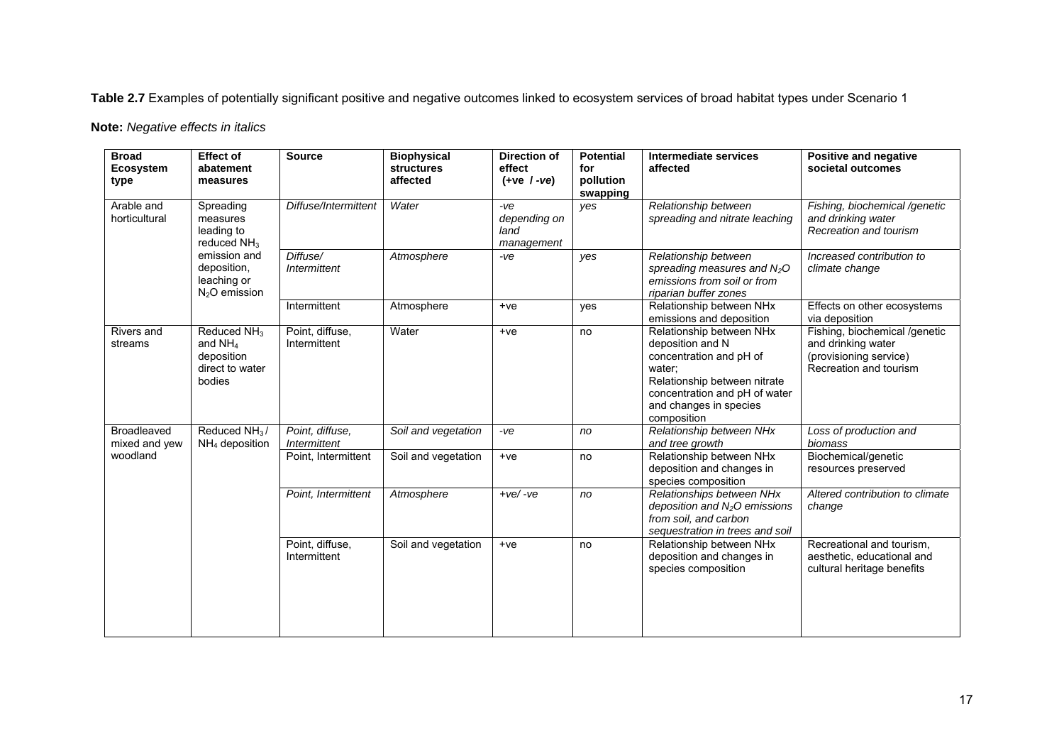**Table 2.7** Examples of potentially significant positive and negative outcomes linked to ecosystem services of broad habitat types under Scenario 1

**Note:** *Negative effects in italics*

| Broad Ecosystem type | Effect of abatement measures | Source | Biophysical structures affected | Direction of effect (+ve / -ve) | Potential for pollution swapping | Intermediate services affected | Positive and negative societal outcomes |
|---|---|---|---|---|---|---|---|
| Arable and horticultural | Spreading measures leading to reduced $NH_3$ emission and deposition, leaching or $N_2O$ emission | *Diffuse/Intermittent* | *Water* | *-ve depending on land management* | *yes* | *Relationship between spreading and nitrate leaching* | *Fishing, biochemical /genetic and drinking water Recreation and tourism* |
| | | *Diffuse/ Intermittent* | *Atmosphere* | *-ve* | *yes* | *Relationship between spreading measures and $N_2O$ emissions from soil or from riparian buffer zones* | *Increased contribution to climate change* |
| | | Intermittent | Atmosphere | +ve | yes | Relationship between NHx emissions and deposition | Effects on other ecosystems via deposition |
| Rivers and streams | Reduced $NH_3$ and $NH_4$ deposition direct to water bodies | Point, diffuse, Intermittent | Water | +ve | no | Relationship between NHx deposition and N concentration and pH of water; Relationship between nitrate concentration and pH of water and changes in species composition | Fishing, biochemical /genetic and drinking water (provisioning service) Recreation and tourism |
| Broadleaved mixed and yew woodland | Reduced $NH_3$ / $NH_4$ deposition | *Point, diffuse, Intermittent* | *Soil and vegetation* | *-ve* | *no* | *Relationship between NHx and tree growth* | *Loss of production and biomass* |
| | | Point, Intermittent | Soil and vegetation | +ve | no | Relationship between NHx deposition and changes in species composition | Biochemical/genetic resources preserved |
| | | *Point, Intermittent* | *Atmosphere* | *+ve/ -ve* | *no* | *Relationships between NHx deposition and $N_2O$ emissions from soil, and carbon sequestration in trees and soil* | *Altered contribution to climate change* |
| | | Point, diffuse, Intermittent | Soil and vegetation | +ve | no | Relationship between NHx deposition and changes in species composition | Recreational and tourism, aesthetic, educational and cultural heritage benefits |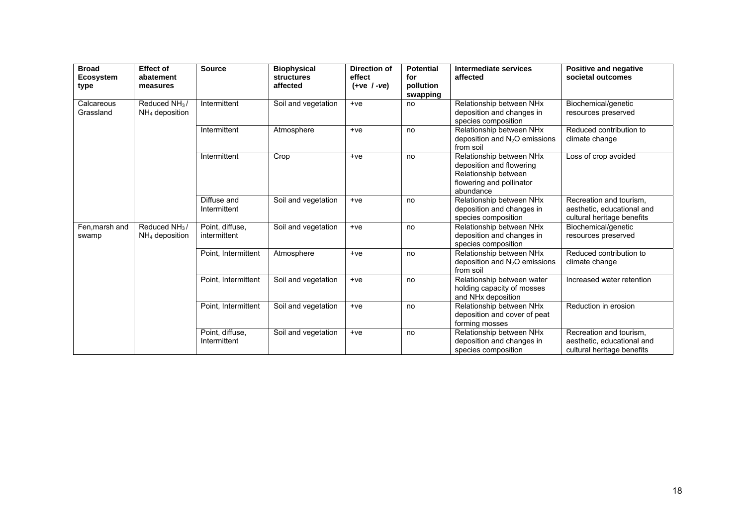| Broad Ecosystem type | Effect of abatement measures | Source | Biophysical structures affected | Direction of effect (+ve / -ve) | Potential for pollution swapping | Intermediate services affected | Positive and negative societal outcomes |
|---|---|---|---|---|---|---|---|
| Calcareous Grassland | Reduced $NH_3$ / $NH_4$ deposition | Intermittent | Soil and vegetation | +ve | no | Relationship between NHx deposition and changes in species composition | Biochemical/genetic resources preserved |
| | | Intermittent | Atmosphere | +ve | no | Relationship between NHx deposition and $N_2O$ emissions from soil | Reduced contribution to climate change |
| | | Intermittent | Crop | +ve | no | Relationship between NHx deposition and flowering Relationship between flowering and pollinator abundance | Loss of crop avoided |
| | | Diffuse and Intermittent | Soil and vegetation | +ve | no | Relationship between NHx deposition and changes in species composition | Recreation and tourism, aesthetic, educational and cultural heritage benefits |
| Fen,marsh and swamp | Reduced $NH_3$ / $NH_4$ deposition | Point, diffuse, intermittent | Soil and vegetation | +ve | no | Relationship between NHx deposition and changes in species composition | Biochemical/genetic resources preserved |
| | | Point, Intermittent | Atmosphere | +ve | no | Relationship between NHx deposition and $N_2O$ emissions from soil | Reduced contribution to climate change |
| | | Point, Intermittent | Soil and vegetation | +ve | no | Relationship between water holding capacity of mosses and NHx deposition | Increased water retention |
| | | Point, Intermittent | Soil and vegetation | +ve | no | Relationship between NHx deposition and cover of peat forming mosses | Reduction in erosion |
| | | Point, diffuse, Intermittent | Soil and vegetation | +ve | no | Relationship between NHx deposition and changes in species composition | Recreation and tourism, aesthetic, educational and cultural heritage benefits |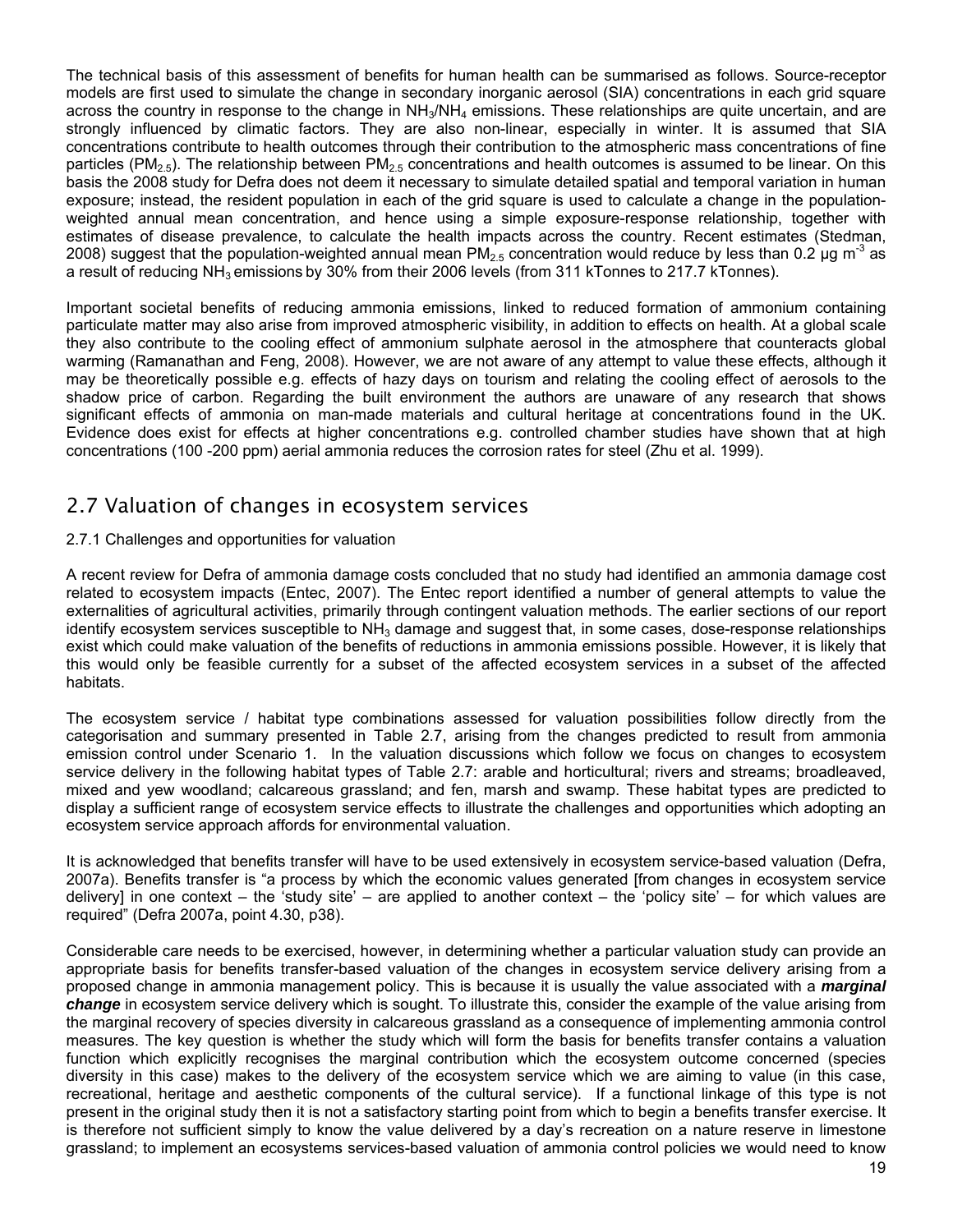The technical basis of this assessment of benefits for human health can be summarised as follows. Source-receptor models are first used to simulate the change in secondary inorganic aerosol (SIA) concentrations in each grid square across the country in response to the change in $NH_3$/$NH_4$ emissions. These relationships are quite uncertain, and are strongly influenced by climatic factors. They are also non-linear, especially in winter. It is assumed that SIA concentrations contribute to health outcomes through their contribution to the atmospheric mass concentrations of fine particles ($PM_{2.5}$). The relationship between $PM_{2.5}$ concentrations and health outcomes is assumed to be linear. On this basis the 2008 study for Defra does not deem it necessary to simulate detailed spatial and temporal variation in human exposure; instead, the resident population in each of the grid square is used to calculate a change in the population-weighted annual mean concentration, and hence using a simple exposure-response relationship, together with estimates of disease prevalence, to calculate the health impacts across the country. Recent estimates (Stedman, 2008) suggest that the population-weighted annual mean $PM_{2.5}$ concentration would reduce by less than 0.2 µg $m^{-3}$ as a result of reducing $NH_3$ emissions by 30% from their 2006 levels (from 311 kTonnes to 217.7 kTonnes).

Important societal benefits of reducing ammonia emissions, linked to reduced formation of ammonium containing particulate matter may also arise from improved atmospheric visibility, in addition to effects on health. At a global scale they also contribute to the cooling effect of ammonium sulphate aerosol in the atmosphere that counteracts global warming (Ramanathan and Feng, 2008). However, we are not aware of any attempt to value these effects, although it may be theoretically possible e.g. effects of hazy days on tourism and relating the cooling effect of aerosols to the shadow price of carbon. Regarding the built environment the authors are unaware of any research that shows significant effects of ammonia on man-made materials and cultural heritage at concentrations found in the UK. Evidence does exist for effects at higher concentrations e.g. controlled chamber studies have shown that at high concentrations (100 -200 ppm) aerial ammonia reduces the corrosion rates for steel (Zhu et al. 1999).

## 2.7 Valuation of changes in ecosystem services

### 2.7.1 Challenges and opportunities for valuation

A recent review for Defra of ammonia damage costs concluded that no study had identified an ammonia damage cost related to ecosystem impacts (Entec, 2007). The Entec report identified a number of general attempts to value the externalities of agricultural activities, primarily through contingent valuation methods. The earlier sections of our report identify ecosystem services susceptible to $NH_3$ damage and suggest that, in some cases, dose-response relationships exist which could make valuation of the benefits of reductions in ammonia emissions possible. However, it is likely that this would only be feasible currently for a subset of the affected ecosystem services in a subset of the affected habitats.

The ecosystem service / habitat type combinations assessed for valuation possibilities follow directly from the categorisation and summary presented in Table 2.7, arising from the changes predicted to result from ammonia emission control under Scenario 1. In the valuation discussions which follow we focus on changes to ecosystem service delivery in the following habitat types of Table 2.7: arable and horticultural; rivers and streams; broadleaved, mixed and yew woodland; calcareous grassland; and fen, marsh and swamp. These habitat types are predicted to display a sufficient range of ecosystem service effects to illustrate the challenges and opportunities which adopting an ecosystem service approach affords for environmental valuation.

It is acknowledged that benefits transfer will have to be used extensively in ecosystem service-based valuation (Defra, 2007a). Benefits transfer is "a process by which the economic values generated [from changes in ecosystem service delivery] in one context – the 'study site' – are applied to another context – the 'policy site' – for which values are required" (Defra 2007a, point 4.30, p38).

Considerable care needs to be exercised, however, in determining whether a particular valuation study can provide an appropriate basis for benefits transfer-based valuation of the changes in ecosystem service delivery arising from a proposed change in ammonia management policy. This is because it is usually the value associated with a ***marginal change*** in ecosystem service delivery which is sought. To illustrate this, consider the example of the value arising from the marginal recovery of species diversity in calcareous grassland as a consequence of implementing ammonia control measures. The key question is whether the study which will form the basis for benefits transfer contains a valuation function which explicitly recognises the marginal contribution which the ecosystem outcome concerned (species diversity in this case) makes to the delivery of the ecosystem service which we are aiming to value (in this case, recreational, heritage and aesthetic components of the cultural service). If a functional linkage of this type is not present in the original study then it is not a satisfactory starting point from which to begin a benefits transfer exercise. It is therefore not sufficient simply to know the value delivered by a day's recreation on a nature reserve in limestone grassland; to implement an ecosystems services-based valuation of ammonia control policies we would need to know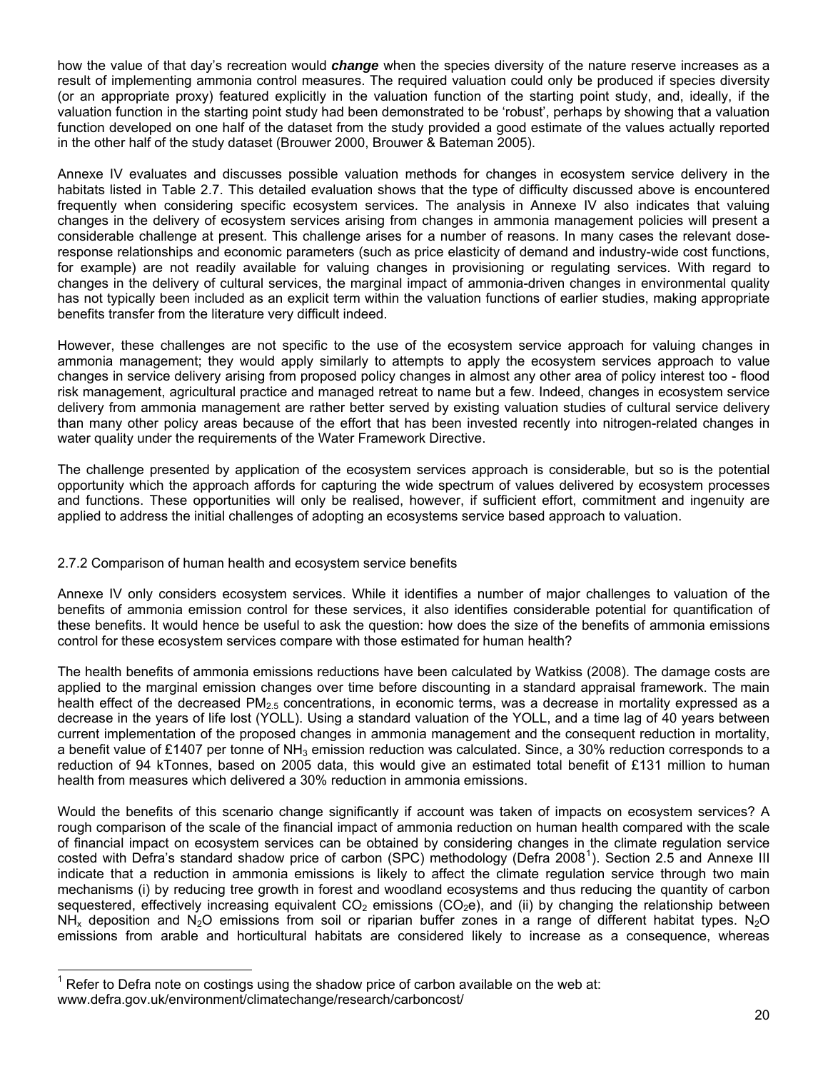how the value of that day's recreation would ***change*** when the species diversity of the nature reserve increases as a result of implementing ammonia control measures. The required valuation could only be produced if species diversity (or an appropriate proxy) featured explicitly in the valuation function of the starting point study, and, ideally, if the valuation function in the starting point study had been demonstrated to be 'robust', perhaps by showing that a valuation function developed on one half of the dataset from the study provided a good estimate of the values actually reported in the other half of the study dataset (Brouwer 2000, Brouwer & Bateman 2005).

Annexe IV evaluates and discusses possible valuation methods for changes in ecosystem service delivery in the habitats listed in Table 2.7. This detailed evaluation shows that the type of difficulty discussed above is encountered frequently when considering specific ecosystem services. The analysis in Annexe IV also indicates that valuing changes in the delivery of ecosystem services arising from changes in ammonia management policies will present a considerable challenge at present. This challenge arises for a number of reasons. In many cases the relevant dose-response relationships and economic parameters (such as price elasticity of demand and industry-wide cost functions, for example) are not readily available for valuing changes in provisioning or regulating services. With regard to changes in the delivery of cultural services, the marginal impact of ammonia-driven changes in environmental quality has not typically been included as an explicit term within the valuation functions of earlier studies, making appropriate benefits transfer from the literature very difficult indeed.

However, these challenges are not specific to the use of the ecosystem service approach for valuing changes in ammonia management; they would apply similarly to attempts to apply the ecosystem services approach to value changes in service delivery arising from proposed policy changes in almost any other area of policy interest too - flood risk management, agricultural practice and managed retreat to name but a few. Indeed, changes in ecosystem service delivery from ammonia management are rather better served by existing valuation studies of cultural service delivery than many other policy areas because of the effort that has been invested recently into nitrogen-related changes in water quality under the requirements of the Water Framework Directive.

The challenge presented by application of the ecosystem services approach is considerable, but so is the potential opportunity which the approach affords for capturing the wide spectrum of values delivered by ecosystem processes and functions. These opportunities will only be realised, however, if sufficient effort, commitment and ingenuity are applied to address the initial challenges of adopting an ecosystems service based approach to valuation.

### 2.7.2 Comparison of human health and ecosystem service benefits

Annexe IV only considers ecosystem services. While it identifies a number of major challenges to valuation of the benefits of ammonia emission control for these services, it also identifies considerable potential for quantification of these benefits. It would hence be useful to ask the question: how does the size of the benefits of ammonia emissions control for these ecosystem services compare with those estimated for human health?

The health benefits of ammonia emissions reductions have been calculated by Watkiss (2008). The damage costs are applied to the marginal emission changes over time before discounting in a standard appraisal framework. The main health effect of the decreased $PM_{2.5}$ concentrations, in economic terms, was a decrease in mortality expressed as a decrease in the years of life lost (YOLL). Using a standard valuation of the YOLL, and a time lag of 40 years between current implementation of the proposed changes in ammonia management and the consequent reduction in mortality, a benefit value of £1407 per tonne of $NH_3$ emission reduction was calculated. Since, a 30% reduction corresponds to a reduction of 94 kTonnes, based on 2005 data, this would give an estimated total benefit of £131 million to human health from measures which delivered a 30% reduction in ammonia emissions.

Would the benefits of this scenario change significantly if account was taken of impacts on ecosystem services? A rough comparison of the scale of the financial impact of ammonia reduction on human health compared with the scale of financial impact on ecosystem services can be obtained by considering changes in the climate regulation service costed with Defra's standard shadow price of carbon (SPC) methodology (Defra 2008[1]). Section 2.5 and Annexe III indicate that a reduction in ammonia emissions is likely to affect the climate regulation service through two main mechanisms (i) by reducing tree growth in forest and woodland ecosystems and thus reducing the quantity of carbon sequestered, effectively increasing equivalent $CO_2$ emissions ($CO_2e$), and (ii) by changing the relationship between $NH_x$ deposition and $N_2O$ emissions from soil or riparian buffer zones in a range of different habitat types. $N_2O$ emissions from arable and horticultural habitats are considered likely to increase as a consequence, whereas

[1] Refer to Defra note on costings using the shadow price of carbon available on the web at: www.defra.gov.uk/environment/climatechange/research/carboncost/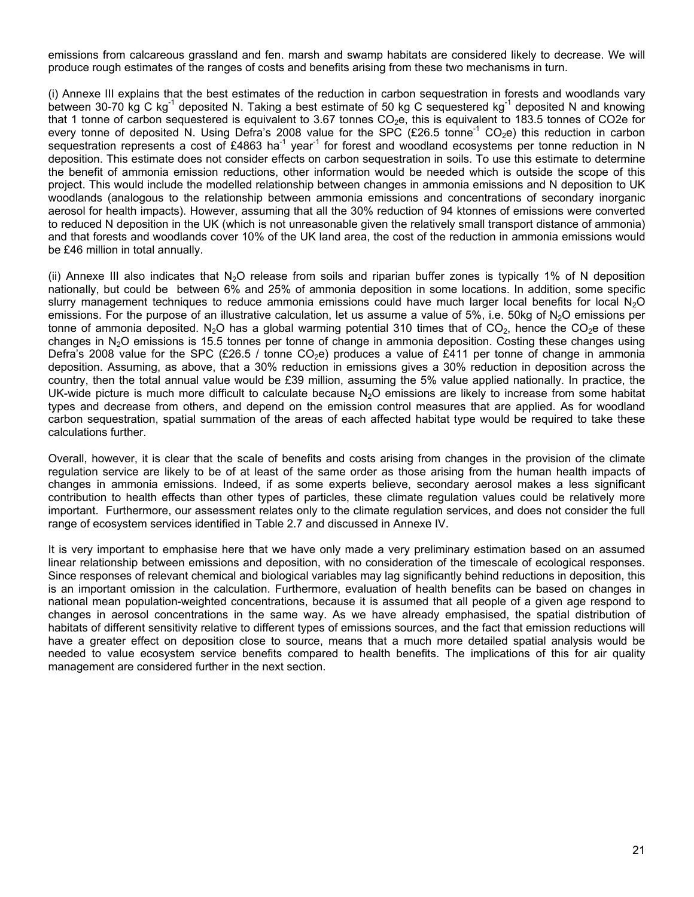emissions from calcareous grassland and fen. marsh and swamp habitats are considered likely to decrease. We will produce rough estimates of the ranges of costs and benefits arising from these two mechanisms in turn.

(i) Annexe III explains that the best estimates of the reduction in carbon sequestration in forests and woodlands vary between 30-70 kg C $kg^{-1}$ deposited N. Taking a best estimate of 50 kg C sequestered $kg^{-1}$ deposited N and knowing that 1 tonne of carbon sequestered is equivalent to 3.67 tonnes $CO_2e$, this is equivalent to 183.5 tonnes of CO2e for every tonne of deposited N. Using Defra's 2008 value for the SPC (£26.5 $tonne^{-1}$ $CO_2e$) this reduction in carbon sequestration represents a cost of £4863 $ha^{-1}$ $year^{-1}$ for forest and woodland ecosystems per tonne reduction in N deposition. This estimate does not consider effects on carbon sequestration in soils. To use this estimate to determine the benefit of ammonia emission reductions, other information would be needed which is outside the scope of this project. This would include the modelled relationship between changes in ammonia emissions and N deposition to UK woodlands (analogous to the relationship between ammonia emissions and concentrations of secondary inorganic aerosol for health impacts). However, assuming that all the 30% reduction of 94 ktonnes of emissions were converted to reduced N deposition in the UK (which is not unreasonable given the relatively small transport distance of ammonia) and that forests and woodlands cover 10% of the UK land area, the cost of the reduction in ammonia emissions would be £46 million in total annually.

(ii) Annexe III also indicates that $N_2O$ release from soils and riparian buffer zones is typically 1% of N deposition nationally, but could be between 6% and 25% of ammonia deposition in some locations. In addition, some specific slurry management techniques to reduce ammonia emissions could have much larger local benefits for local $N_2O$ emissions. For the purpose of an illustrative calculation, let us assume a value of 5%, i.e. 50kg of $N_2O$ emissions per tonne of ammonia deposited. $N_2O$ has a global warming potential 310 times that of $CO_2$, hence the $CO_2e$ of these changes in $N_2O$ emissions is 15.5 tonnes per tonne of change in ammonia deposition. Costing these changes using Defra's 2008 value for the SPC (£26.5 / tonne $CO_2e$) produces a value of £411 per tonne of change in ammonia deposition. Assuming, as above, that a 30% reduction in emissions gives a 30% reduction in deposition across the country, then the total annual value would be £39 million, assuming the 5% value applied nationally. In practice, the UK-wide picture is much more difficult to calculate because $N_2O$ emissions are likely to increase from some habitat types and decrease from others, and depend on the emission control measures that are applied. As for woodland carbon sequestration, spatial summation of the areas of each affected habitat type would be required to take these calculations further.

Overall, however, it is clear that the scale of benefits and costs arising from changes in the provision of the climate regulation service are likely to be of at least of the same order as those arising from the human health impacts of changes in ammonia emissions. Indeed, if as some experts believe, secondary aerosol makes a less significant contribution to health effects than other types of particles, these climate regulation values could be relatively more important. Furthermore, our assessment relates only to the climate regulation services, and does not consider the full range of ecosystem services identified in Table 2.7 and discussed in Annexe IV.

It is very important to emphasise here that we have only made a very preliminary estimation based on an assumed linear relationship between emissions and deposition, with no consideration of the timescale of ecological responses. Since responses of relevant chemical and biological variables may lag significantly behind reductions in deposition, this is an important omission in the calculation. Furthermore, evaluation of health benefits can be based on changes in national mean population-weighted concentrations, because it is assumed that all people of a given age respond to changes in aerosol concentrations in the same way. As we have already emphasised, the spatial distribution of habitats of different sensitivity relative to different types of emissions sources, and the fact that emission reductions will have a greater effect on deposition close to source, means that a much more detailed spatial analysis would be needed to value ecosystem service benefits compared to health benefits. The implications of this for air quality management are considered further in the next section.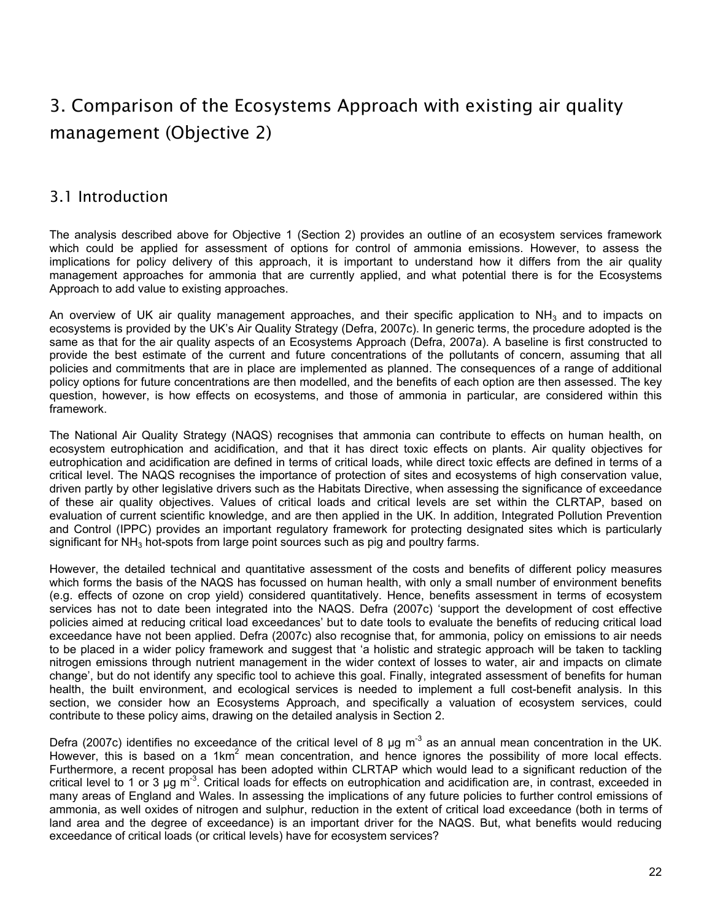# 3. Comparison of the Ecosystems Approach with existing air quality management (Objective 2)

## 3.1 Introduction

The analysis described above for Objective 1 (Section 2) provides an outline of an ecosystem services framework which could be applied for assessment of options for control of ammonia emissions. However, to assess the implications for policy delivery of this approach, it is important to understand how it differs from the air quality management approaches for ammonia that are currently applied, and what potential there is for the Ecosystems Approach to add value to existing approaches.

An overview of UK air quality management approaches, and their specific application to $NH_3$ and to impacts on ecosystems is provided by the UK's Air Quality Strategy (Defra, 2007c). In generic terms, the procedure adopted is the same as that for the air quality aspects of an Ecosystems Approach (Defra, 2007a). A baseline is first constructed to provide the best estimate of the current and future concentrations of the pollutants of concern, assuming that all policies and commitments that are in place are implemented as planned. The consequences of a range of additional policy options for future concentrations are then modelled, and the benefits of each option are then assessed. The key question, however, is how effects on ecosystems, and those of ammonia in particular, are considered within this framework.

The National Air Quality Strategy (NAQS) recognises that ammonia can contribute to effects on human health, on ecosystem eutrophication and acidification, and that it has direct toxic effects on plants. Air quality objectives for eutrophication and acidification are defined in terms of critical loads, while direct toxic effects are defined in terms of a critical level. The NAQS recognises the importance of protection of sites and ecosystems of high conservation value, driven partly by other legislative drivers such as the Habitats Directive, when assessing the significance of exceedance of these air quality objectives. Values of critical loads and critical levels are set within the CLRTAP, based on evaluation of current scientific knowledge, and are then applied in the UK. In addition, Integrated Pollution Prevention and Control (IPPC) provides an important regulatory framework for protecting designated sites which is particularly significant for $NH_3$ hot-spots from large point sources such as pig and poultry farms.

However, the detailed technical and quantitative assessment of the costs and benefits of different policy measures which forms the basis of the NAQS has focussed on human health, with only a small number of environment benefits (e.g. effects of ozone on crop yield) considered quantitatively. Hence, benefits assessment in terms of ecosystem services has not to date been integrated into the NAQS. Defra (2007c) 'support the development of cost effective policies aimed at reducing critical load exceedances' but to date tools to evaluate the benefits of reducing critical load exceedance have not been applied. Defra (2007c) also recognise that, for ammonia, policy on emissions to air needs to be placed in a wider policy framework and suggest that 'a holistic and strategic approach will be taken to tackling nitrogen emissions through nutrient management in the wider context of losses to water, air and impacts on climate change', but do not identify any specific tool to achieve this goal. Finally, integrated assessment of benefits for human health, the built environment, and ecological services is needed to implement a full cost-benefit analysis. In this section, we consider how an Ecosystems Approach, and specifically a valuation of ecosystem services, could contribute to these policy aims, drawing on the detailed analysis in Section 2.

Defra (2007c) identifies no exceedance of the critical level of 8 $\mu g\ m^{-3}$ as an annual mean concentration in the UK. However, this is based on a $1km^2$ mean concentration, and hence ignores the possibility of more local effects. Furthermore, a recent proposal has been adopted within CLRTAP which would lead to a significant reduction of the critical level to 1 or 3 $\mu g\ m^{-3}$. Critical loads for effects on eutrophication and acidification are, in contrast, exceeded in many areas of England and Wales. In assessing the implications of any future policies to further control emissions of ammonia, as well oxides of nitrogen and sulphur, reduction in the extent of critical load exceedance (both in terms of land area and the degree of exceedance) is an important driver for the NAQS. But, what benefits would reducing exceedance of critical loads (or critical levels) have for ecosystem services?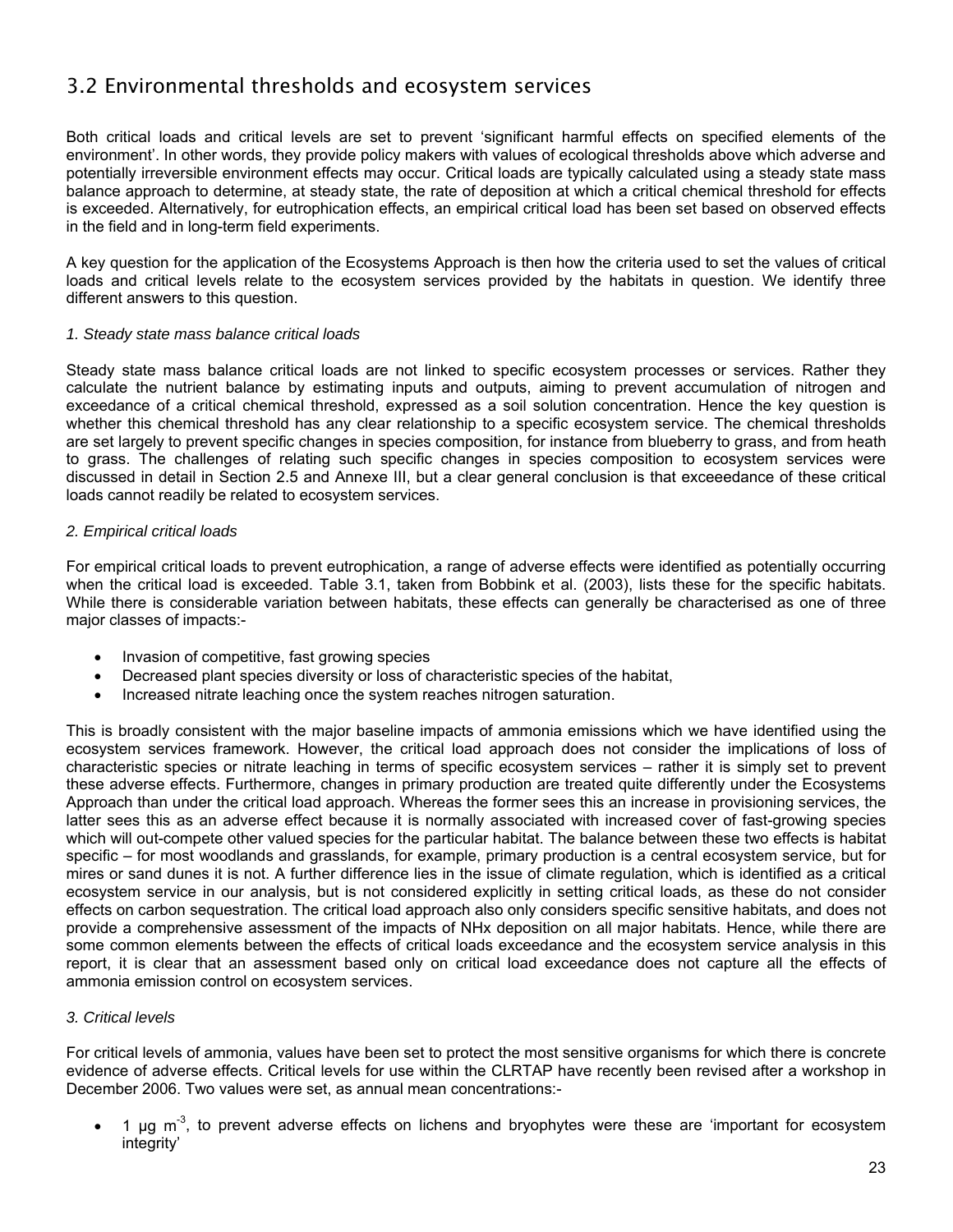## 3.2 Environmental thresholds and ecosystem services

Both critical loads and critical levels are set to prevent 'significant harmful effects on specified elements of the environment'. In other words, they provide policy makers with values of ecological thresholds above which adverse and potentially irreversible environment effects may occur. Critical loads are typically calculated using a steady state mass balance approach to determine, at steady state, the rate of deposition at which a critical chemical threshold for effects is exceeded. Alternatively, for eutrophication effects, an empirical critical load has been set based on observed effects in the field and in long-term field experiments.

A key question for the application of the Ecosystems Approach is then how the criteria used to set the values of critical loads and critical levels relate to the ecosystem services provided by the habitats in question. We identify three different answers to this question.

*1. Steady state mass balance critical loads*

Steady state mass balance critical loads are not linked to specific ecosystem processes or services. Rather they calculate the nutrient balance by estimating inputs and outputs, aiming to prevent accumulation of nitrogen and exceedance of a critical chemical threshold, expressed as a soil solution concentration. Hence the key question is whether this chemical threshold has any clear relationship to a specific ecosystem service. The chemical thresholds are set largely to prevent specific changes in species composition, for instance from blueberry to grass, and from heath to grass. The challenges of relating such specific changes in species composition to ecosystem services were discussed in detail in Section 2.5 and Annexe III, but a clear general conclusion is that exceeedance of these critical loads cannot readily be related to ecosystem services.

*2. Empirical critical loads*

For empirical critical loads to prevent eutrophication, a range of adverse effects were identified as potentially occurring when the critical load is exceeded. Table 3.1, taken from Bobbink et al. (2003), lists these for the specific habitats. While there is considerable variation between habitats, these effects can generally be characterised as one of three major classes of impacts:-

- Invasion of competitive, fast growing species
- Decreased plant species diversity or loss of characteristic species of the habitat,
- Increased nitrate leaching once the system reaches nitrogen saturation.

This is broadly consistent with the major baseline impacts of ammonia emissions which we have identified using the ecosystem services framework. However, the critical load approach does not consider the implications of loss of characteristic species or nitrate leaching in terms of specific ecosystem services – rather it is simply set to prevent these adverse effects. Furthermore, changes in primary production are treated quite differently under the Ecosystems Approach than under the critical load approach. Whereas the former sees this an increase in provisioning services, the latter sees this as an adverse effect because it is normally associated with increased cover of fast-growing species which will out-compete other valued species for the particular habitat. The balance between these two effects is habitat specific – for most woodlands and grasslands, for example, primary production is a central ecosystem service, but for mires or sand dunes it is not. A further difference lies in the issue of climate regulation, which is identified as a critical ecosystem service in our analysis, but is not considered explicitly in setting critical loads, as these do not consider effects on carbon sequestration. The critical load approach also only considers specific sensitive habitats, and does not provide a comprehensive assessment of the impacts of $NH_x$ deposition on all major habitats. Hence, while there are some common elements between the effects of critical loads exceedance and the ecosystem service analysis in this report, it is clear that an assessment based only on critical load exceedance does not capture all the effects of ammonia emission control on ecosystem services.

*3. Critical levels*

For critical levels of ammonia, values have been set to protect the most sensitive organisms for which there is concrete evidence of adverse effects. Critical levels for use within the CLRTAP have recently been revised after a workshop in December 2006. Two values were set, as annual mean concentrations:-

- 1 $\mu g\ m^{-3}$, to prevent adverse effects on lichens and bryophytes were these are 'important for ecosystem integrity'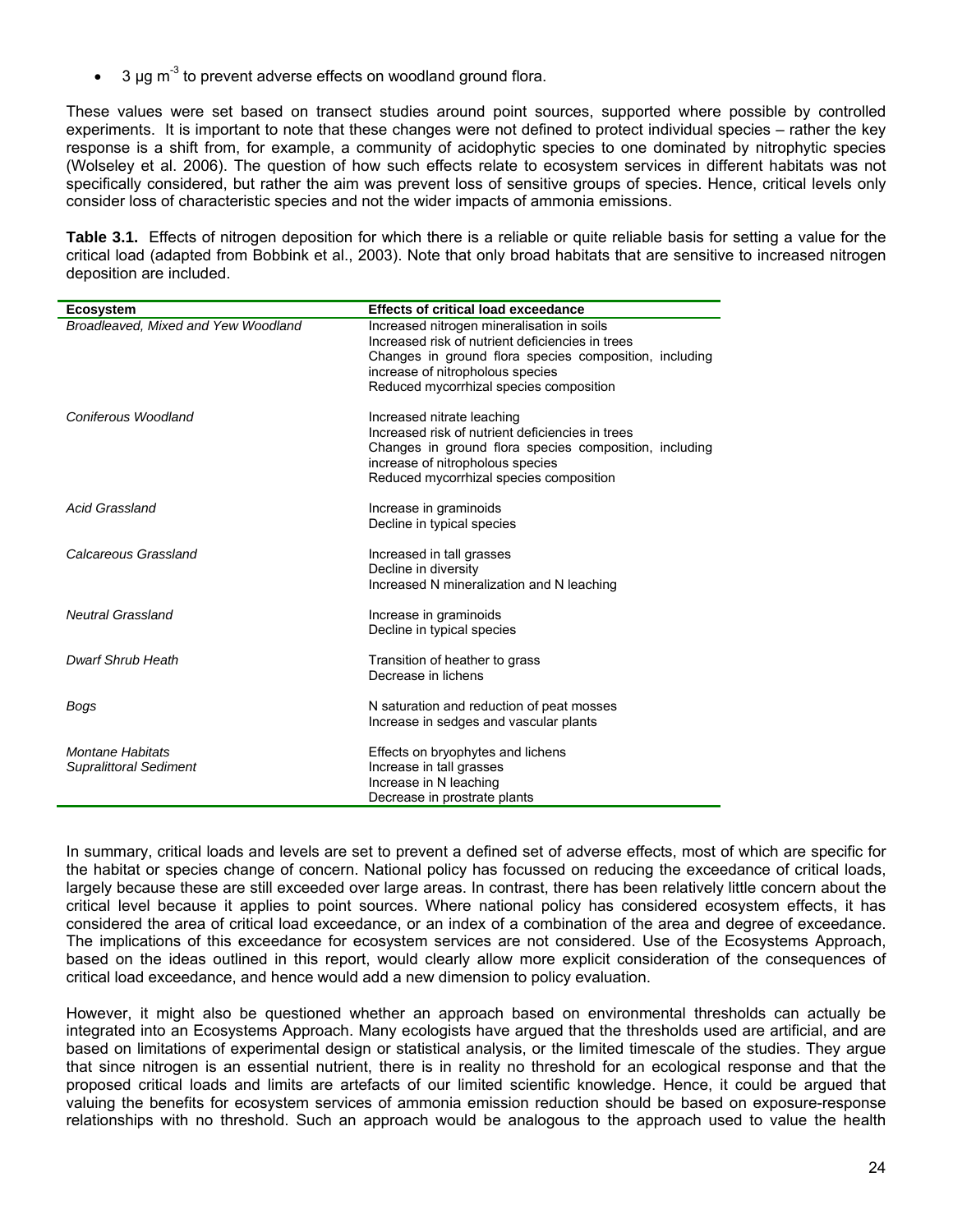- 3 µg m$^{-3}$ to prevent adverse effects on woodland ground flora.

These values were set based on transect studies around point sources, supported where possible by controlled experiments. It is important to note that these changes were not defined to protect individual species – rather the key response is a shift from, for example, a community of acidophytic species to one dominated by nitrophytic species (Wolseley et al. 2006). The question of how such effects relate to ecosystem services in different habitats was not specifically considered, but rather the aim was prevent loss of sensitive groups of species. Hence, critical levels only consider loss of characteristic species and not the wider impacts of ammonia emissions.

**Table 3.1.** Effects of nitrogen deposition for which there is a reliable or quite reliable basis for setting a value for the critical load (adapted from Bobbink et al., 2003). Note that only broad habitats that are sensitive to increased nitrogen deposition are included.

| Ecosystem | Effects of critical load exceedance |
|---|---|
| *Broadleaved, Mixed and Yew Woodland* | Increased nitrogen mineralisation in soils<br>Increased risk of nutrient deficiencies in trees<br>Changes in ground flora species composition, including increase of nitropholous species<br>Reduced mycorrhizal species composition |
| *Coniferous Woodland* | Increased nitrate leaching<br>Increased risk of nutrient deficiencies in trees<br>Changes in ground flora species composition, including increase of nitropholous species<br>Reduced mycorrhizal species composition |
| *Acid Grassland* | Increase in graminoids<br>Decline in typical species |
| *Calcareous Grassland* | Increased in tall grasses<br>Decline in diversity<br>Increased N mineralization and N leaching |
| *Neutral Grassland* | Increase in graminoids<br>Decline in typical species |
| *Dwarf Shrub Heath* | Transition of heather to grass<br>Decrease in lichens |
| *Bogs* | N saturation and reduction of peat mosses<br>Increase in sedges and vascular plants |
| *Montane Habitats*<br>*Supralittoral Sediment* | Effects on bryophytes and lichens<br>Increase in tall grasses<br>Increase in N leaching<br>Decrease in prostrate plants |

In summary, critical loads and levels are set to prevent a defined set of adverse effects, most of which are specific for the habitat or species change of concern. National policy has focussed on reducing the exceedance of critical loads, largely because these are still exceeded over large areas. In contrast, there has been relatively little concern about the critical level because it applies to point sources. Where national policy has considered ecosystem effects, it has considered the area of critical load exceedance, or an index of a combination of the area and degree of exceedance. The implications of this exceedance for ecosystem services are not considered. Use of the Ecosystems Approach, based on the ideas outlined in this report, would clearly allow more explicit consideration of the consequences of critical load exceedance, and hence would add a new dimension to policy evaluation.

However, it might also be questioned whether an approach based on environmental thresholds can actually be integrated into an Ecosystems Approach. Many ecologists have argued that the thresholds used are artificial, and are based on limitations of experimental design or statistical analysis, or the limited timescale of the studies. They argue that since nitrogen is an essential nutrient, there is in reality no threshold for an ecological response and that the proposed critical loads and limits are artefacts of our limited scientific knowledge. Hence, it could be argued that valuing the benefits for ecosystem services of ammonia emission reduction should be based on exposure-response relationships with no threshold. Such an approach would be analogous to the approach used to value the health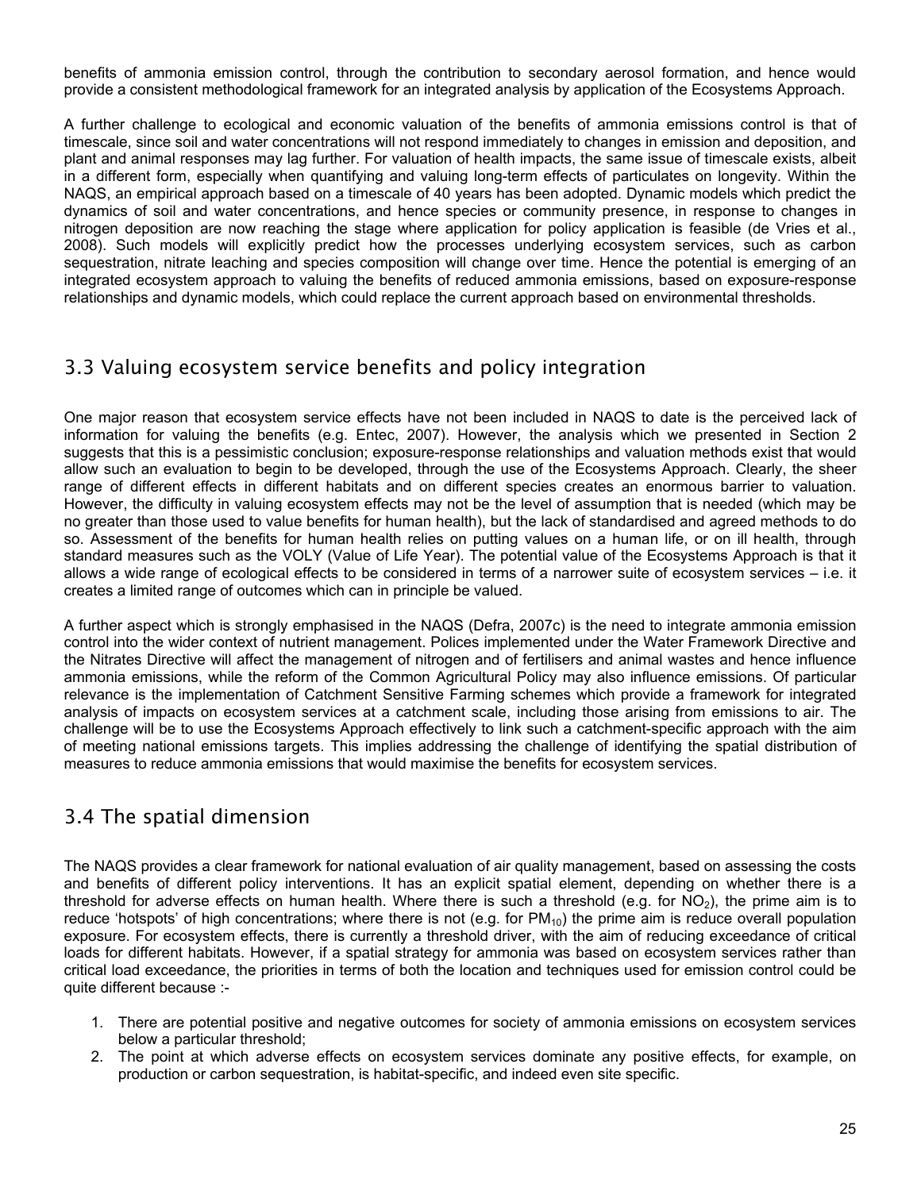benefits of ammonia emission control, through the contribution to secondary aerosol formation, and hence would provide a consistent methodological framework for an integrated analysis by application of the Ecosystems Approach.

A further challenge to ecological and economic valuation of the benefits of ammonia emissions control is that of timescale, since soil and water concentrations will not respond immediately to changes in emission and deposition, and plant and animal responses may lag further. For valuation of health impacts, the same issue of timescale exists, albeit in a different form, especially when quantifying and valuing long-term effects of particulates on longevity. Within the NAQS, an empirical approach based on a timescale of 40 years has been adopted. Dynamic models which predict the dynamics of soil and water concentrations, and hence species or community presence, in response to changes in nitrogen deposition are now reaching the stage where application for policy application is feasible (de Vries et al., 2008). Such models will explicitly predict how the processes underlying ecosystem services, such as carbon sequestration, nitrate leaching and species composition will change over time. Hence the potential is emerging of an integrated ecosystem approach to valuing the benefits of reduced ammonia emissions, based on exposure-response relationships and dynamic models, which could replace the current approach based on environmental thresholds.

## 3.3 Valuing ecosystem service benefits and policy integration

One major reason that ecosystem service effects have not been included in NAQS to date is the perceived lack of information for valuing the benefits (e.g. Entec, 2007). However, the analysis which we presented in Section 2 suggests that this is a pessimistic conclusion; exposure-response relationships and valuation methods exist that would allow such an evaluation to begin to be developed, through the use of the Ecosystems Approach. Clearly, the sheer range of different effects in different habitats and on different species creates an enormous barrier to valuation. However, the difficulty in valuing ecosystem effects may not be the level of assumption that is needed (which may be no greater than those used to value benefits for human health), but the lack of standardised and agreed methods to do so. Assessment of the benefits for human health relies on putting values on a human life, or on ill health, through standard measures such as the VOLY (Value of Life Year). The potential value of the Ecosystems Approach is that it allows a wide range of ecological effects to be considered in terms of a narrower suite of ecosystem services – i.e. it creates a limited range of outcomes which can in principle be valued.

A further aspect which is strongly emphasised in the NAQS (Defra, 2007c) is the need to integrate ammonia emission control into the wider context of nutrient management. Polices implemented under the Water Framework Directive and the Nitrates Directive will affect the management of nitrogen and of fertilisers and animal wastes and hence influence ammonia emissions, while the reform of the Common Agricultural Policy may also influence emissions. Of particular relevance is the implementation of Catchment Sensitive Farming schemes which provide a framework for integrated analysis of impacts on ecosystem services at a catchment scale, including those arising from emissions to air. The challenge will be to use the Ecosystems Approach effectively to link such a catchment-specific approach with the aim of meeting national emissions targets. This implies addressing the challenge of identifying the spatial distribution of measures to reduce ammonia emissions that would maximise the benefits for ecosystem services.

## 3.4 The spatial dimension

The NAQS provides a clear framework for national evaluation of air quality management, based on assessing the costs and benefits of different policy interventions. It has an explicit spatial element, depending on whether there is a threshold for adverse effects on human health. Where there is such a threshold (e.g. for $NO_2$), the prime aim is to reduce 'hotspots' of high concentrations; where there is not (e.g. for $PM_{10}$) the prime aim is reduce overall population exposure. For ecosystem effects, there is currently a threshold driver, with the aim of reducing exceedance of critical loads for different habitats. However, if a spatial strategy for ammonia was based on ecosystem services rather than critical load exceedance, the priorities in terms of both the location and techniques used for emission control could be quite different because :-

1. There are potential positive and negative outcomes for society of ammonia emissions on ecosystem services below a particular threshold;
2. The point at which adverse effects on ecosystem services dominate any positive effects, for example, on production or carbon sequestration, is habitat-specific, and indeed even site specific.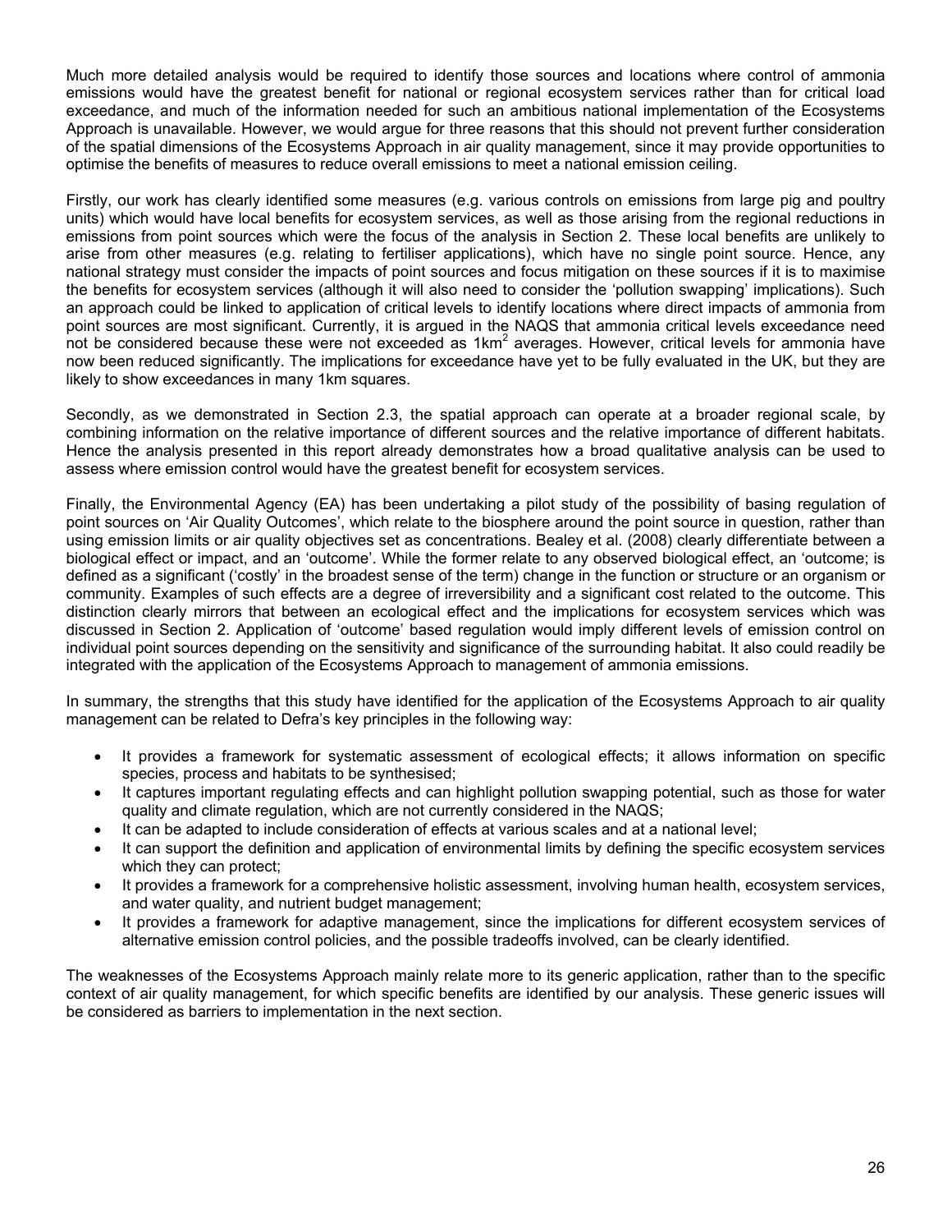Much more detailed analysis would be required to identify those sources and locations where control of ammonia emissions would have the greatest benefit for national or regional ecosystem services rather than for critical load exceedance, and much of the information needed for such an ambitious national implementation of the Ecosystems Approach is unavailable. However, we would argue for three reasons that this should not prevent further consideration of the spatial dimensions of the Ecosystems Approach in air quality management, since it may provide opportunities to optimise the benefits of measures to reduce overall emissions to meet a national emission ceiling.

Firstly, our work has clearly identified some measures (e.g. various controls on emissions from large pig and poultry units) which would have local benefits for ecosystem services, as well as those arising from the regional reductions in emissions from point sources which were the focus of the analysis in Section 2. These local benefits are unlikely to arise from other measures (e.g. relating to fertiliser applications), which have no single point source. Hence, any national strategy must consider the impacts of point sources and focus mitigation on these sources if it is to maximise the benefits for ecosystem services (although it will also need to consider the 'pollution swapping' implications). Such an approach could be linked to application of critical levels to identify locations where direct impacts of ammonia from point sources are most significant. Currently, it is argued in the NAQS that ammonia critical levels exceedance need not be considered because these were not exceeded as $1km^2$ averages. However, critical levels for ammonia have now been reduced significantly. The implications for exceedance have yet to be fully evaluated in the UK, but they are likely to show exceedances in many 1km squares.

Secondly, as we demonstrated in Section 2.3, the spatial approach can operate at a broader regional scale, by combining information on the relative importance of different sources and the relative importance of different habitats. Hence the analysis presented in this report already demonstrates how a broad qualitative analysis can be used to assess where emission control would have the greatest benefit for ecosystem services.

Finally, the Environmental Agency (EA) has been undertaking a pilot study of the possibility of basing regulation of point sources on 'Air Quality Outcomes', which relate to the biosphere around the point source in question, rather than using emission limits or air quality objectives set as concentrations. Bealey et al. (2008) clearly differentiate between a biological effect or impact, and an 'outcome'. While the former relate to any observed biological effect, an 'outcome; is defined as a significant ('costly' in the broadest sense of the term) change in the function or structure or an organism or community. Examples of such effects are a degree of irreversibility and a significant cost related to the outcome. This distinction clearly mirrors that between an ecological effect and the implications for ecosystem services which was discussed in Section 2. Application of 'outcome' based regulation would imply different levels of emission control on individual point sources depending on the sensitivity and significance of the surrounding habitat. It also could readily be integrated with the application of the Ecosystems Approach to management of ammonia emissions.

In summary, the strengths that this study have identified for the application of the Ecosystems Approach to air quality management can be related to Defra's key principles in the following way:

- It provides a framework for systematic assessment of ecological effects; it allows information on specific species, process and habitats to be synthesised;
- It captures important regulating effects and can highlight pollution swapping potential, such as those for water quality and climate regulation, which are not currently considered in the NAQS;
- It can be adapted to include consideration of effects at various scales and at a national level;
- It can support the definition and application of environmental limits by defining the specific ecosystem services which they can protect;
- It provides a framework for a comprehensive holistic assessment, involving human health, ecosystem services, and water quality, and nutrient budget management;
- It provides a framework for adaptive management, since the implications for different ecosystem services of alternative emission control policies, and the possible tradeoffs involved, can be clearly identified.

The weaknesses of the Ecosystems Approach mainly relate more to its generic application, rather than to the specific context of air quality management, for which specific benefits are identified by our analysis. These generic issues will be considered as barriers to implementation in the next section.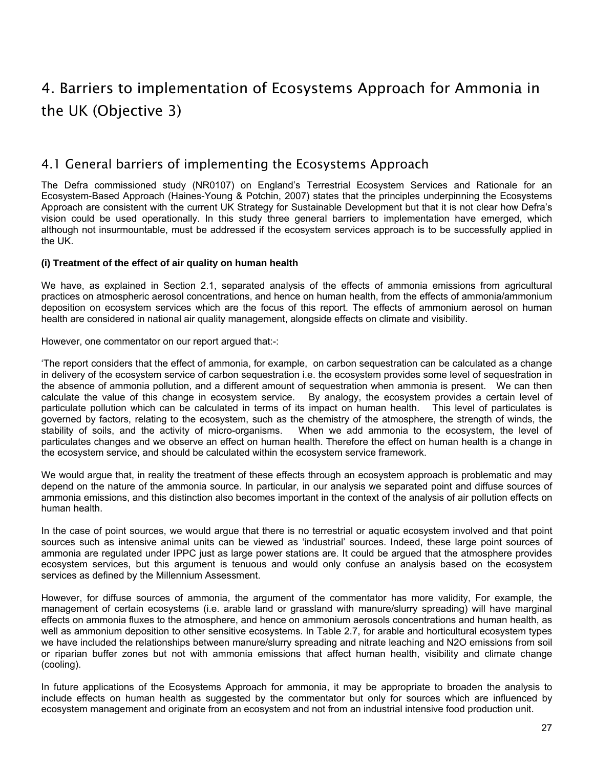# 4. Barriers to implementation of Ecosystems Approach for Ammonia in the UK (Objective 3)

## 4.1 General barriers of implementing the Ecosystems Approach

The Defra commissioned study (NR0107) on England's Terrestrial Ecosystem Services and Rationale for an Ecosystem-Based Approach (Haines-Young & Potchin, 2007) states that the principles underpinning the Ecosystems Approach are consistent with the current UK Strategy for Sustainable Development but that it is not clear how Defra's vision could be used operationally. In this study three general barriers to implementation have emerged, which although not insurmountable, must be addressed if the ecosystem services approach is to be successfully applied in the UK.

**(i) Treatment of the effect of air quality on human health**

We have, as explained in Section 2.1, separated analysis of the effects of ammonia emissions from agricultural practices on atmospheric aerosol concentrations, and hence on human health, from the effects of ammonia/ammonium deposition on ecosystem services which are the focus of this report. The effects of ammonium aerosol on human health are considered in national air quality management, alongside effects on climate and visibility.

However, one commentator on our report argued that:-:

'The report considers that the effect of ammonia, for example, on carbon sequestration can be calculated as a change in delivery of the ecosystem service of carbon sequestration i.e. the ecosystem provides some level of sequestration in the absence of ammonia pollution, and a different amount of sequestration when ammonia is present. We can then calculate the value of this change in ecosystem service. By analogy, the ecosystem provides a certain level of particulate pollution which can be calculated in terms of its impact on human health. This level of particulates is governed by factors, relating to the ecosystem, such as the chemistry of the atmosphere, the strength of winds, the stability of soils, and the activity of micro-organisms. When we add ammonia to the ecosystem, the level of particulates changes and we observe an effect on human health. Therefore the effect on human health is a change in the ecosystem service, and should be calculated within the ecosystem service framework.

We would argue that, in reality the treatment of these effects through an ecosystem approach is problematic and may depend on the nature of the ammonia source. In particular, in our analysis we separated point and diffuse sources of ammonia emissions, and this distinction also becomes important in the context of the analysis of air pollution effects on human health.

In the case of point sources, we would argue that there is no terrestrial or aquatic ecosystem involved and that point sources such as intensive animal units can be viewed as 'industrial' sources. Indeed, these large point sources of ammonia are regulated under IPPC just as large power stations are. It could be argued that the atmosphere provides ecosystem services, but this argument is tenuous and would only confuse an analysis based on the ecosystem services as defined by the Millennium Assessment.

However, for diffuse sources of ammonia, the argument of the commentator has more validity, For example, the management of certain ecosystems (i.e. arable land or grassland with manure/slurry spreading) will have marginal effects on ammonia fluxes to the atmosphere, and hence on ammonium aerosols concentrations and human health, as well as ammonium deposition to other sensitive ecosystems. In Table 2.7, for arable and horticultural ecosystem types we have included the relationships between manure/slurry spreading and nitrate leaching and $N_2O$ emissions from soil or riparian buffer zones but not with ammonia emissions that affect human health, visibility and climate change (cooling).

In future applications of the Ecosystems Approach for ammonia, it may be appropriate to broaden the analysis to include effects on human health as suggested by the commentator but only for sources which are influenced by ecosystem management and originate from an ecosystem and not from an industrial intensive food production unit.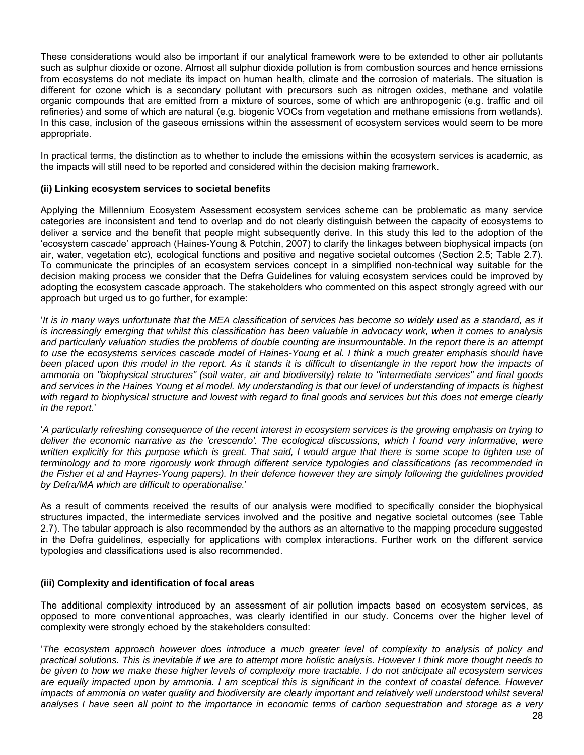These considerations would also be important if our analytical framework were to be extended to other air pollutants such as sulphur dioxide or ozone. Almost all sulphur dioxide pollution is from combustion sources and hence emissions from ecosystems do not mediate its impact on human health, climate and the corrosion of materials. The situation is different for ozone which is a secondary pollutant with precursors such as nitrogen oxides, methane and volatile organic compounds that are emitted from a mixture of sources, some of which are anthropogenic (e.g. traffic and oil refineries) and some of which are natural (e.g. biogenic VOCs from vegetation and methane emissions from wetlands). In this case, inclusion of the gaseous emissions within the assessment of ecosystem services would seem to be more appropriate.

In practical terms, the distinction as to whether to include the emissions within the ecosystem services is academic, as the impacts will still need to be reported and considered within the decision making framework.

**(ii) Linking ecosystem services to societal benefits**

Applying the Millennium Ecosystem Assessment ecosystem services scheme can be problematic as many service categories are inconsistent and tend to overlap and do not clearly distinguish between the capacity of ecosystems to deliver a service and the benefit that people might subsequently derive. In this study this led to the adoption of the 'ecosystem cascade' approach (Haines-Young & Potchin, 2007) to clarify the linkages between biophysical impacts (on air, water, vegetation etc), ecological functions and positive and negative societal outcomes (Section 2.5; Table 2.7). To communicate the principles of an ecosystem services concept in a simplified non-technical way suitable for the decision making process we consider that the Defra Guidelines for valuing ecosystem services could be improved by adopting the ecosystem cascade approach. The stakeholders who commented on this aspect strongly agreed with our approach but urged us to go further, for example:

'*It is in many ways unfortunate that the MEA classification of services has become so widely used as a standard, as it is increasingly emerging that whilst this classification has been valuable in advocacy work, when it comes to analysis and particularly valuation studies the problems of double counting are insurmountable. In the report there is an attempt to use the ecosystems services cascade model of Haines-Young et al. I think a much greater emphasis should have been placed upon this model in the report. As it stands it is difficult to disentangle in the report how the impacts of ammonia on "biophysical structures" (soil water, air and biodiversity) relate to "intermediate services" and final goods and services in the Haines Young et al model. My understanding is that our level of understanding of impacts is highest with regard to biophysical structure and lowest with regard to final goods and services but this does not emerge clearly in the report.*'

'*A particularly refreshing consequence of the recent interest in ecosystem services is the growing emphasis on trying to deliver the economic narrative as the 'crescendo'. The ecological discussions, which I found very informative, were written explicitly for this purpose which is great. That said, I would argue that there is some scope to tighten use of terminology and to more rigorously work through different service typologies and classifications (as recommended in the Fisher et al and Haynes-Young papers). In their defence however they are simply following the guidelines provided by Defra/MA which are difficult to operationalise.*'

As a result of comments received the results of our analysis were modified to specifically consider the biophysical structures impacted, the intermediate services involved and the positive and negative societal outcomes (see Table 2.7). The tabular approach is also recommended by the authors as an alternative to the mapping procedure suggested in the Defra guidelines, especially for applications with complex interactions. Further work on the different service typologies and classifications used is also recommended.

**(iii) Complexity and identification of focal areas**

The additional complexity introduced by an assessment of air pollution impacts based on ecosystem services, as opposed to more conventional approaches, was clearly identified in our study. Concerns over the higher level of complexity were strongly echoed by the stakeholders consulted:

'*The ecosystem approach however does introduce a much greater level of complexity to analysis of policy and practical solutions. This is inevitable if we are to attempt more holistic analysis. However I think more thought needs to be given to how we make these higher levels of complexity more tractable. I do not anticipate all ecosystem services are equally impacted upon by ammonia. I am sceptical this is significant in the context of coastal defence. However impacts of ammonia on water quality and biodiversity are clearly important and relatively well understood whilst several analyses I have seen all point to the importance in economic terms of carbon sequestration and storage as a very*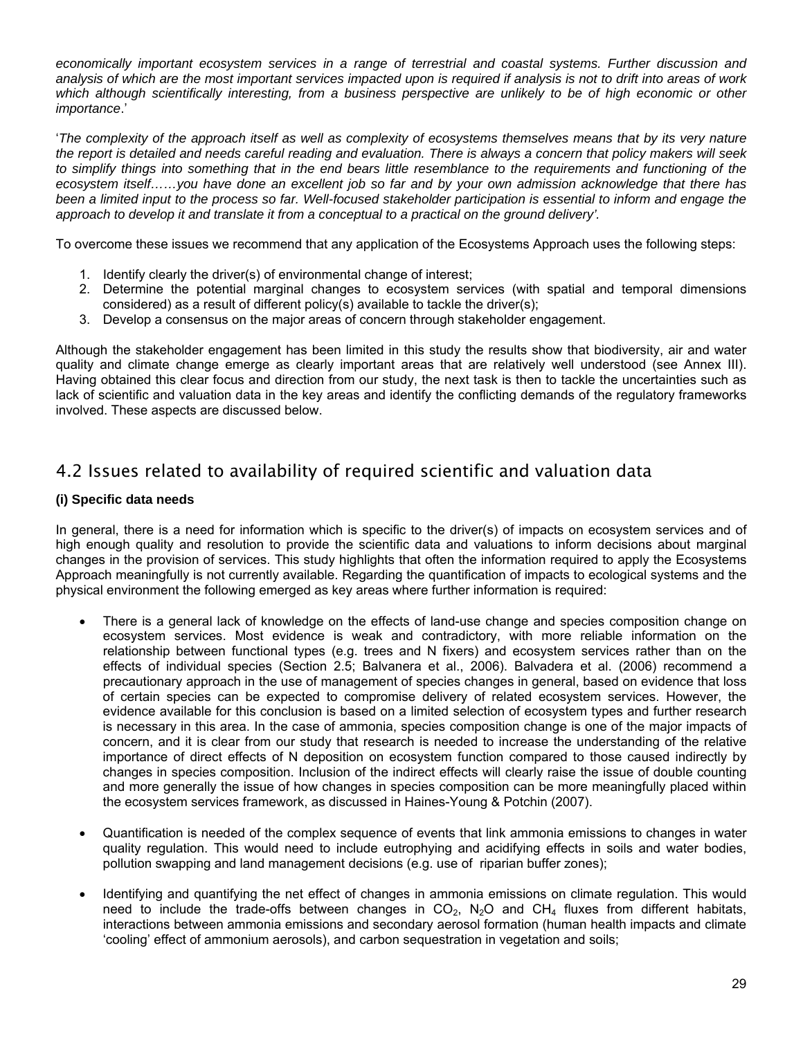*economically important ecosystem services in a range of terrestrial and coastal systems. Further discussion and analysis of which are the most important services impacted upon is required if analysis is not to drift into areas of work which although scientifically interesting, from a business perspective are unlikely to be of high economic or other importance*.'

'*The complexity of the approach itself as well as complexity of ecosystems themselves means that by its very nature the report is detailed and needs careful reading and evaluation. There is always a concern that policy makers will seek to simplify things into something that in the end bears little resemblance to the requirements and functioning of the ecosystem itself……you have done an excellent job so far and by your own admission acknowledge that there has been a limited input to the process so far. Well-focused stakeholder participation is essential to inform and engage the approach to develop it and translate it from a conceptual to a practical on the ground delivery'*.

To overcome these issues we recommend that any application of the Ecosystems Approach uses the following steps:

1. Identify clearly the driver(s) of environmental change of interest;
2. Determine the potential marginal changes to ecosystem services (with spatial and temporal dimensions considered) as a result of different policy(s) available to tackle the driver(s);
3. Develop a consensus on the major areas of concern through stakeholder engagement.

Although the stakeholder engagement has been limited in this study the results show that biodiversity, air and water quality and climate change emerge as clearly important areas that are relatively well understood (see Annex III). Having obtained this clear focus and direction from our study, the next task is then to tackle the uncertainties such as lack of scientific and valuation data in the key areas and identify the conflicting demands of the regulatory frameworks involved. These aspects are discussed below.

## 4.2 Issues related to availability of required scientific and valuation data

**(i) Specific data needs**

In general, there is a need for information which is specific to the driver(s) of impacts on ecosystem services and of high enough quality and resolution to provide the scientific data and valuations to inform decisions about marginal changes in the provision of services. This study highlights that often the information required to apply the Ecosystems Approach meaningfully is not currently available. Regarding the quantification of impacts to ecological systems and the physical environment the following emerged as key areas where further information is required:

- There is a general lack of knowledge on the effects of land-use change and species composition change on ecosystem services. Most evidence is weak and contradictory, with more reliable information on the relationship between functional types (e.g. trees and N fixers) and ecosystem services rather than on the effects of individual species (Section 2.5; Balvanera et al., 2006). Balvadera et al. (2006) recommend a precautionary approach in the use of management of species changes in general, based on evidence that loss of certain species can be expected to compromise delivery of related ecosystem services. However, the evidence available for this conclusion is based on a limited selection of ecosystem types and further research is necessary in this area. In the case of ammonia, species composition change is one of the major impacts of concern, and it is clear from our study that research is needed to increase the understanding of the relative importance of direct effects of N deposition on ecosystem function compared to those caused indirectly by changes in species composition. Inclusion of the indirect effects will clearly raise the issue of double counting and more generally the issue of how changes in species composition can be more meaningfully placed within the ecosystem services framework, as discussed in Haines-Young & Potchin (2007).

- Quantification is needed of the complex sequence of events that link ammonia emissions to changes in water quality regulation. This would need to include eutrophying and acidifying effects in soils and water bodies, pollution swapping and land management decisions (e.g. use of riparian buffer zones);

- Identifying and quantifying the net effect of changes in ammonia emissions on climate regulation. This would need to include the trade-offs between changes in $CO_2$, $N_2O$ and $CH_4$ fluxes from different habitats, interactions between ammonia emissions and secondary aerosol formation (human health impacts and climate 'cooling' effect of ammonium aerosols), and carbon sequestration in vegetation and soils;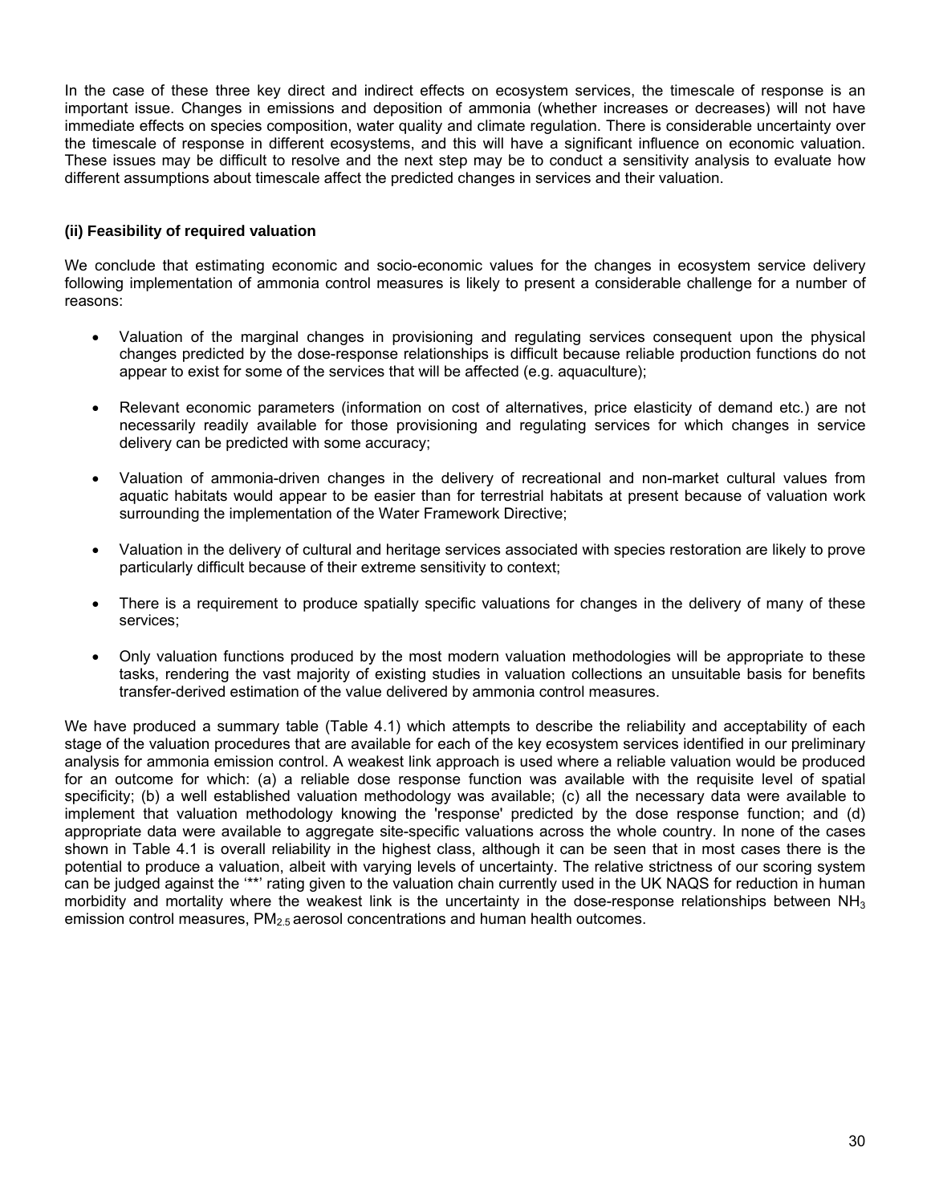In the case of these three key direct and indirect effects on ecosystem services, the timescale of response is an important issue. Changes in emissions and deposition of ammonia (whether increases or decreases) will not have immediate effects on species composition, water quality and climate regulation. There is considerable uncertainty over the timescale of response in different ecosystems, and this will have a significant influence on economic valuation. These issues may be difficult to resolve and the next step may be to conduct a sensitivity analysis to evaluate how different assumptions about timescale affect the predicted changes in services and their valuation.

#### (ii) Feasibility of required valuation

We conclude that estimating economic and socio-economic values for the changes in ecosystem service delivery following implementation of ammonia control measures is likely to present a considerable challenge for a number of reasons:

- Valuation of the marginal changes in provisioning and regulating services consequent upon the physical changes predicted by the dose-response relationships is difficult because reliable production functions do not appear to exist for some of the services that will be affected (e.g. aquaculture);

- Relevant economic parameters (information on cost of alternatives, price elasticity of demand etc.) are not necessarily readily available for those provisioning and regulating services for which changes in service delivery can be predicted with some accuracy;

- Valuation of ammonia-driven changes in the delivery of recreational and non-market cultural values from aquatic habitats would appear to be easier than for terrestrial habitats at present because of valuation work surrounding the implementation of the Water Framework Directive;

- Valuation in the delivery of cultural and heritage services associated with species restoration are likely to prove particularly difficult because of their extreme sensitivity to context;

- There is a requirement to produce spatially specific valuations for changes in the delivery of many of these services;

- Only valuation functions produced by the most modern valuation methodologies will be appropriate to these tasks, rendering the vast majority of existing studies in valuation collections an unsuitable basis for benefits transfer-derived estimation of the value delivered by ammonia control measures.

We have produced a summary table (Table 4.1) which attempts to describe the reliability and acceptability of each stage of the valuation procedures that are available for each of the key ecosystem services identified in our preliminary analysis for ammonia emission control. A weakest link approach is used where a reliable valuation would be produced for an outcome for which: (a) a reliable dose response function was available with the requisite level of spatial specificity; (b) a well established valuation methodology was available; (c) all the necessary data were available to implement that valuation methodology knowing the 'response' predicted by the dose response function; and (d) appropriate data were available to aggregate site-specific valuations across the whole country. In none of the cases shown in Table 4.1 is overall reliability in the highest class, although it can be seen that in most cases there is the potential to produce a valuation, albeit with varying levels of uncertainty. The relative strictness of our scoring system can be judged against the '**' rating given to the valuation chain currently used in the UK NAQS for reduction in human morbidity and mortality where the weakest link is the uncertainty in the dose-response relationships between $NH_3$ emission control measures, $PM_{2.5}$ aerosol concentrations and human health outcomes.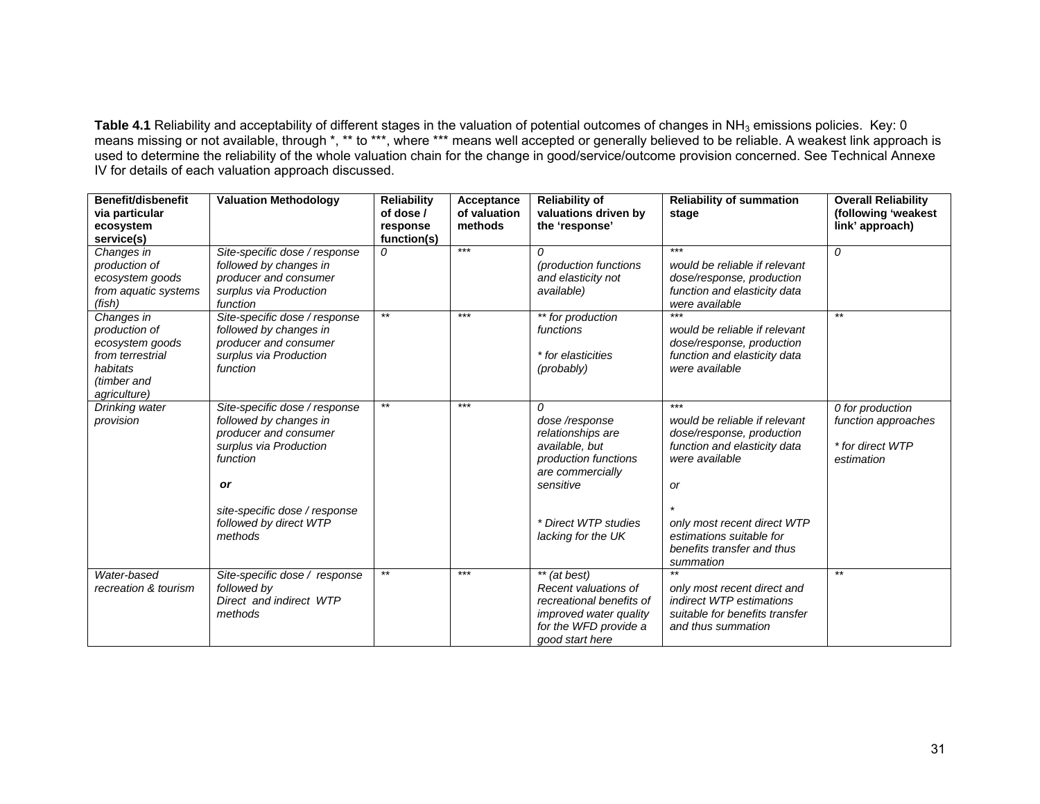**Table 4.1** Reliability and acceptability of different stages in the valuation of potential outcomes of changes in $NH_3$ emissions policies. Key: 0 means missing or not available, through *, ** to ***, where *** means well accepted or generally believed to be reliable. A weakest link approach is used to determine the reliability of the whole valuation chain for the change in good/service/outcome provision concerned. See Technical Annexe IV for details of each valuation approach discussed.

| Benefit/disbenefit via particular ecosystem service(s) | Valuation Methodology | Reliability of dose / response function(s) | Acceptance of valuation methods | Reliability of valuations driven by the 'response' | Reliability of summation stage | Overall Reliability (following 'weakest link' approach) |
|---|---|---|---|---|---|---|
| *Changes in production of ecosystem goods from aquatic systems (fish)* | *Site-specific dose / response followed by changes in producer and consumer surplus via Production function* | *0* | *** | *0 (production functions and elasticity not available)* | *** *would be reliable if relevant dose/response, production function and elasticity data were available* | *0* |
| *Changes in production of ecosystem goods from terrestrial habitats (timber and agriculture)* | *Site-specific dose / response followed by changes in producer and consumer surplus via Production function* | ** | *** | *** for production functions* <br> ** for elasticities (probably)* | *** *would be reliable if relevant dose/response, production function and elasticity data were available* | ** |
| *Drinking water provision* | *Site-specific dose / response followed by changes in producer and consumer surplus via Production function* <br> ***or*** <br> *site-specific dose / response followed by direct WTP methods* | ** | *** | *0 dose /response relationships are available, but production functions are commercially sensitive* <br> ** Direct WTP studies lacking for the UK* | *** *would be reliable if relevant dose/response, production function and elasticity data were available* <br> *or* <br> * *only most recent direct WTP estimations suitable for benefits transfer and thus summation* | *0 for production function approaches* <br> ** for direct WTP estimation* |
| *Water-based recreation & tourism* | *Site-specific dose / response followed by Direct and indirect WTP methods* | ** | *** | *** (at best) Recent valuations of recreational benefits of improved water quality for the WFD provide a good start here* | ** *only most recent direct and indirect WTP estimations suitable for benefits transfer and thus summation* | ** |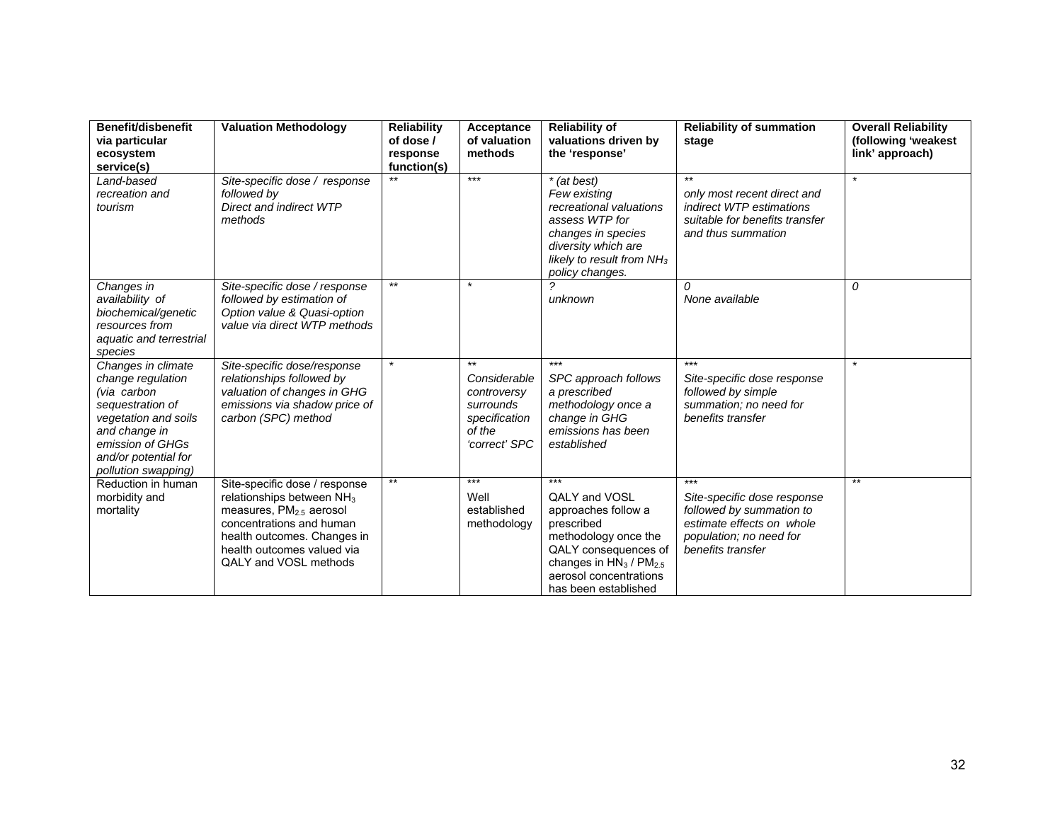| **Benefit/disbenefit via particular ecosystem service(s)** | **Valuation Methodology** | **Reliability of dose / response function(s)** | **Acceptance of valuation methods** | **Reliability of valuations driven by the 'response'** | **Reliability of summation stage** | **Overall Reliability (following 'weakest link' approach)** |
|---|---|---|---|---|---|---|
| *Land-based recreation and tourism* | *Site-specific dose / response followed by Direct and indirect WTP methods* | ** | *** | *\* (at best) Few existing recreational valuations assess WTP for changes in species diversity which are likely to result from $NH_3$ policy changes.* | ** *only most recent direct and indirect WTP estimations suitable for benefits transfer and thus summation* | * |
| *Changes in availability of biochemical/genetic resources from aquatic and terrestrial species* | *Site-specific dose / response followed by estimation of Option value & Quasi-option value via direct WTP methods* | ** | * | *? unknown* | *0 None available* | *0* |
| *Changes in climate change regulation (via carbon sequestration of vegetation and soils and change in emission of GHGs and/or potential for pollution swapping)* | *Site-specific dose/response relationships followed by valuation of changes in GHG emissions via shadow price of carbon (SPC) method* | * | ** *Considerable controversy surrounds specification of the 'correct' SPC* | *** *SPC approach follows a prescribed methodology once a change in GHG emissions has been established* | *** *Site-specific dose response followed by simple summation; no need for benefits transfer* | * |
| Reduction in human morbidity and mortality | Site-specific dose / response relationships between $NH_3$ measures, $PM_{2.5}$ aerosol concentrations and human health outcomes. Changes in health outcomes valued via QALY and VOSL methods | ** | *** Well established methodology | *** QALY and VOSL approaches follow a prescribed methodology once the QALY consequences of changes in $HN_3$ / $PM_{2.5}$ aerosol concentrations has been established | *** *Site-specific dose response followed by summation to estimate effects on whole population; no need for benefits transfer* | ** |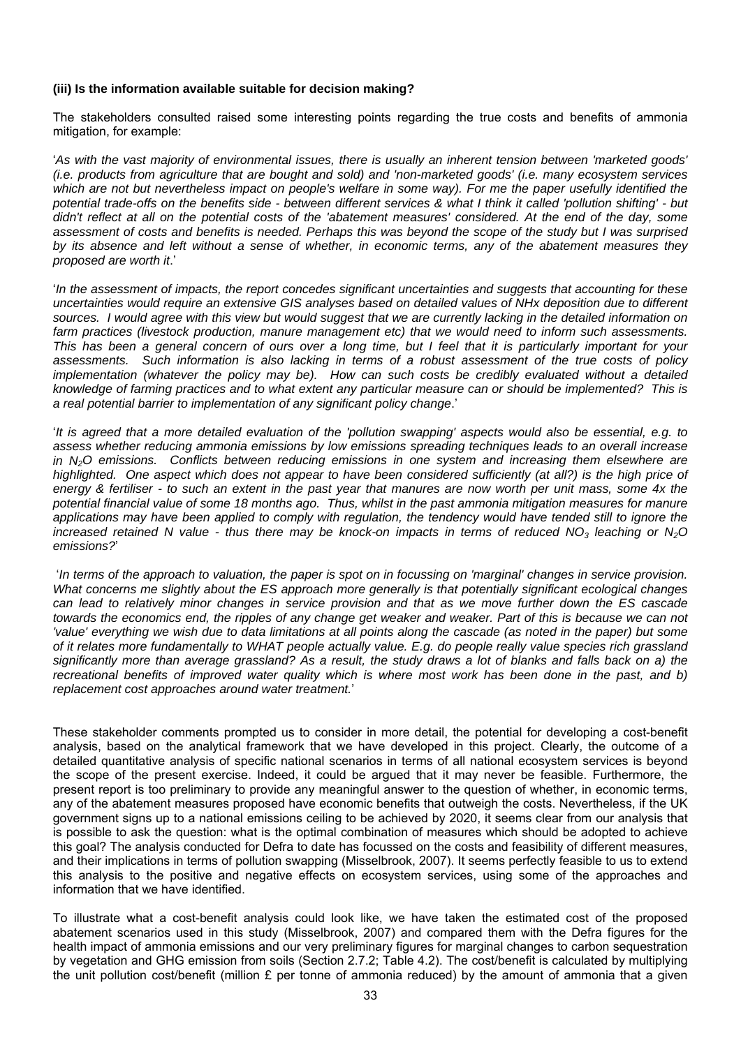**(iii) Is the information available suitable for decision making?**

The stakeholders consulted raised some interesting points regarding the true costs and benefits of ammonia mitigation, for example:

'*As with the vast majority of environmental issues, there is usually an inherent tension between 'marketed goods' (i.e. products from agriculture that are bought and sold) and 'non-marketed goods' (i.e. many ecosystem services which are not but nevertheless impact on people's welfare in some way). For me the paper usefully identified the potential trade-offs on the benefits side - between different services & what I think it called 'pollution shifting' - but didn't reflect at all on the potential costs of the 'abatement measures' considered. At the end of the day, some assessment of costs and benefits is needed. Perhaps this was beyond the scope of the study but I was surprised by its absence and left without a sense of whether, in economic terms, any of the abatement measures they proposed are worth it*.'

'*In the assessment of impacts, the report concedes significant uncertainties and suggests that accounting for these uncertainties would require an extensive GIS analyses based on detailed values of NHx deposition due to different sources. I would agree with this view but would suggest that we are currently lacking in the detailed information on farm practices (livestock production, manure management etc) that we would need to inform such assessments. This has been a general concern of ours over a long time, but I feel that it is particularly important for your assessments. Such information is also lacking in terms of a robust assessment of the true costs of policy implementation (whatever the policy may be). How can such costs be credibly evaluated without a detailed knowledge of farming practices and to what extent any particular measure can or should be implemented? This is a real potential barrier to implementation of any significant policy change*.'

'*It is agreed that a more detailed evaluation of the 'pollution swapping' aspects would also be essential, e.g. to assess whether reducing ammonia emissions by low emissions spreading techniques leads to an overall increase in $N_2O$ emissions. Conflicts between reducing emissions in one system and increasing them elsewhere are highlighted. One aspect which does not appear to have been considered sufficiently (at all?) is the high price of energy & fertiliser - to such an extent in the past year that manures are now worth per unit mass, some 4x the potential financial value of some 18 months ago. Thus, whilst in the past ammonia mitigation measures for manure applications may have been applied to comply with regulation, the tendency would have tended still to ignore the increased retained N value - thus there may be knock-on impacts in terms of reduced $NO_3$ leaching or $N_2O$ emissions?*'

'*In terms of the approach to valuation, the paper is spot on in focussing on 'marginal' changes in service provision. What concerns me slightly about the ES approach more generally is that potentially significant ecological changes can lead to relatively minor changes in service provision and that as we move further down the ES cascade towards the economics end, the ripples of any change get weaker and weaker. Part of this is because we can not 'value' everything we wish due to data limitations at all points along the cascade (as noted in the paper) but some of it relates more fundamentally to WHAT people actually value. E.g. do people really value species rich grassland significantly more than average grassland? As a result, the study draws a lot of blanks and falls back on a) the recreational benefits of improved water quality which is where most work has been done in the past, and b) replacement cost approaches around water treatment.*'

These stakeholder comments prompted us to consider in more detail, the potential for developing a cost-benefit analysis, based on the analytical framework that we have developed in this project. Clearly, the outcome of a detailed quantitative analysis of specific national scenarios in terms of all national ecosystem services is beyond the scope of the present exercise. Indeed, it could be argued that it may never be feasible. Furthermore, the present report is too preliminary to provide any meaningful answer to the question of whether, in economic terms, any of the abatement measures proposed have economic benefits that outweigh the costs. Nevertheless, if the UK government signs up to a national emissions ceiling to be achieved by 2020, it seems clear from our analysis that is possible to ask the question: what is the optimal combination of measures which should be adopted to achieve this goal? The analysis conducted for Defra to date has focussed on the costs and feasibility of different measures, and their implications in terms of pollution swapping (Misselbrook, 2007). It seems perfectly feasible to us to extend this analysis to the positive and negative effects on ecosystem services, using some of the approaches and information that we have identified.

To illustrate what a cost-benefit analysis could look like, we have taken the estimated cost of the proposed abatement scenarios used in this study (Misselbrook, 2007) and compared them with the Defra figures for the health impact of ammonia emissions and our very preliminary figures for marginal changes to carbon sequestration by vegetation and GHG emission from soils (Section 2.7.2; Table 4.2). The cost/benefit is calculated by multiplying the unit pollution cost/benefit (million £ per tonne of ammonia reduced) by the amount of ammonia that a given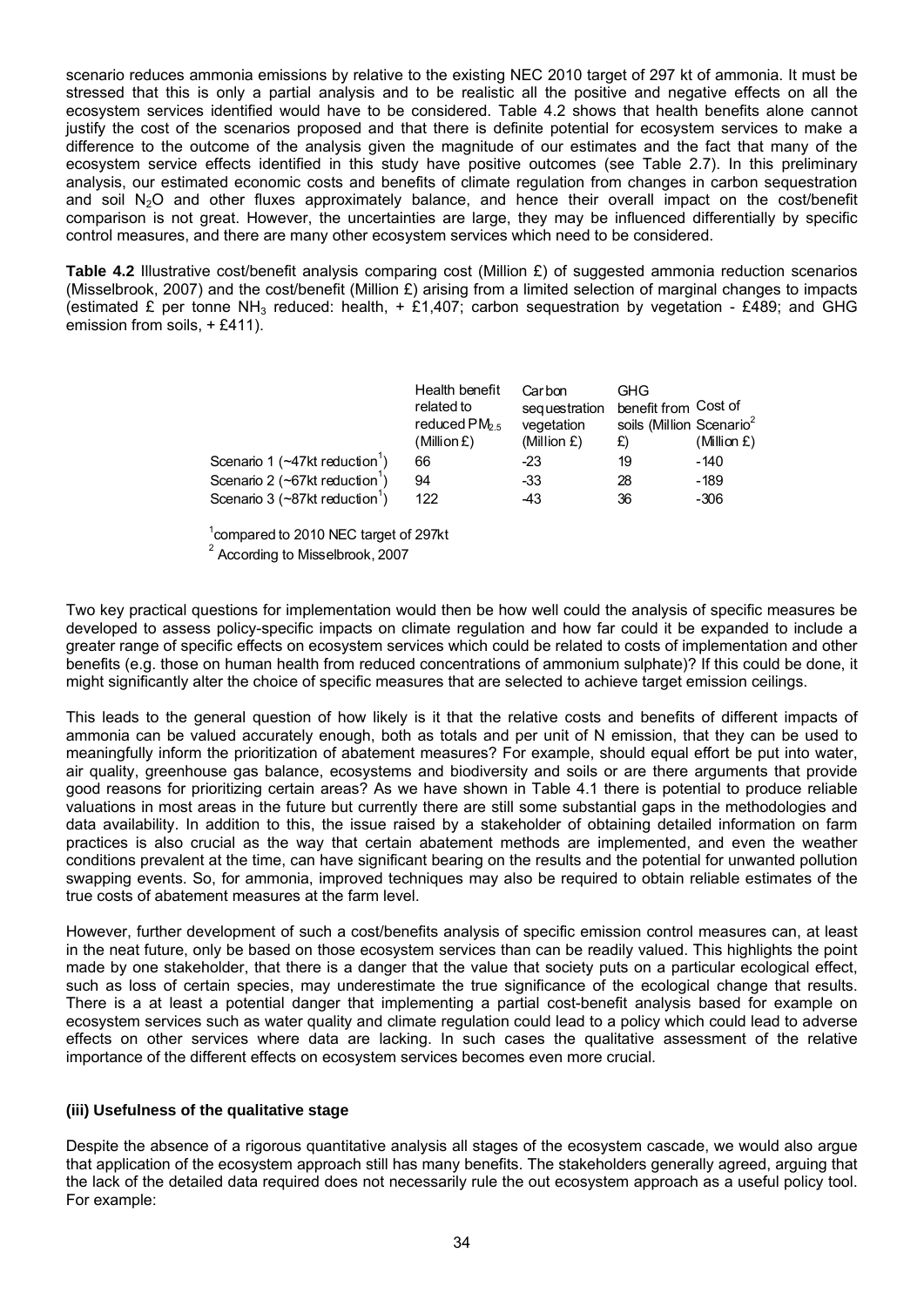scenario reduces ammonia emissions by relative to the existing NEC 2010 target of 297 kt of ammonia. It must be stressed that this is only a partial analysis and to be realistic all the positive and negative effects on all the ecosystem services identified would have to be considered. Table 4.2 shows that health benefits alone cannot justify the cost of the scenarios proposed and that there is definite potential for ecosystem services to make a difference to the outcome of the analysis given the magnitude of our estimates and the fact that many of the ecosystem service effects identified in this study have positive outcomes (see Table 2.7). In this preliminary analysis, our estimated economic costs and benefits of climate regulation from changes in carbon sequestration and soil $N_2O$ and other fluxes approximately balance, and hence their overall impact on the cost/benefit comparison is not great. However, the uncertainties are large, they may be influenced differentially by specific control measures, and there are many other ecosystem services which need to be considered.

**Table 4.2** Illustrative cost/benefit analysis comparing cost (Million £) of suggested ammonia reduction scenarios (Misselbrook, 2007) and the cost/benefit (Million £) arising from a limited selection of marginal changes to impacts (estimated £ per tonne $NH_3$ reduced: health, + £1,407; carbon sequestration by vegetation - £489; and GHG emission from soils, + £411).

| | Health benefit related to reduced $PM_{2.5}$ (Million £) | Carbon sequestration vegetation (Million £) | GHG benefit from soils (Million £) | Cost of Scenario[2] (Million £) |
|---|---|---|---|---|
| Scenario 1 (~47kt reduction[1]) | 66 | -23 | 19 | -140 |
| Scenario 2 (~67kt reduction[1]) | 94 | -33 | 28 | -189 |
| Scenario 3 (~87kt reduction[1]) | 122 | -43 | 36 | -306 |

[1]compared to 2010 NEC target of 297kt
[2] According to Misselbrook, 2007

Two key practical questions for implementation would then be how well could the analysis of specific measures be developed to assess policy-specific impacts on climate regulation and how far could it be expanded to include a greater range of specific effects on ecosystem services which could be related to costs of implementation and other benefits (e.g. those on human health from reduced concentrations of ammonium sulphate)? If this could be done, it might significantly alter the choice of specific measures that are selected to achieve target emission ceilings.

This leads to the general question of how likely is it that the relative costs and benefits of different impacts of ammonia can be valued accurately enough, both as totals and per unit of N emission, that they can be used to meaningfully inform the prioritization of abatement measures? For example, should equal effort be put into water, air quality, greenhouse gas balance, ecosystems and biodiversity and soils or are there arguments that provide good reasons for prioritizing certain areas? As we have shown in Table 4.1 there is potential to produce reliable valuations in most areas in the future but currently there are still some substantial gaps in the methodologies and data availability. In addition to this, the issue raised by a stakeholder of obtaining detailed information on farm practices is also crucial as the way that certain abatement methods are implemented, and even the weather conditions prevalent at the time, can have significant bearing on the results and the potential for unwanted pollution swapping events. So, for ammonia, improved techniques may also be required to obtain reliable estimates of the true costs of abatement measures at the farm level.

However, further development of such a cost/benefits analysis of specific emission control measures can, at least in the neat future, only be based on those ecosystem services than can be readily valued. This highlights the point made by one stakeholder, that there is a danger that the value that society puts on a particular ecological effect, such as loss of certain species, may underestimate the true significance of the ecological change that results. There is a at least a potential danger that implementing a partial cost-benefit analysis based for example on ecosystem services such as water quality and climate regulation could lead to a policy which could lead to adverse effects on other services where data are lacking. In such cases the qualitative assessment of the relative importance of the different effects on ecosystem services becomes even more crucial.

#### (iii) Usefulness of the qualitative stage

Despite the absence of a rigorous quantitative analysis all stages of the ecosystem cascade, we would also argue that application of the ecosystem approach still has many benefits. The stakeholders generally agreed, arguing that the lack of the detailed data required does not necessarily rule the out ecosystem approach as a useful policy tool. For example: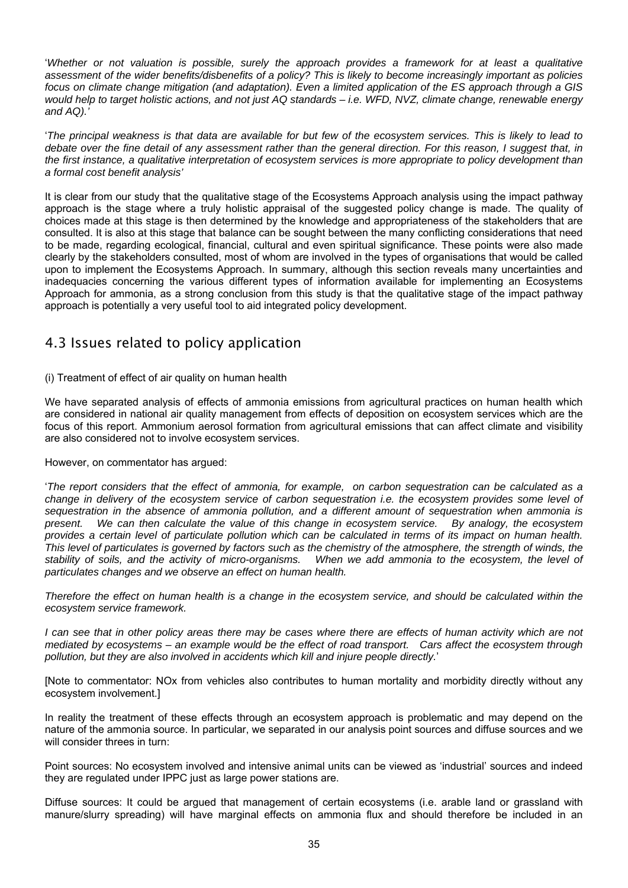'*Whether or not valuation is possible, surely the approach provides a framework for at least a qualitative assessment of the wider benefits/disbenefits of a policy? This is likely to become increasingly important as policies focus on climate change mitigation (and adaptation). Even a limited application of the ES approach through a GIS would help to target holistic actions, and not just AQ standards – i.e. WFD, NVZ, climate change, renewable energy and AQ).'*

'*The principal weakness is that data are available for but few of the ecosystem services. This is likely to lead to debate over the fine detail of any assessment rather than the general direction. For this reason, I suggest that, in the first instance, a qualitative interpretation of ecosystem services is more appropriate to policy development than a formal cost benefit analysis'*

It is clear from our study that the qualitative stage of the Ecosystems Approach analysis using the impact pathway approach is the stage where a truly holistic appraisal of the suggested policy change is made. The quality of choices made at this stage is then determined by the knowledge and appropriateness of the stakeholders that are consulted. It is also at this stage that balance can be sought between the many conflicting considerations that need to be made, regarding ecological, financial, cultural and even spiritual significance. These points were also made clearly by the stakeholders consulted, most of whom are involved in the types of organisations that would be called upon to implement the Ecosystems Approach. In summary, although this section reveals many uncertainties and inadequacies concerning the various different types of information available for implementing an Ecosystems Approach for ammonia, as a strong conclusion from this study is that the qualitative stage of the impact pathway approach is potentially a very useful tool to aid integrated policy development.

## 4.3 Issues related to policy application

(i) Treatment of effect of air quality on human health

We have separated analysis of effects of ammonia emissions from agricultural practices on human health which are considered in national air quality management from effects of deposition on ecosystem services which are the focus of this report. Ammonium aerosol formation from agricultural emissions that can affect climate and visibility are also considered not to involve ecosystem services.

However, on commentator has argued:

'*The report considers that the effect of ammonia, for example, on carbon sequestration can be calculated as a change in delivery of the ecosystem service of carbon sequestration i.e. the ecosystem provides some level of sequestration in the absence of ammonia pollution, and a different amount of sequestration when ammonia is present. We can then calculate the value of this change in ecosystem service. By analogy, the ecosystem provides a certain level of particulate pollution which can be calculated in terms of its impact on human health. This level of particulates is governed by factors such as the chemistry of the atmosphere, the strength of winds, the stability of soils, and the activity of micro-organisms. When we add ammonia to the ecosystem, the level of particulates changes and we observe an effect on human health.*

*Therefore the effect on human health is a change in the ecosystem service, and should be calculated within the ecosystem service framework.*

*I can see that in other policy areas there may be cases where there are effects of human activity which are not mediated by ecosystems – an example would be the effect of road transport. Cars affect the ecosystem through pollution, but they are also involved in accidents which kill and injure people directly.*'

[Note to commentator: NOx from vehicles also contributes to human mortality and morbidity directly without any ecosystem involvement.]

In reality the treatment of these effects through an ecosystem approach is problematic and may depend on the nature of the ammonia source. In particular, we separated in our analysis point sources and diffuse sources and we will consider threes in turn:

Point sources: No ecosystem involved and intensive animal units can be viewed as 'industrial' sources and indeed they are regulated under IPPC just as large power stations are.

Diffuse sources: It could be argued that management of certain ecosystems (i.e. arable land or grassland with manure/slurry spreading) will have marginal effects on ammonia flux and should therefore be included in an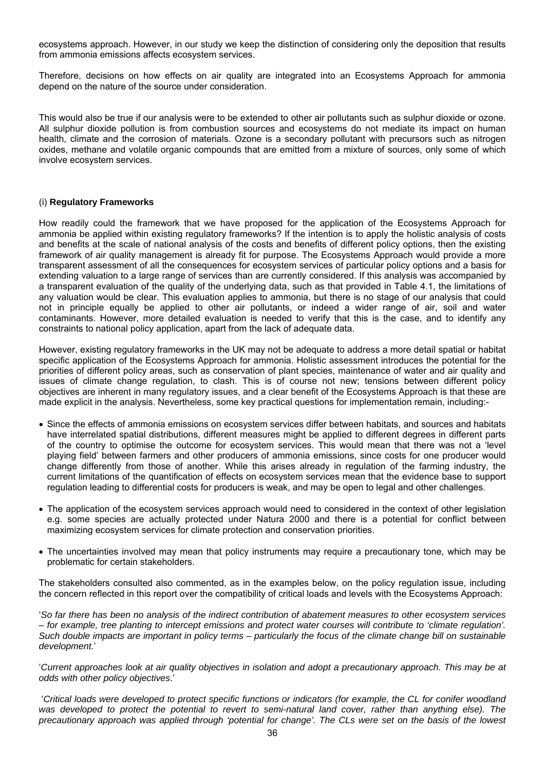ecosystems approach. However, in our study we keep the distinction of considering only the deposition that results from ammonia emissions affects ecosystem services.

Therefore, decisions on how effects on air quality are integrated into an Ecosystems Approach for ammonia depend on the nature of the source under consideration.

This would also be true if our analysis were to be extended to other air pollutants such as sulphur dioxide or ozone. All sulphur dioxide pollution is from combustion sources and ecosystems do not mediate its impact on human health, climate and the corrosion of materials. Ozone is a secondary pollutant with precursors such as nitrogen oxides, methane and volatile organic compounds that are emitted from a mixture of sources, only some of which involve ecosystem services.

### (i) **Regulatory Frameworks**

How readily could the framework that we have proposed for the application of the Ecosystems Approach for ammonia be applied within existing regulatory frameworks? If the intention is to apply the holistic analysis of costs and benefits at the scale of national analysis of the costs and benefits of different policy options, then the existing framework of air quality management is already fit for purpose. The Ecosystems Approach would provide a more transparent assessment of all the consequences for ecosystem services of particular policy options and a basis for extending valuation to a large range of services than are currently considered. If this analysis was accompanied by a transparent evaluation of the quality of the underlying data, such as that provided in Table 4.1, the limitations of any valuation would be clear. This evaluation applies to ammonia, but there is no stage of our analysis that could not in principle equally be applied to other air pollutants, or indeed a wider range of air, soil and water contaminants. However, more detailed evaluation is needed to verify that this is the case, and to identify any constraints to national policy application, apart from the lack of adequate data.

However, existing regulatory frameworks in the UK may not be adequate to address a more detail spatial or habitat specific application of the Ecosystems Approach for ammonia. Holistic assessment introduces the potential for the priorities of different policy areas, such as conservation of plant species, maintenance of water and air quality and issues of climate change regulation, to clash. This is of course not new; tensions between different policy objectives are inherent in many regulatory issues, and a clear benefit of the Ecosystems Approach is that these are made explicit in the analysis. Nevertheless, some key practical questions for implementation remain, including:-

- Since the effects of ammonia emissions on ecosystem services differ between habitats, and sources and habitats have interrelated spatial distributions, different measures might be applied to different degrees in different parts of the country to optimise the outcome for ecosystem services. This would mean that there was not a 'level playing field' between farmers and other producers of ammonia emissions, since costs for one producer would change differently from those of another. While this arises already in regulation of the farming industry, the current limitations of the quantification of effects on ecosystem services mean that the evidence base to support regulation leading to differential costs for producers is weak, and may be open to legal and other challenges.
- The application of the ecosystem services approach would need to considered in the context of other legislation e.g. some species are actually protected under Natura 2000 and there is a potential for conflict between maximizing ecosystem services for climate protection and conservation priorities.
- The uncertainties involved may mean that policy instruments may require a precautionary tone, which may be problematic for certain stakeholders.

The stakeholders consulted also commented, as in the examples below, on the policy regulation issue, including the concern reflected in this report over the compatibility of critical loads and levels with the Ecosystems Approach:

'*So far there has been no analysis of the indirect contribution of abatement measures to other ecosystem services – for example, tree planting to intercept emissions and protect water courses will contribute to 'climate regulation'. Such double impacts are important in policy terms – particularly the focus of the climate change bill on sustainable development.*'

'*Current approaches look at air quality objectives in isolation and adopt a precautionary approach. This may be at odds with other policy objectives*.'

'*Critical loads were developed to protect specific functions or indicators (for example, the CL for conifer woodland was developed to protect the potential to revert to semi-natural land cover, rather than anything else). The precautionary approach was applied through 'potential for change'. The CLs were set on the basis of the lowest*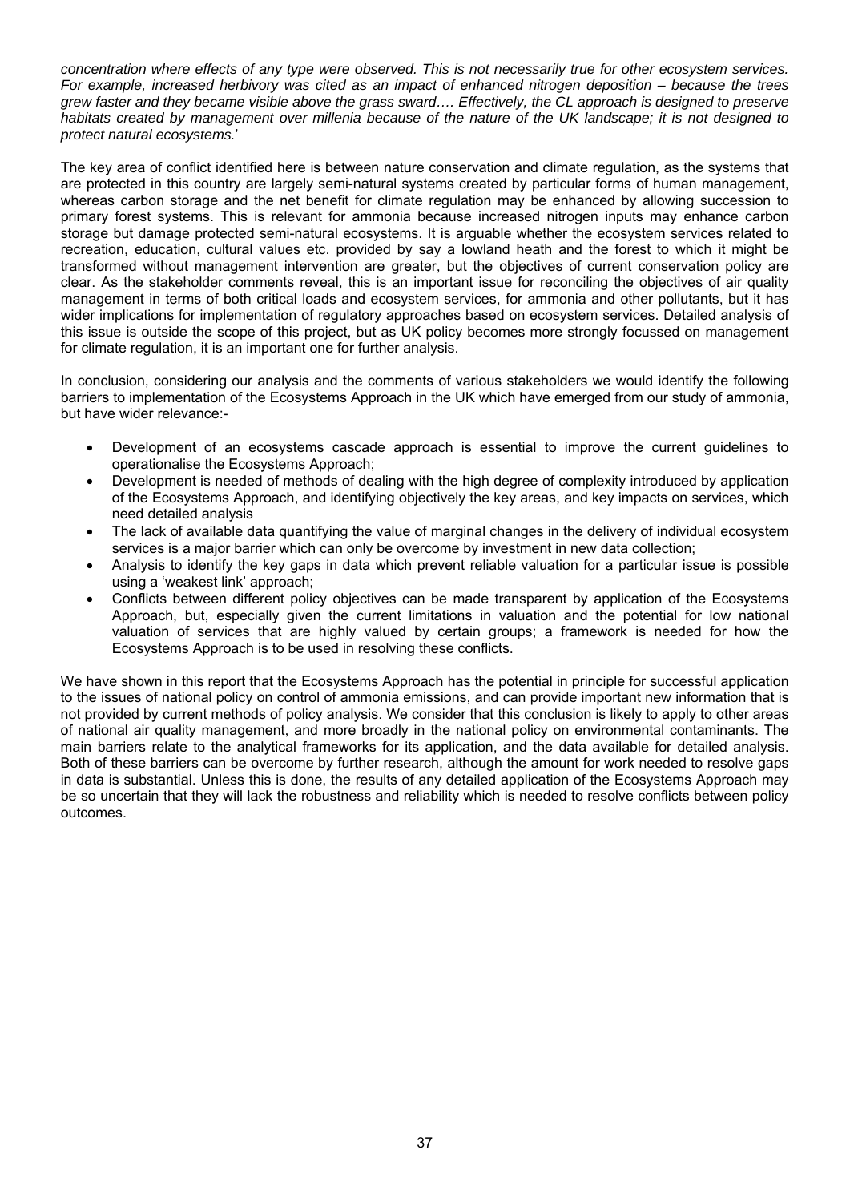*concentration where effects of any type were observed. This is not necessarily true for other ecosystem services. For example, increased herbivory was cited as an impact of enhanced nitrogen deposition – because the trees grew faster and they became visible above the grass sward…. Effectively, the CL approach is designed to preserve habitats created by management over millenia because of the nature of the UK landscape; it is not designed to protect natural ecosystems.*'

The key area of conflict identified here is between nature conservation and climate regulation, as the systems that are protected in this country are largely semi-natural systems created by particular forms of human management, whereas carbon storage and the net benefit for climate regulation may be enhanced by allowing succession to primary forest systems. This is relevant for ammonia because increased nitrogen inputs may enhance carbon storage but damage protected semi-natural ecosystems. It is arguable whether the ecosystem services related to recreation, education, cultural values etc. provided by say a lowland heath and the forest to which it might be transformed without management intervention are greater, but the objectives of current conservation policy are clear. As the stakeholder comments reveal, this is an important issue for reconciling the objectives of air quality management in terms of both critical loads and ecosystem services, for ammonia and other pollutants, but it has wider implications for implementation of regulatory approaches based on ecosystem services. Detailed analysis of this issue is outside the scope of this project, but as UK policy becomes more strongly focussed on management for climate regulation, it is an important one for further analysis.

In conclusion, considering our analysis and the comments of various stakeholders we would identify the following barriers to implementation of the Ecosystems Approach in the UK which have emerged from our study of ammonia, but have wider relevance:-

- Development of an ecosystems cascade approach is essential to improve the current guidelines to operationalise the Ecosystems Approach;
- Development is needed of methods of dealing with the high degree of complexity introduced by application of the Ecosystems Approach, and identifying objectively the key areas, and key impacts on services, which need detailed analysis
- The lack of available data quantifying the value of marginal changes in the delivery of individual ecosystem services is a major barrier which can only be overcome by investment in new data collection;
- Analysis to identify the key gaps in data which prevent reliable valuation for a particular issue is possible using a 'weakest link' approach;
- Conflicts between different policy objectives can be made transparent by application of the Ecosystems Approach, but, especially given the current limitations in valuation and the potential for low national valuation of services that are highly valued by certain groups; a framework is needed for how the Ecosystems Approach is to be used in resolving these conflicts.

We have shown in this report that the Ecosystems Approach has the potential in principle for successful application to the issues of national policy on control of ammonia emissions, and can provide important new information that is not provided by current methods of policy analysis. We consider that this conclusion is likely to apply to other areas of national air quality management, and more broadly in the national policy on environmental contaminants. The main barriers relate to the analytical frameworks for its application, and the data available for detailed analysis. Both of these barriers can be overcome by further research, although the amount for work needed to resolve gaps in data is substantial. Unless this is done, the results of any detailed application of the Ecosystems Approach may be so uncertain that they will lack the robustness and reliability which is needed to resolve conflicts between policy outcomes.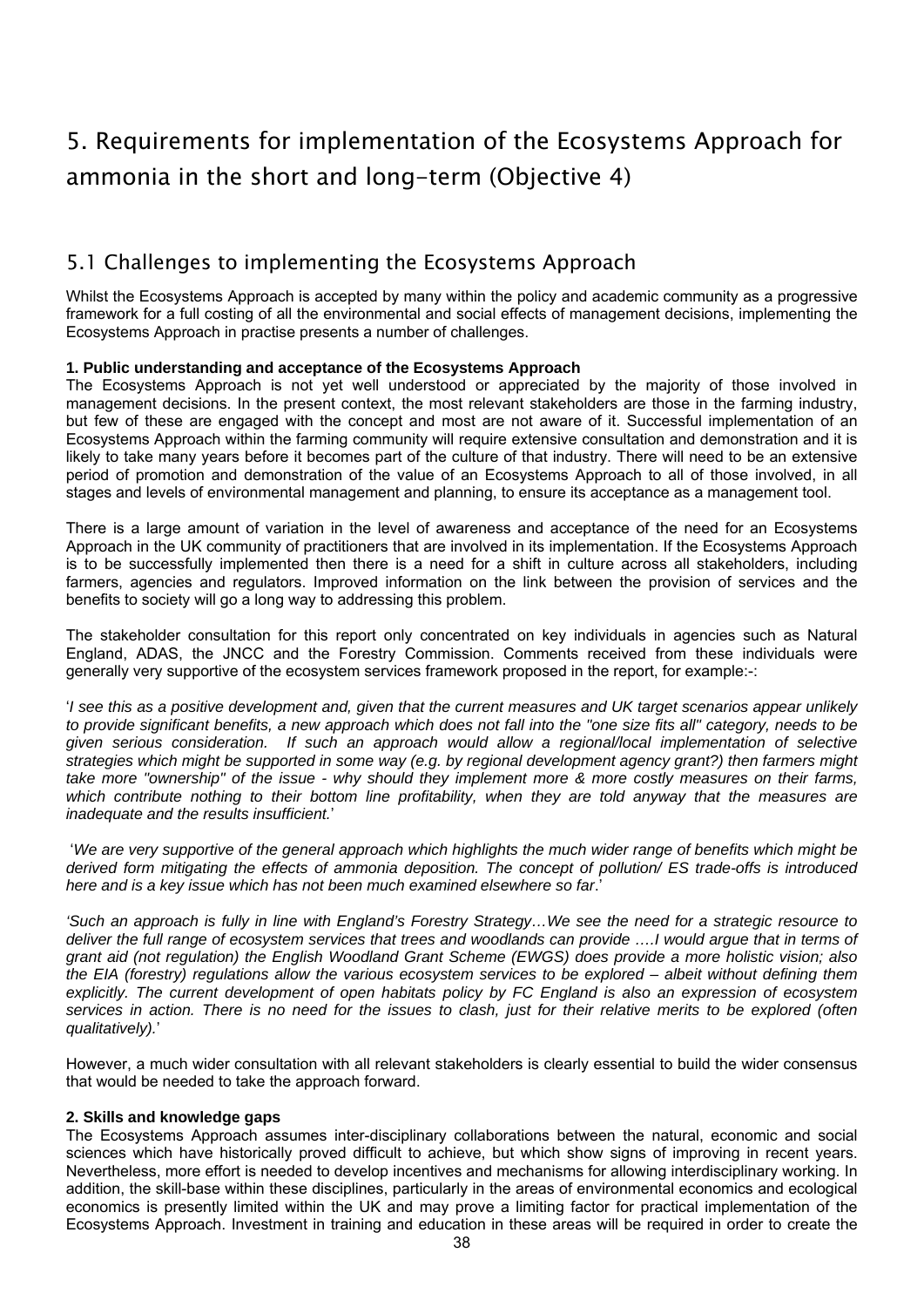# 5. Requirements for implementation of the Ecosystems Approach for ammonia in the short and long-term (Objective 4)

## 5.1 Challenges to implementing the Ecosystems Approach

Whilst the Ecosystems Approach is accepted by many within the policy and academic community as a progressive framework for a full costing of all the environmental and social effects of management decisions, implementing the Ecosystems Approach in practise presents a number of challenges.

**1. Public understanding and acceptance of the Ecosystems Approach**

The Ecosystems Approach is not yet well understood or appreciated by the majority of those involved in management decisions. In the present context, the most relevant stakeholders are those in the farming industry, but few of these are engaged with the concept and most are not aware of it. Successful implementation of an Ecosystems Approach within the farming community will require extensive consultation and demonstration and it is likely to take many years before it becomes part of the culture of that industry. There will need to be an extensive period of promotion and demonstration of the value of an Ecosystems Approach to all of those involved, in all stages and levels of environmental management and planning, to ensure its acceptance as a management tool.

There is a large amount of variation in the level of awareness and acceptance of the need for an Ecosystems Approach in the UK community of practitioners that are involved in its implementation. If the Ecosystems Approach is to be successfully implemented then there is a need for a shift in culture across all stakeholders, including farmers, agencies and regulators. Improved information on the link between the provision of services and the benefits to society will go a long way to addressing this problem.

The stakeholder consultation for this report only concentrated on key individuals in agencies such as Natural England, ADAS, the JNCC and the Forestry Commission. Comments received from these individuals were generally very supportive of the ecosystem services framework proposed in the report, for example:-:

'*I see this as a positive development and, given that the current measures and UK target scenarios appear unlikely to provide significant benefits, a new approach which does not fall into the "one size fits all" category, needs to be given serious consideration. If such an approach would allow a regional/local implementation of selective strategies which might be supported in some way (e.g. by regional development agency grant?) then farmers might take more "ownership" of the issue - why should they implement more & more costly measures on their farms, which contribute nothing to their bottom line profitability, when they are told anyway that the measures are inadequate and the results insufficient.*'

'*We are very supportive of the general approach which highlights the much wider range of benefits which might be derived form mitigating the effects of ammonia deposition. The concept of pollution/ ES trade-offs is introduced here and is a key issue which has not been much examined elsewhere so far*.'

*'Such an approach is fully in line with England's Forestry Strategy…We see the need for a strategic resource to deliver the full range of ecosystem services that trees and woodlands can provide ….I would argue that in terms of grant aid (not regulation) the English Woodland Grant Scheme (EWGS) does provide a more holistic vision; also the EIA (forestry) regulations allow the various ecosystem services to be explored – albeit without defining them explicitly. The current development of open habitats policy by FC England is also an expression of ecosystem services in action. There is no need for the issues to clash, just for their relative merits to be explored (often qualitatively).*'

However, a much wider consultation with all relevant stakeholders is clearly essential to build the wider consensus that would be needed to take the approach forward.

**2. Skills and knowledge gaps**

The Ecosystems Approach assumes inter-disciplinary collaborations between the natural, economic and social sciences which have historically proved difficult to achieve, but which show signs of improving in recent years. Nevertheless, more effort is needed to develop incentives and mechanisms for allowing interdisciplinary working. In addition, the skill-base within these disciplines, particularly in the areas of environmental economics and ecological economics is presently limited within the UK and may prove a limiting factor for practical implementation of the Ecosystems Approach. Investment in training and education in these areas will be required in order to create the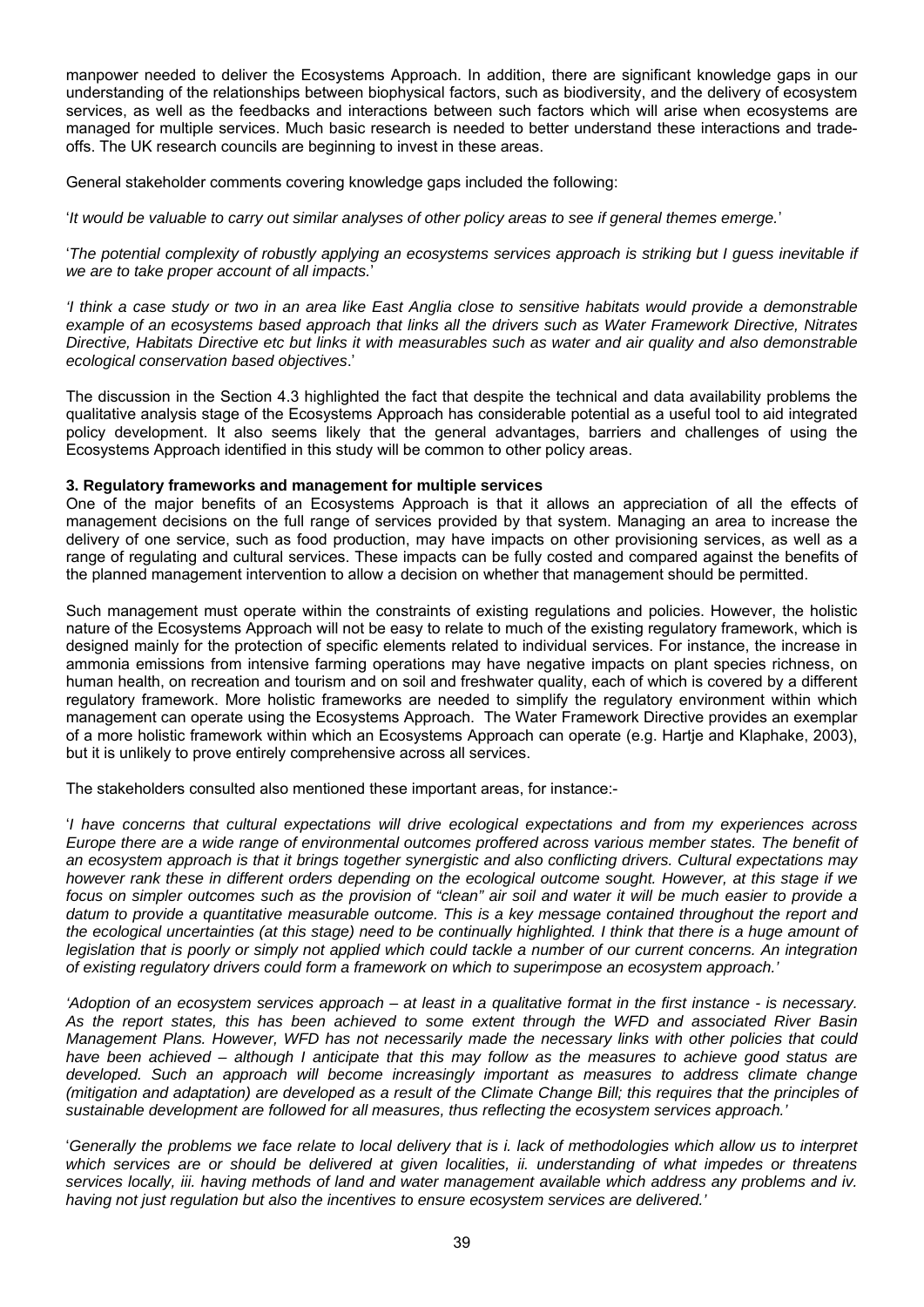manpower needed to deliver the Ecosystems Approach. In addition, there are significant knowledge gaps in our understanding of the relationships between biophysical factors, such as biodiversity, and the delivery of ecosystem services, as well as the feedbacks and interactions between such factors which will arise when ecosystems are managed for multiple services. Much basic research is needed to better understand these interactions and trade-offs. The UK research councils are beginning to invest in these areas.

General stakeholder comments covering knowledge gaps included the following:

'*It would be valuable to carry out similar analyses of other policy areas to see if general themes emerge.*'

'*The potential complexity of robustly applying an ecosystems services approach is striking but I guess inevitable if we are to take proper account of all impacts.*'

*'I think a case study or two in an area like East Anglia close to sensitive habitats would provide a demonstrable example of an ecosystems based approach that links all the drivers such as Water Framework Directive, Nitrates Directive, Habitats Directive etc but links it with measurables such as water and air quality and also demonstrable ecological conservation based objectives*.'

The discussion in the Section 4.3 highlighted the fact that despite the technical and data availability problems the qualitative analysis stage of the Ecosystems Approach has considerable potential as a useful tool to aid integrated policy development. It also seems likely that the general advantages, barriers and challenges of using the Ecosystems Approach identified in this study will be common to other policy areas.

**3. Regulatory frameworks and management for multiple services**

One of the major benefits of an Ecosystems Approach is that it allows an appreciation of all the effects of management decisions on the full range of services provided by that system. Managing an area to increase the delivery of one service, such as food production, may have impacts on other provisioning services, as well as a range of regulating and cultural services. These impacts can be fully costed and compared against the benefits of the planned management intervention to allow a decision on whether that management should be permitted.

Such management must operate within the constraints of existing regulations and policies. However, the holistic nature of the Ecosystems Approach will not be easy to relate to much of the existing regulatory framework, which is designed mainly for the protection of specific elements related to individual services. For instance, the increase in ammonia emissions from intensive farming operations may have negative impacts on plant species richness, on human health, on recreation and tourism and on soil and freshwater quality, each of which is covered by a different regulatory framework. More holistic frameworks are needed to simplify the regulatory environment within which management can operate using the Ecosystems Approach. The Water Framework Directive provides an exemplar of a more holistic framework within which an Ecosystems Approach can operate (e.g. Hartje and Klaphake, 2003), but it is unlikely to prove entirely comprehensive across all services.

The stakeholders consulted also mentioned these important areas, for instance:-

'*I have concerns that cultural expectations will drive ecological expectations and from my experiences across Europe there are a wide range of environmental outcomes proffered across various member states. The benefit of an ecosystem approach is that it brings together synergistic and also conflicting drivers. Cultural expectations may however rank these in different orders depending on the ecological outcome sought. However, at this stage if we focus on simpler outcomes such as the provision of "clean" air soil and water it will be much easier to provide a datum to provide a quantitative measurable outcome. This is a key message contained throughout the report and the ecological uncertainties (at this stage) need to be continually highlighted. I think that there is a huge amount of legislation that is poorly or simply not applied which could tackle a number of our current concerns. An integration of existing regulatory drivers could form a framework on which to superimpose an ecosystem approach.*'

*'Adoption of an ecosystem services approach – at least in a qualitative format in the first instance - is necessary. As the report states, this has been achieved to some extent through the WFD and associated River Basin Management Plans. However, WFD has not necessarily made the necessary links with other policies that could have been achieved – although I anticipate that this may follow as the measures to achieve good status are developed. Such an approach will become increasingly important as measures to address climate change (mitigation and adaptation) are developed as a result of the Climate Change Bill; this requires that the principles of sustainable development are followed for all measures, thus reflecting the ecosystem services approach.'*

'*Generally the problems we face relate to local delivery that is i. lack of methodologies which allow us to interpret which services are or should be delivered at given localities, ii. understanding of what impedes or threatens services locally, iii. having methods of land and water management available which address any problems and iv. having not just regulation but also the incentives to ensure ecosystem services are delivered.'*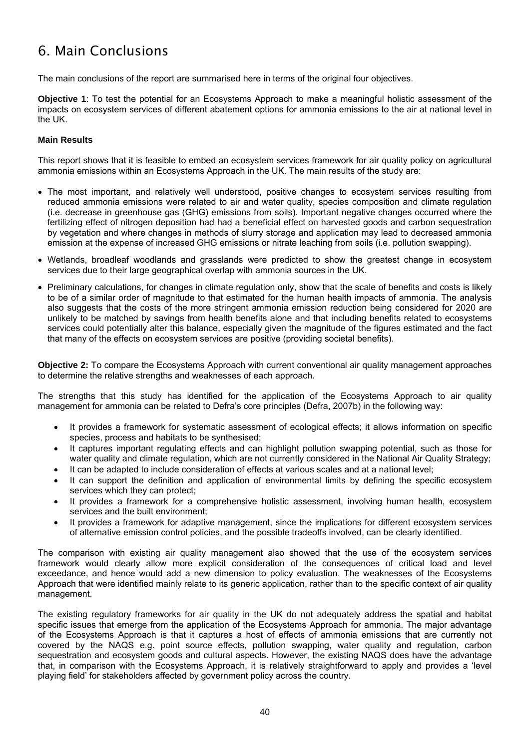# 6. Main Conclusions

The main conclusions of the report are summarised here in terms of the original four objectives.

**Objective 1**: To test the potential for an Ecosystems Approach to make a meaningful holistic assessment of the impacts on ecosystem services of different abatement options for ammonia emissions to the air at national level in the UK.

**Main Results**

This report shows that it is feasible to embed an ecosystem services framework for air quality policy on agricultural ammonia emissions within an Ecosystems Approach in the UK. The main results of the study are:

- The most important, and relatively well understood, positive changes to ecosystem services resulting from reduced ammonia emissions were related to air and water quality, species composition and climate regulation (i.e. decrease in greenhouse gas (GHG) emissions from soils). Important negative changes occurred where the fertilizing effect of nitrogen deposition had had a beneficial effect on harvested goods and carbon sequestration by vegetation and where changes in methods of slurry storage and application may lead to decreased ammonia emission at the expense of increased GHG emissions or nitrate leaching from soils (i.e. pollution swapping).
- Wetlands, broadleaf woodlands and grasslands were predicted to show the greatest change in ecosystem services due to their large geographical overlap with ammonia sources in the UK.
- Preliminary calculations, for changes in climate regulation only, show that the scale of benefits and costs is likely to be of a similar order of magnitude to that estimated for the human health impacts of ammonia. The analysis also suggests that the costs of the more stringent ammonia emission reduction being considered for 2020 are unlikely to be matched by savings from health benefits alone and that including benefits related to ecosystems services could potentially alter this balance, especially given the magnitude of the figures estimated and the fact that many of the effects on ecosystem services are positive (providing societal benefits).

**Objective 2:** To compare the Ecosystems Approach with current conventional air quality management approaches to determine the relative strengths and weaknesses of each approach.

The strengths that this study has identified for the application of the Ecosystems Approach to air quality management for ammonia can be related to Defra's core principles (Defra, 2007b) in the following way:

- It provides a framework for systematic assessment of ecological effects; it allows information on specific species, process and habitats to be synthesised;
- It captures important regulating effects and can highlight pollution swapping potential, such as those for water quality and climate regulation, which are not currently considered in the National Air Quality Strategy;
- It can be adapted to include consideration of effects at various scales and at a national level;
- It can support the definition and application of environmental limits by defining the specific ecosystem services which they can protect;
- It provides a framework for a comprehensive holistic assessment, involving human health, ecosystem services and the built environment;
- It provides a framework for adaptive management, since the implications for different ecosystem services of alternative emission control policies, and the possible tradeoffs involved, can be clearly identified.

The comparison with existing air quality management also showed that the use of the ecosystem services framework would clearly allow more explicit consideration of the consequences of critical load and level exceedance, and hence would add a new dimension to policy evaluation. The weaknesses of the Ecosystems Approach that were identified mainly relate to its generic application, rather than to the specific context of air quality management.

The existing regulatory frameworks for air quality in the UK do not adequately address the spatial and habitat specific issues that emerge from the application of the Ecosystems Approach for ammonia. The major advantage of the Ecosystems Approach is that it captures a host of effects of ammonia emissions that are currently not covered by the NAQS e.g. point source effects, pollution swapping, water quality and regulation, carbon sequestration and ecosystem goods and cultural aspects. However, the existing NAQS does have the advantage that, in comparison with the Ecosystems Approach, it is relatively straightforward to apply and provides a 'level playing field' for stakeholders affected by government policy across the country.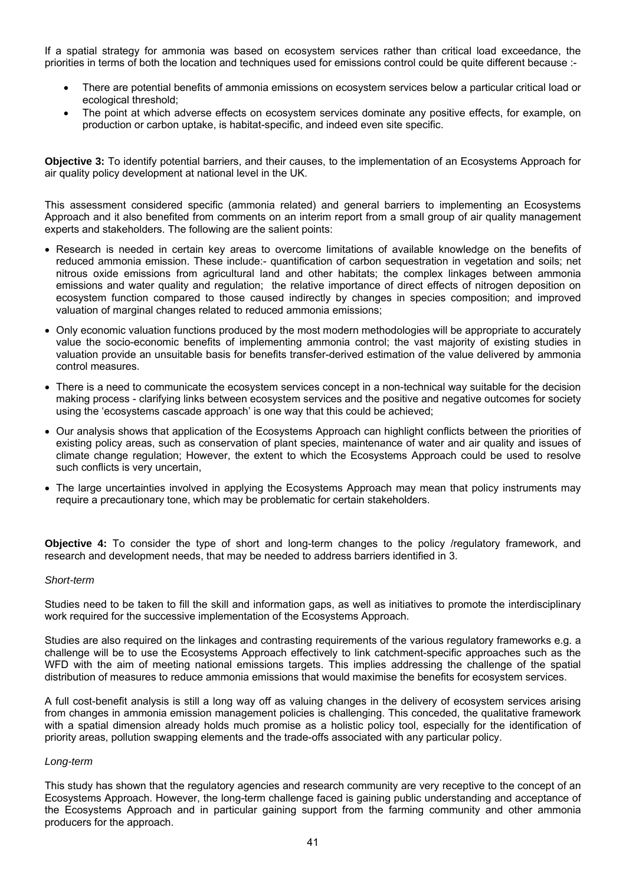If a spatial strategy for ammonia was based on ecosystem services rather than critical load exceedance, the priorities in terms of both the location and techniques used for emissions control could be quite different because :-

- There are potential benefits of ammonia emissions on ecosystem services below a particular critical load or ecological threshold;
- The point at which adverse effects on ecosystem services dominate any positive effects, for example, on production or carbon uptake, is habitat-specific, and indeed even site specific.

**Objective 3:** To identify potential barriers, and their causes, to the implementation of an Ecosystems Approach for air quality policy development at national level in the UK.

This assessment considered specific (ammonia related) and general barriers to implementing an Ecosystems Approach and it also benefited from comments on an interim report from a small group of air quality management experts and stakeholders. The following are the salient points:

- Research is needed in certain key areas to overcome limitations of available knowledge on the benefits of reduced ammonia emission. These include:- quantification of carbon sequestration in vegetation and soils; net nitrous oxide emissions from agricultural land and other habitats; the complex linkages between ammonia emissions and water quality and regulation; the relative importance of direct effects of nitrogen deposition on ecosystem function compared to those caused indirectly by changes in species composition; and improved valuation of marginal changes related to reduced ammonia emissions;
- Only economic valuation functions produced by the most modern methodologies will be appropriate to accurately value the socio-economic benefits of implementing ammonia control; the vast majority of existing studies in valuation provide an unsuitable basis for benefits transfer-derived estimation of the value delivered by ammonia control measures.
- There is a need to communicate the ecosystem services concept in a non-technical way suitable for the decision making process - clarifying links between ecosystem services and the positive and negative outcomes for society using the 'ecosystems cascade approach' is one way that this could be achieved;
- Our analysis shows that application of the Ecosystems Approach can highlight conflicts between the priorities of existing policy areas, such as conservation of plant species, maintenance of water and air quality and issues of climate change regulation; However, the extent to which the Ecosystems Approach could be used to resolve such conflicts is very uncertain,
- The large uncertainties involved in applying the Ecosystems Approach may mean that policy instruments may require a precautionary tone, which may be problematic for certain stakeholders.

**Objective 4:** To consider the type of short and long-term changes to the policy /regulatory framework, and research and development needs, that may be needed to address barriers identified in 3.

*Short-term*

Studies need to be taken to fill the skill and information gaps, as well as initiatives to promote the interdisciplinary work required for the successive implementation of the Ecosystems Approach.

Studies are also required on the linkages and contrasting requirements of the various regulatory frameworks e.g. a challenge will be to use the Ecosystems Approach effectively to link catchment-specific approaches such as the WFD with the aim of meeting national emissions targets. This implies addressing the challenge of the spatial distribution of measures to reduce ammonia emissions that would maximise the benefits for ecosystem services.

A full cost-benefit analysis is still a long way off as valuing changes in the delivery of ecosystem services arising from changes in ammonia emission management policies is challenging. This conceded, the qualitative framework with a spatial dimension already holds much promise as a holistic policy tool, especially for the identification of priority areas, pollution swapping elements and the trade-offs associated with any particular policy.

*Long-term*

This study has shown that the regulatory agencies and research community are very receptive to the concept of an Ecosystems Approach. However, the long-term challenge faced is gaining public understanding and acceptance of the Ecosystems Approach and in particular gaining support from the farming community and other ammonia producers for the approach.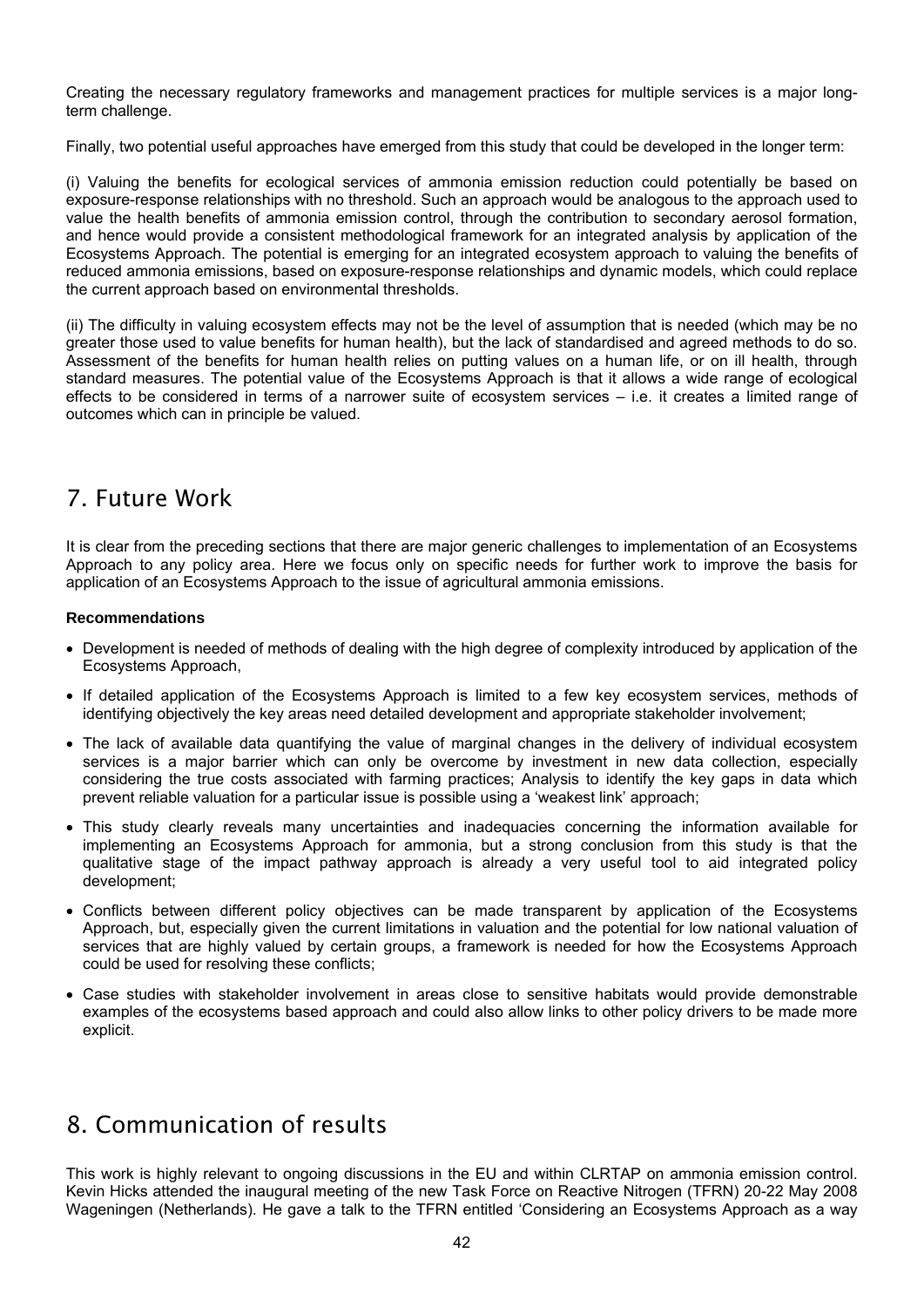Creating the necessary regulatory frameworks and management practices for multiple services is a major long-term challenge.

Finally, two potential useful approaches have emerged from this study that could be developed in the longer term:

(i) Valuing the benefits for ecological services of ammonia emission reduction could potentially be based on exposure-response relationships with no threshold. Such an approach would be analogous to the approach used to value the health benefits of ammonia emission control, through the contribution to secondary aerosol formation, and hence would provide a consistent methodological framework for an integrated analysis by application of the Ecosystems Approach. The potential is emerging for an integrated ecosystem approach to valuing the benefits of reduced ammonia emissions, based on exposure-response relationships and dynamic models, which could replace the current approach based on environmental thresholds.

(ii) The difficulty in valuing ecosystem effects may not be the level of assumption that is needed (which may be no greater those used to value benefits for human health), but the lack of standardised and agreed methods to do so. Assessment of the benefits for human health relies on putting values on a human life, or on ill health, through standard measures. The potential value of the Ecosystems Approach is that it allows a wide range of ecological effects to be considered in terms of a narrower suite of ecosystem services – i.e. it creates a limited range of outcomes which can in principle be valued.

# 7. Future Work

It is clear from the preceding sections that there are major generic challenges to implementation of an Ecosystems Approach to any policy area. Here we focus only on specific needs for further work to improve the basis for application of an Ecosystems Approach to the issue of agricultural ammonia emissions.

**Recommendations**

- Development is needed of methods of dealing with the high degree of complexity introduced by application of the Ecosystems Approach,
- If detailed application of the Ecosystems Approach is limited to a few key ecosystem services, methods of identifying objectively the key areas need detailed development and appropriate stakeholder involvement;
- The lack of available data quantifying the value of marginal changes in the delivery of individual ecosystem services is a major barrier which can only be overcome by investment in new data collection, especially considering the true costs associated with farming practices; Analysis to identify the key gaps in data which prevent reliable valuation for a particular issue is possible using a 'weakest link' approach;
- This study clearly reveals many uncertainties and inadequacies concerning the information available for implementing an Ecosystems Approach for ammonia, but a strong conclusion from this study is that the qualitative stage of the impact pathway approach is already a very useful tool to aid integrated policy development;
- Conflicts between different policy objectives can be made transparent by application of the Ecosystems Approach, but, especially given the current limitations in valuation and the potential for low national valuation of services that are highly valued by certain groups, a framework is needed for how the Ecosystems Approach could be used for resolving these conflicts;
- Case studies with stakeholder involvement in areas close to sensitive habitats would provide demonstrable examples of the ecosystems based approach and could also allow links to other policy drivers to be made more explicit.

# 8. Communication of results

This work is highly relevant to ongoing discussions in the EU and within CLRTAP on ammonia emission control. Kevin Hicks attended the inaugural meeting of the new Task Force on Reactive Nitrogen (TFRN) 20-22 May 2008 Wageningen (Netherlands). He gave a talk to the TFRN entitled 'Considering an Ecosystems Approach as a way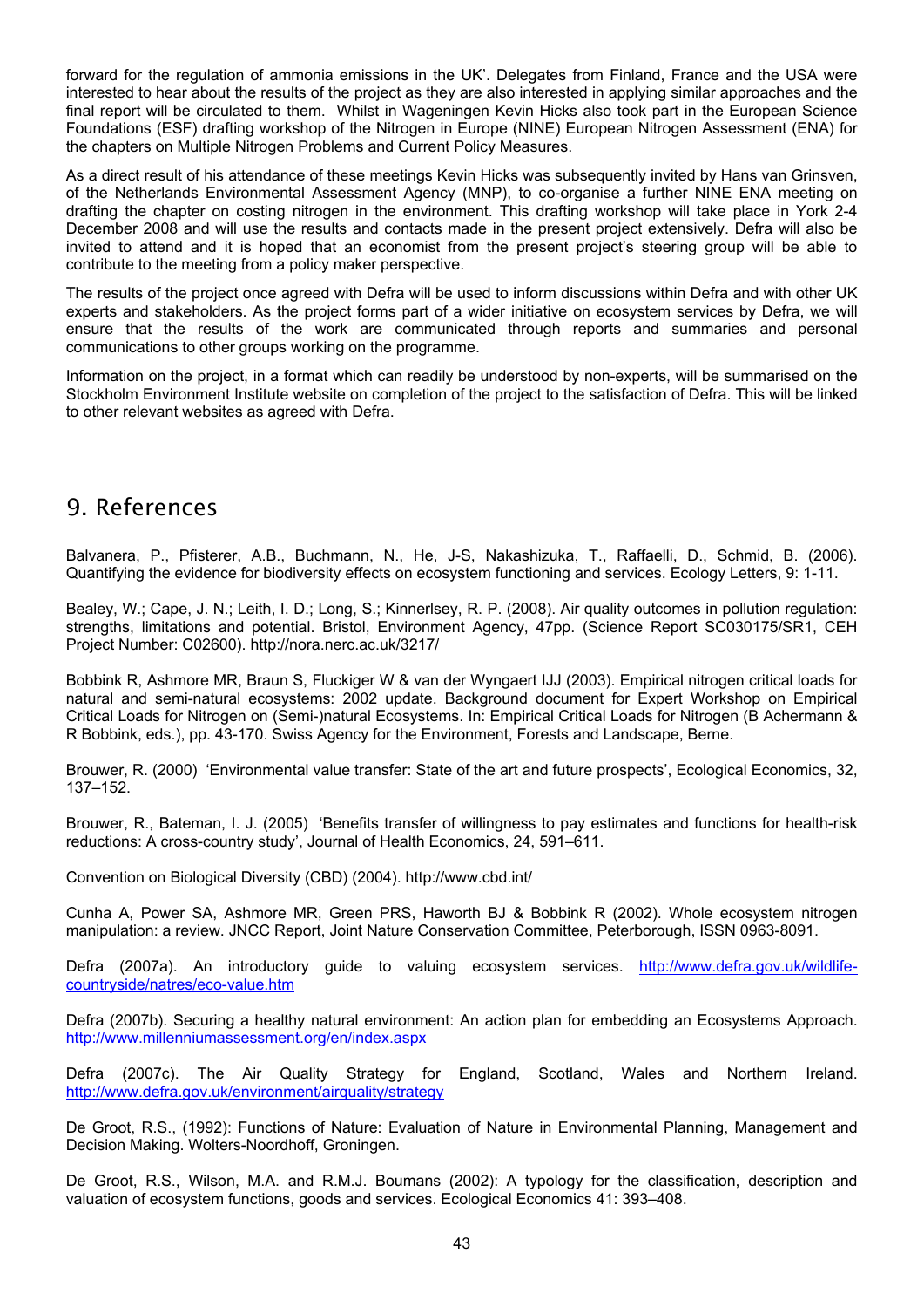forward for the regulation of ammonia emissions in the UK'. Delegates from Finland, France and the USA were interested to hear about the results of the project as they are also interested in applying similar approaches and the final report will be circulated to them. Whilst in Wageningen Kevin Hicks also took part in the European Science Foundations (ESF) drafting workshop of the Nitrogen in Europe (NINE) European Nitrogen Assessment (ENA) for the chapters on Multiple Nitrogen Problems and Current Policy Measures.

As a direct result of his attendance of these meetings Kevin Hicks was subsequently invited by Hans van Grinsven, of the Netherlands Environmental Assessment Agency (MNP), to co-organise a further NINE ENA meeting on drafting the chapter on costing nitrogen in the environment. This drafting workshop will take place in York 2-4 December 2008 and will use the results and contacts made in the present project extensively. Defra will also be invited to attend and it is hoped that an economist from the present project's steering group will be able to contribute to the meeting from a policy maker perspective.

The results of the project once agreed with Defra will be used to inform discussions within Defra and with other UK experts and stakeholders. As the project forms part of a wider initiative on ecosystem services by Defra, we will ensure that the results of the work are communicated through reports and summaries and personal communications to other groups working on the programme.

Information on the project, in a format which can readily be understood by non-experts, will be summarised on the Stockholm Environment Institute website on completion of the project to the satisfaction of Defra. This will be linked to other relevant websites as agreed with Defra.

# 9. References

Balvanera, P., Pfisterer, A.B., Buchmann, N., He, J-S, Nakashizuka, T., Raffaelli, D., Schmid, B. (2006). Quantifying the evidence for biodiversity effects on ecosystem functioning and services. Ecology Letters, 9: 1-11.

Bealey, W.; Cape, J. N.; Leith, I. D.; Long, S.; Kinnerlsey, R. P. (2008). Air quality outcomes in pollution regulation: strengths, limitations and potential. Bristol, Environment Agency, 47pp. (Science Report SC030175/SR1, CEH Project Number: C02600). http://nora.nerc.ac.uk/3217/

Bobbink R, Ashmore MR, Braun S, Fluckiger W & van der Wyngaert IJJ (2003). Empirical nitrogen critical loads for natural and semi-natural ecosystems: 2002 update. Background document for Expert Workshop on Empirical Critical Loads for Nitrogen on (Semi-)natural Ecosystems. In: Empirical Critical Loads for Nitrogen (B Achermann & R Bobbink, eds.), pp. 43-170. Swiss Agency for the Environment, Forests and Landscape, Berne.

Brouwer, R. (2000) 'Environmental value transfer: State of the art and future prospects', Ecological Economics, 32, 137–152.

Brouwer, R., Bateman, I. J. (2005) 'Benefits transfer of willingness to pay estimates and functions for health-risk reductions: A cross-country study', Journal of Health Economics, 24, 591–611.

Convention on Biological Diversity (CBD) (2004). http://www.cbd.int/

Cunha A, Power SA, Ashmore MR, Green PRS, Haworth BJ & Bobbink R (2002). Whole ecosystem nitrogen manipulation: a review. JNCC Report, Joint Nature Conservation Committee, Peterborough, ISSN 0963-8091.

Defra (2007a). An introductory guide to valuing ecosystem services. http://www.defra.gov.uk/wildlife-countryside/natres/eco-value.htm

Defra (2007b). Securing a healthy natural environment: An action plan for embedding an Ecosystems Approach. http://www.millenniumassessment.org/en/index.aspx

Defra (2007c). The Air Quality Strategy for England, Scotland, Wales and Northern Ireland. http://www.defra.gov.uk/environment/airquality/strategy

De Groot, R.S., (1992): Functions of Nature: Evaluation of Nature in Environmental Planning, Management and Decision Making. Wolters-Noordhoff, Groningen.

De Groot, R.S., Wilson, M.A. and R.M.J. Boumans (2002): A typology for the classification, description and valuation of ecosystem functions, goods and services. Ecological Economics 41: 393–408.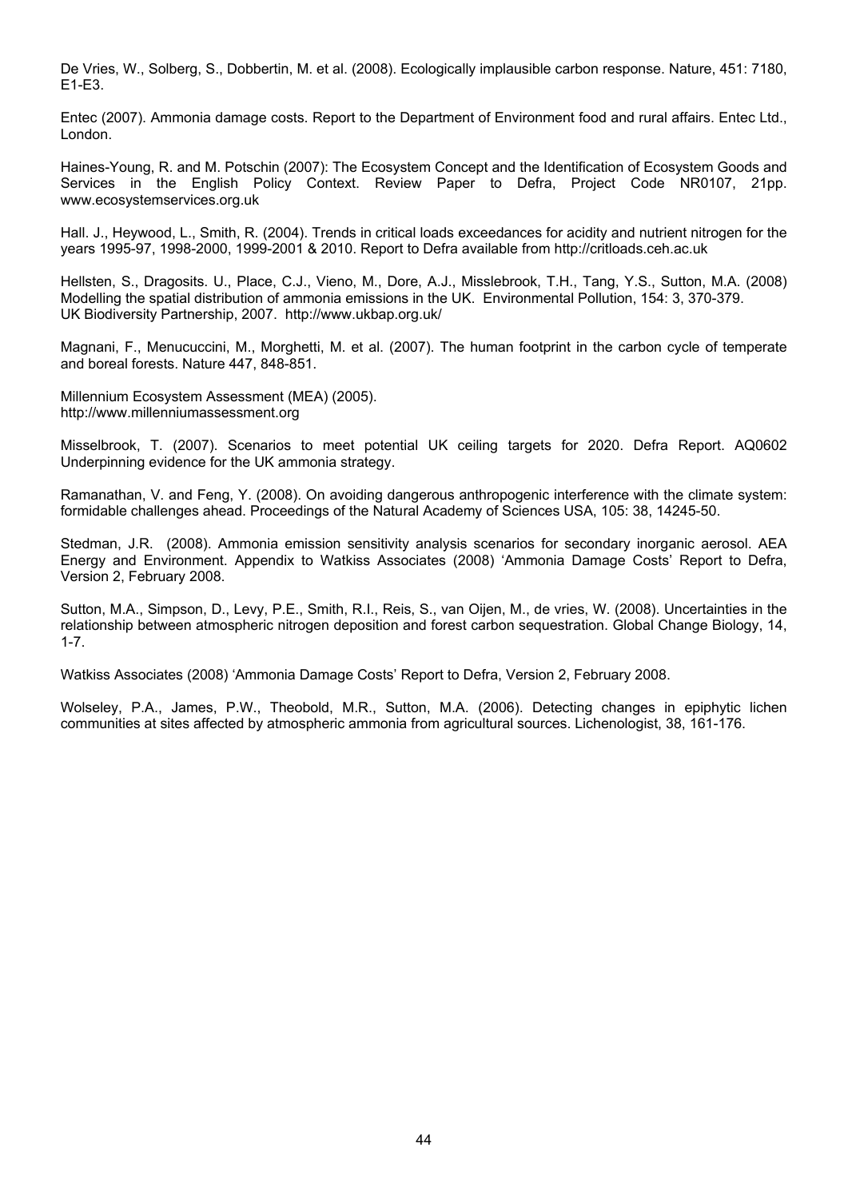De Vries, W., Solberg, S., Dobbertin, M. et al. (2008). Ecologically implausible carbon response. Nature, 451: 7180, E1-E3.

Entec (2007). Ammonia damage costs. Report to the Department of Environment food and rural affairs. Entec Ltd., London.

Haines-Young, R. and M. Potschin (2007): The Ecosystem Concept and the Identification of Ecosystem Goods and Services in the English Policy Context. Review Paper to Defra, Project Code NR0107, 21pp. www.ecosystemservices.org.uk

Hall. J., Heywood, L., Smith, R. (2004). Trends in critical loads exceedances for acidity and nutrient nitrogen for the years 1995-97, 1998-2000, 1999-2001 & 2010. Report to Defra available from http://critloads.ceh.ac.uk

Hellsten, S., Dragosits. U., Place, C.J., Vieno, M., Dore, A.J., Misslebrook, T.H., Tang, Y.S., Sutton, M.A. (2008) Modelling the spatial distribution of ammonia emissions in the UK. Environmental Pollution, 154: 3, 370-379.
UK Biodiversity Partnership, 2007. http://www.ukbap.org.uk/

Magnani, F., Menucuccini, M., Morghetti, M. et al. (2007). The human footprint in the carbon cycle of temperate and boreal forests. Nature 447, 848-851.

Millennium Ecosystem Assessment (MEA) (2005).
http://www.millenniumassessment.org

Misselbrook, T. (2007). Scenarios to meet potential UK ceiling targets for 2020. Defra Report. AQ0602 Underpinning evidence for the UK ammonia strategy.

Ramanathan, V. and Feng, Y. (2008). On avoiding dangerous anthropogenic interference with the climate system: formidable challenges ahead. Proceedings of the Natural Academy of Sciences USA, 105: 38, 14245-50.

Stedman, J.R. (2008). Ammonia emission sensitivity analysis scenarios for secondary inorganic aerosol. AEA Energy and Environment. Appendix to Watkiss Associates (2008) 'Ammonia Damage Costs' Report to Defra, Version 2, February 2008.

Sutton, M.A., Simpson, D., Levy, P.E., Smith, R.I., Reis, S., van Oijen, M., de vries, W. (2008). Uncertainties in the relationship between atmospheric nitrogen deposition and forest carbon sequestration. Global Change Biology, 14, 1-7.

Watkiss Associates (2008) 'Ammonia Damage Costs' Report to Defra, Version 2, February 2008.

Wolseley, P.A., James, P.W., Theobold, M.R., Sutton, M.A. (2006). Detecting changes in epiphytic lichen communities at sites affected by atmospheric ammonia from agricultural sources. Lichenologist, 38, 161-176.